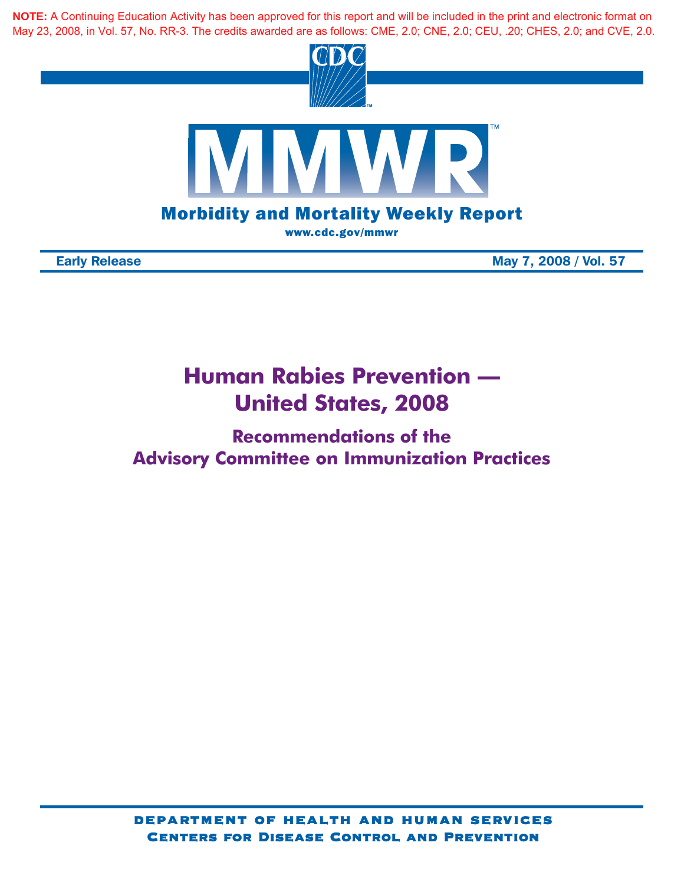**NOTE:** A Continuing Education Activity has been approved for this report and will be included in the print and electronic format on May 23, 2008, in Vol. 57, No. RR-3. The credits awarded are as follows: CME, 2.0; CNE, 2.0; CEU, .20; CHES, 2.0; and CVE, 2.0.

CDC

# MMWR

**Morbidity and Mortality Weekly Report**

www.cdc.gov/mmwr

**Early Release** — **May 7, 2008 / Vol. 57**

# Human Rabies Prevention — United States, 2008

## Recommendations of the Advisory Committee on Immunization Practices

**Department of Health and Human Services**
**Centers for Disease Control and Prevention**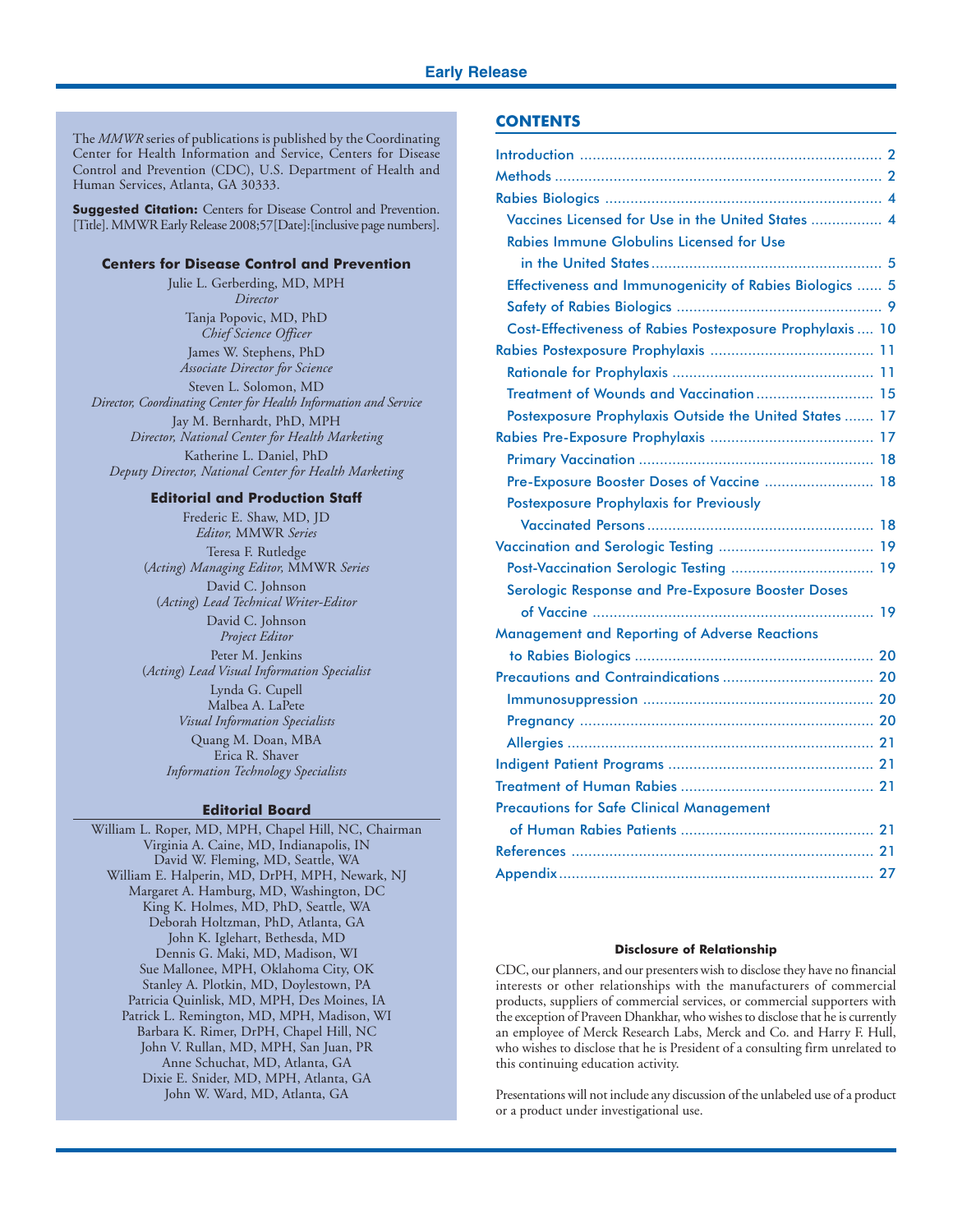The *MMWR* series of publications is published by the Coordinating Center for Health Information and Service, Centers for Disease Control and Prevention (CDC), U.S. Department of Health and Human Services, Atlanta, GA 30333.

**Suggested Citation:** Centers for Disease Control and Prevention. [Title]. MMWR Early Release 2008;57[Date]:[inclusive page numbers].

### Centers for Disease Control and Prevention

Julie L. Gerberding, MD, MPH
*Director*

Tanja Popovic, MD, PhD
*Chief Science Officer*

James W. Stephens, PhD
*Associate Director for Science*

Steven L. Solomon, MD
*Director, Coordinating Center for Health Information and Service*

Jay M. Bernhardt, PhD, MPH
*Director, National Center for Health Marketing*

Katherine L. Daniel, PhD
*Deputy Director, National Center for Health Marketing*

### Editorial and Production Staff

Frederic E. Shaw, MD, JD
*Editor,* MMWR *Series*

Teresa F. Rutledge
(*Acting*) *Managing Editor,* MMWR *Series*

David C. Johnson
(*Acting*) *Lead Technical Writer-Editor*

David C. Johnson
*Project Editor*

Peter M. Jenkins
(*Acting*) *Lead Visual Information Specialist*

Lynda G. Cupell
Malbea A. LaPete
*Visual Information Specialists*

Quang M. Doan, MBA
Erica R. Shaver
*Information Technology Specialists*

### Editorial Board

William L. Roper, MD, MPH, Chapel Hill, NC, Chairman
Virginia A. Caine, MD, Indianapolis, IN
David W. Fleming, MD, Seattle, WA
William E. Halperin, MD, DrPH, MPH, Newark, NJ
Margaret A. Hamburg, MD, Washington, DC
King K. Holmes, MD, PhD, Seattle, WA
Deborah Holtzman, PhD, Atlanta, GA
John K. Iglehart, Bethesda, MD
Dennis G. Maki, MD, Madison, WI
Sue Mallonee, MPH, Oklahoma City, OK
Stanley A. Plotkin, MD, Doylestown, PA
Patricia Quinlisk, MD, MPH, Des Moines, IA
Patrick L. Remington, MD, MPH, Madison, WI
Barbara K. Rimer, DrPH, Chapel Hill, NC
John V. Rullan, MD, MPH, San Juan, PR
Anne Schuchat, MD, Atlanta, GA
Dixie E. Snider, MD, MPH, Atlanta, GA
John W. Ward, MD, Atlanta, GA

## CONTENTS

- Introduction ..... 2
- Methods ..... 2
- Rabies Biologics ..... 4
  - Vaccines Licensed for Use in the United States ..... 4
  - Rabies Immune Globulins Licensed for Use in the United States ..... 5
  - Effectiveness and Immunogenicity of Rabies Biologics ..... 5
  - Safety of Rabies Biologics ..... 9
  - Cost-Effectiveness of Rabies Postexposure Prophylaxis ..... 10
- Rabies Postexposure Prophylaxis ..... 11
  - Rationale for Prophylaxis ..... 11
  - Treatment of Wounds and Vaccination ..... 15
  - Postexposure Prophylaxis Outside the United States ..... 17
- Rabies Pre-Exposure Prophylaxis ..... 17
  - Primary Vaccination ..... 18
  - Pre-Exposure Booster Doses of Vaccine ..... 18
  - Postexposure Prophylaxis for Previously Vaccinated Persons ..... 18
- Vaccination and Serologic Testing ..... 19
  - Post-Vaccination Serologic Testing ..... 19
  - Serologic Response and Pre-Exposure Booster Doses of Vaccine ..... 19
- Management and Reporting of Adverse Reactions to Rabies Biologics ..... 20
- Precautions and Contraindications ..... 20
  - Immunosuppression ..... 20
  - Pregnancy ..... 20
  - Allergies ..... 21
- Indigent Patient Programs ..... 21
- Treatment of Human Rabies ..... 21
- Precautions for Safe Clinical Management of Human Rabies Patients ..... 21
- References ..... 21
- Appendix ..... 27

### Disclosure of Relationship

CDC, our planners, and our presenters wish to disclose they have no financial interests or other relationships with the manufacturers of commercial products, suppliers of commercial services, or commercial supporters with the exception of Praveen Dhankhar, who wishes to disclose that he is currently an employee of Merck Research Labs, Merck and Co. and Harry F. Hull, who wishes to disclose that he is President of a consulting firm unrelated to this continuing education activity.

Presentations will not include any discussion of the unlabeled use of a product or a product under investigational use.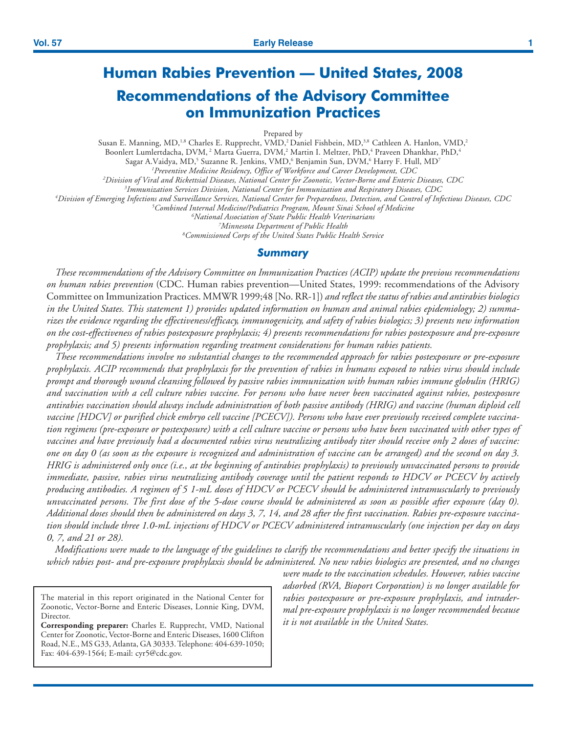# Human Rabies Prevention — United States, 2008

## Recommendations of the Advisory Committee on Immunization Practices

Prepared by

Susan E. Manning, MD,[1,8] Charles E. Rupprecht, VMD,[2] Daniel Fishbein, MD,[3,8] Cathleen A. Hanlon, VMD,[2]
Boonlert Lumlertdacha, DVM, [2] Marta Guerra, DVM,[2] Martin I. Meltzer, PhD,[4] Praveen Dhankhar, PhD,[4]
Sagar A.Vaidya, MD,[5] Suzanne R. Jenkins, VMD,[6] Benjamin Sun, DVM,[6] Harry F. Hull, MD[7]

*[1]Preventive Medicine Residency, Office of Workforce and Career Development, CDC*
*[2]Division of Viral and Rickettsial Diseases, National Center for Zoonotic, Vector-Borne and Enteric Diseases, CDC*
*[3]Immunization Services Division, National Center for Immunization and Respiratory Diseases, CDC*
*[4]Division of Emerging Infections and Surveillance Services, National Center for Preparedness, Detection, and Control of Infectious Diseases, CDC*
*[5]Combined Internal Medicine/Pediatrics Program, Mount Sinai School of Medicine*
*[6]National Association of State Public Health Veterinarians*
*[7]Minnesota Department of Public Health*
*[8]Commissioned Corps of the United States Public Health Service*

### Summary

*These recommendations of the Advisory Committee on Immunization Practices (ACIP) update the previous recommendations on human rabies prevention* (CDC. Human rabies prevention—United States, 1999: recommendations of the Advisory Committee on Immunization Practices. MMWR 1999;48 [No. RR-1]) *and reflect the status of rabies and antirabies biologics in the United States. This statement 1) provides updated information on human and animal rabies epidemiology; 2) summarizes the evidence regarding the effectiveness/efficacy, immunogenicity, and safety of rabies biologics; 3) presents new information on the cost-effectiveness of rabies postexposure prophylaxis; 4) presents recommendations for rabies postexposure and pre-exposure prophylaxis; and 5) presents information regarding treatment considerations for human rabies patients.*

*These recommendations involve no substantial changes to the recommended approach for rabies postexposure or pre-exposure prophylaxis. ACIP recommends that prophylaxis for the prevention of rabies in humans exposed to rabies virus should include prompt and thorough wound cleansing followed by passive rabies immunization with human rabies immune globulin (HRIG) and vaccination with a cell culture rabies vaccine. For persons who have never been vaccinated against rabies, postexposure antirabies vaccination should always include administration of both passive antibody (HRIG) and vaccine (human diploid cell vaccine [HDCV] or purified chick embryo cell vaccine [PCECV]). Persons who have ever previously received complete vaccination regimens (pre-exposure or postexposure) with a cell culture vaccine or persons who have been vaccinated with other types of vaccines and have previously had a documented rabies virus neutralizing antibody titer should receive only 2 doses of vaccine: one on day 0 (as soon as the exposure is recognized and administration of vaccine can be arranged) and the second on day 3. HRIG is administered only once (i.e., at the beginning of antirabies prophylaxis) to previously unvaccinated persons to provide immediate, passive, rabies virus neutralizing antibody coverage until the patient responds to HDCV or PCECV by actively producing antibodies. A regimen of 5 1-mL doses of HDCV or PCECV should be administered intramuscularly to previously unvaccinated persons. The first dose of the 5-dose course should be administered as soon as possible after exposure (day 0). Additional doses should then be administered on days 3, 7, 14, and 28 after the first vaccination. Rabies pre-exposure vaccination should include three 1.0-mL injections of HDCV or PCECV administered intramuscularly (one injection per day on days 0, 7, and 21 or 28).*

*Modifications were made to the language of the guidelines to clarify the recommendations and better specify the situations in which rabies post- and pre-exposure prophylaxis should be administered. No new rabies biologics are presented, and no changes were made to the vaccination schedules. However, rabies vaccine adsorbed (RVA, Bioport Corporation) is no longer available for rabies postexposure or pre-exposure prophylaxis, and intradermal pre-exposure prophylaxis is no longer recommended because it is not available in the United States.*

The material in this report originated in the National Center for Zoonotic, Vector-Borne and Enteric Diseases, Lonnie King, DVM, Director.

**Corresponding preparer:** Charles E. Rupprecht, VMD, National Center for Zoonotic, Vector-Borne and Enteric Diseases, 1600 Clifton Road, N.E., MS G33, Atlanta, GA 30333. Telephone: 404-639-1050; Fax: 404-639-1564; E-mail: cyr5@cdc.gov.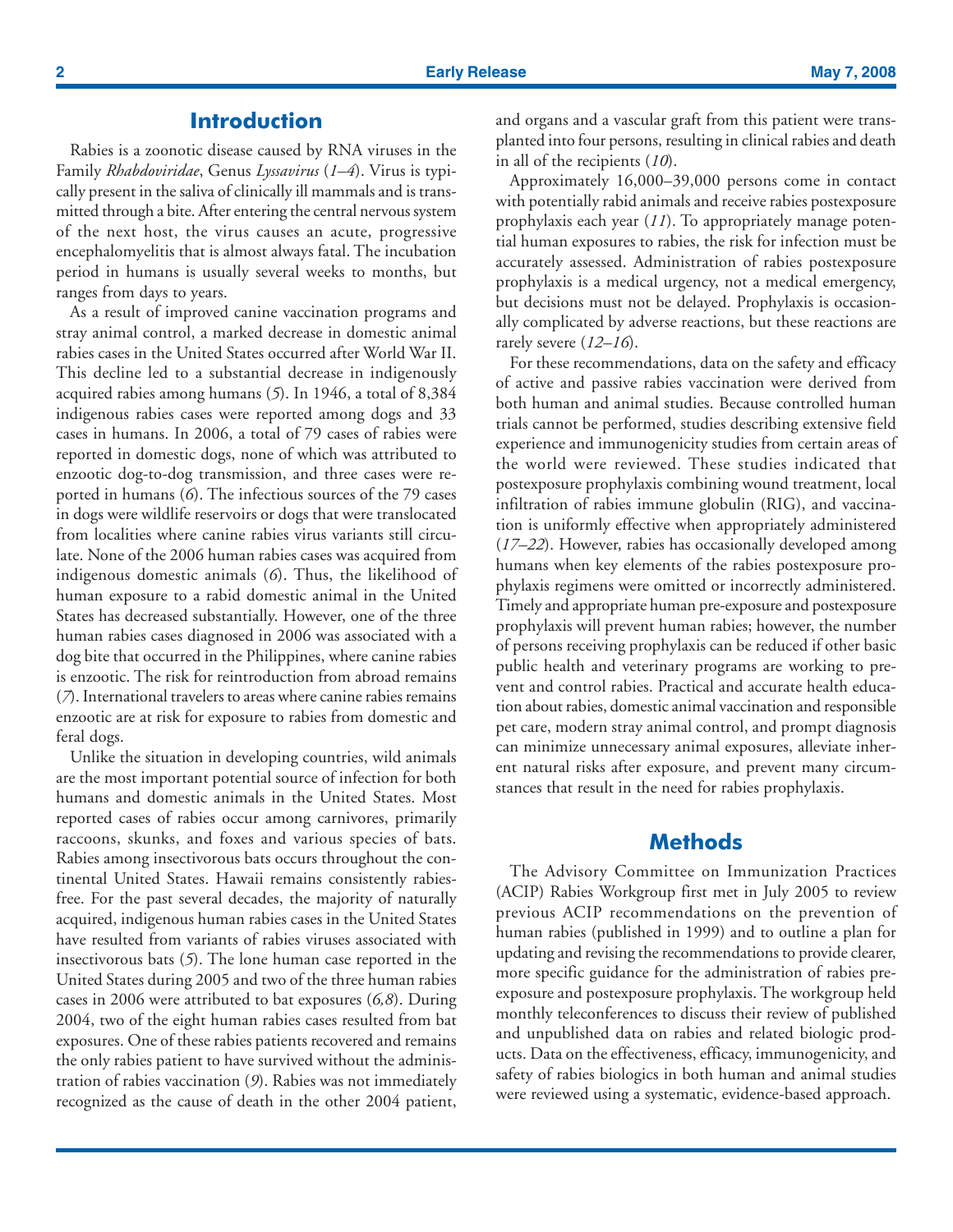## Introduction

Rabies is a zoonotic disease caused by RNA viruses in the Family *Rhabdoviridae*, Genus *Lyssavirus* (*1–4*). Virus is typically present in the saliva of clinically ill mammals and is transmitted through a bite. After entering the central nervous system of the next host, the virus causes an acute, progressive encephalomyelitis that is almost always fatal. The incubation period in humans is usually several weeks to months, but ranges from days to years.

As a result of improved canine vaccination programs and stray animal control, a marked decrease in domestic animal rabies cases in the United States occurred after World War II. This decline led to a substantial decrease in indigenously acquired rabies among humans (*5*). In 1946, a total of 8,384 indigenous rabies cases were reported among dogs and 33 cases in humans. In 2006, a total of 79 cases of rabies were reported in domestic dogs, none of which was attributed to enzootic dog-to-dog transmission, and three cases were reported in humans (*6*). The infectious sources of the 79 cases in dogs were wildlife reservoirs or dogs that were translocated from localities where canine rabies virus variants still circulate. None of the 2006 human rabies cases was acquired from indigenous domestic animals (*6*). Thus, the likelihood of human exposure to a rabid domestic animal in the United States has decreased substantially. However, one of the three human rabies cases diagnosed in 2006 was associated with a dog bite that occurred in the Philippines, where canine rabies is enzootic. The risk for reintroduction from abroad remains (*7*). International travelers to areas where canine rabies remains enzootic are at risk for exposure to rabies from domestic and feral dogs.

Unlike the situation in developing countries, wild animals are the most important potential source of infection for both humans and domestic animals in the United States. Most reported cases of rabies occur among carnivores, primarily raccoons, skunks, and foxes and various species of bats. Rabies among insectivorous bats occurs throughout the continental United States. Hawaii remains consistently rabies-free. For the past several decades, the majority of naturally acquired, indigenous human rabies cases in the United States have resulted from variants of rabies viruses associated with insectivorous bats (*5*). The lone human case reported in the United States during 2005 and two of the three human rabies cases in 2006 were attributed to bat exposures (*6,8*). During 2004, two of the eight human rabies cases resulted from bat exposures. One of these rabies patients recovered and remains the only rabies patient to have survived without the administration of rabies vaccination (*9*). Rabies was not immediately recognized as the cause of death in the other 2004 patient, and organs and a vascular graft from this patient were transplanted into four persons, resulting in clinical rabies and death in all of the recipients (*10*).

Approximately 16,000–39,000 persons come in contact with potentially rabid animals and receive rabies postexposure prophylaxis each year (*11*). To appropriately manage potential human exposures to rabies, the risk for infection must be accurately assessed. Administration of rabies postexposure prophylaxis is a medical urgency, not a medical emergency, but decisions must not be delayed. Prophylaxis is occasionally complicated by adverse reactions, but these reactions are rarely severe (*12–16*).

For these recommendations, data on the safety and efficacy of active and passive rabies vaccination were derived from both human and animal studies. Because controlled human trials cannot be performed, studies describing extensive field experience and immunogenicity studies from certain areas of the world were reviewed. These studies indicated that postexposure prophylaxis combining wound treatment, local infiltration of rabies immune globulin (RIG), and vaccination is uniformly effective when appropriately administered (*17–22*). However, rabies has occasionally developed among humans when key elements of the rabies postexposure prophylaxis regimens were omitted or incorrectly administered. Timely and appropriate human pre-exposure and postexposure prophylaxis will prevent human rabies; however, the number of persons receiving prophylaxis can be reduced if other basic public health and veterinary programs are working to prevent and control rabies. Practical and accurate health education about rabies, domestic animal vaccination and responsible pet care, modern stray animal control, and prompt diagnosis can minimize unnecessary animal exposures, alleviate inherent natural risks after exposure, and prevent many circumstances that result in the need for rabies prophylaxis.

## Methods

The Advisory Committee on Immunization Practices (ACIP) Rabies Workgroup first met in July 2005 to review previous ACIP recommendations on the prevention of human rabies (published in 1999) and to outline a plan for updating and revising the recommendations to provide clearer, more specific guidance for the administration of rabies pre-exposure and postexposure prophylaxis. The workgroup held monthly teleconferences to discuss their review of published and unpublished data on rabies and related biologic products. Data on the effectiveness, efficacy, immunogenicity, and safety of rabies biologics in both human and animal studies were reviewed using a systematic, evidence-based approach.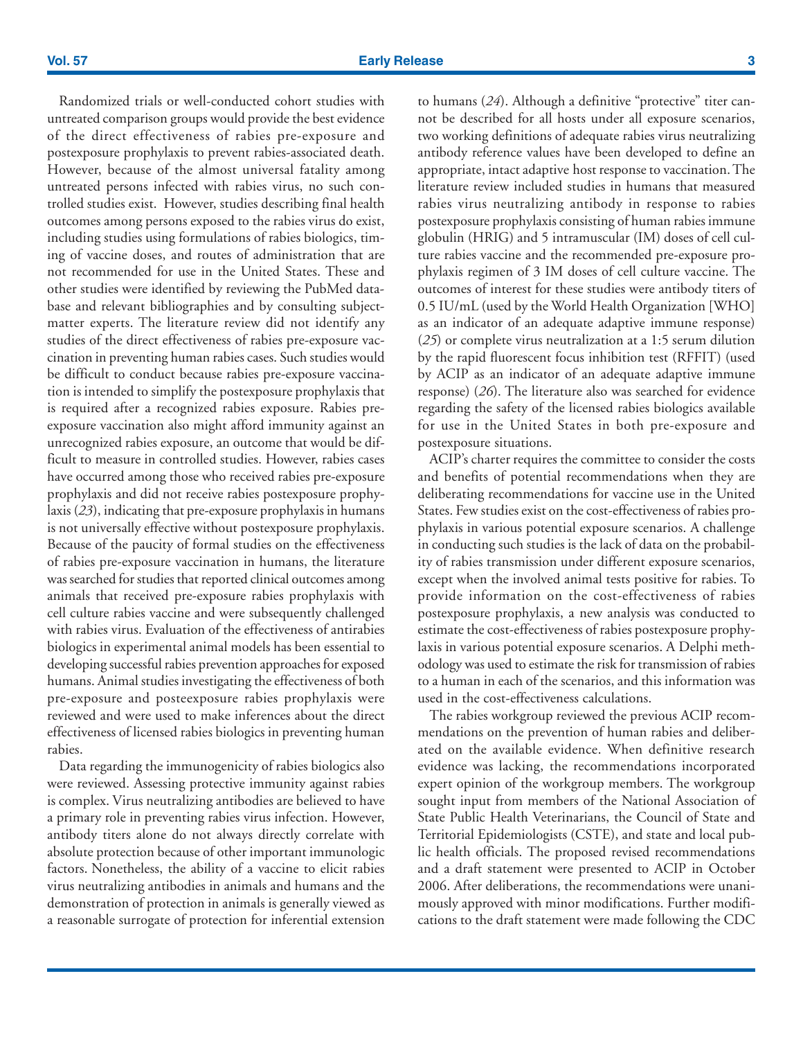Randomized trials or well-conducted cohort studies with untreated comparison groups would provide the best evidence of the direct effectiveness of rabies pre-exposure and postexposure prophylaxis to prevent rabies-associated death. However, because of the almost universal fatality among untreated persons infected with rabies virus, no such controlled studies exist. However, studies describing final health outcomes among persons exposed to the rabies virus do exist, including studies using formulations of rabies biologics, timing of vaccine doses, and routes of administration that are not recommended for use in the United States. These and other studies were identified by reviewing the PubMed database and relevant bibliographies and by consulting subject-matter experts. The literature review did not identify any studies of the direct effectiveness of rabies pre-exposure vaccination in preventing human rabies cases. Such studies would be difficult to conduct because rabies pre-exposure vaccination is intended to simplify the postexposure prophylaxis that is required after a recognized rabies exposure. Rabies pre-exposure vaccination also might afford immunity against an unrecognized rabies exposure, an outcome that would be difficult to measure in controlled studies. However, rabies cases have occurred among those who received rabies pre-exposure prophylaxis and did not receive rabies postexposure prophylaxis (*23*), indicating that pre-exposure prophylaxis in humans is not universally effective without postexposure prophylaxis. Because of the paucity of formal studies on the effectiveness of rabies pre-exposure vaccination in humans, the literature was searched for studies that reported clinical outcomes among animals that received pre-exposure rabies prophylaxis with cell culture rabies vaccine and were subsequently challenged with rabies virus. Evaluation of the effectiveness of antirabies biologics in experimental animal models has been essential to developing successful rabies prevention approaches for exposed humans. Animal studies investigating the effectiveness of both pre-exposure and posteexposure rabies prophylaxis were reviewed and were used to make inferences about the direct effectiveness of licensed rabies biologics in preventing human rabies.

Data regarding the immunogenicity of rabies biologics also were reviewed. Assessing protective immunity against rabies is complex. Virus neutralizing antibodies are believed to have a primary role in preventing rabies virus infection. However, antibody titers alone do not always directly correlate with absolute protection because of other important immunologic factors. Nonetheless, the ability of a vaccine to elicit rabies virus neutralizing antibodies in animals and humans and the demonstration of protection in animals is generally viewed as a reasonable surrogate of protection for inferential extension to humans (*24*). Although a definitive "protective" titer cannot be described for all hosts under all exposure scenarios, two working definitions of adequate rabies virus neutralizing antibody reference values have been developed to define an appropriate, intact adaptive host response to vaccination. The literature review included studies in humans that measured rabies virus neutralizing antibody in response to rabies postexposure prophylaxis consisting of human rabies immune globulin (HRIG) and 5 intramuscular (IM) doses of cell culture rabies vaccine and the recommended pre-exposure prophylaxis regimen of 3 IM doses of cell culture vaccine. The outcomes of interest for these studies were antibody titers of 0.5 IU/mL (used by the World Health Organization [WHO] as an indicator of an adequate adaptive immune response) (*25*) or complete virus neutralization at a 1:5 serum dilution by the rapid fluorescent focus inhibition test (RFFIT) (used by ACIP as an indicator of an adequate adaptive immune response) (*26*). The literature also was searched for evidence regarding the safety of the licensed rabies biologics available for use in the United States in both pre-exposure and postexposure situations.

ACIP's charter requires the committee to consider the costs and benefits of potential recommendations when they are deliberating recommendations for vaccine use in the United States. Few studies exist on the cost-effectiveness of rabies prophylaxis in various potential exposure scenarios. A challenge in conducting such studies is the lack of data on the probability of rabies transmission under different exposure scenarios, except when the involved animal tests positive for rabies. To provide information on the cost-effectiveness of rabies postexposure prophylaxis, a new analysis was conducted to estimate the cost-effectiveness of rabies postexposure prophylaxis in various potential exposure scenarios. A Delphi methodology was used to estimate the risk for transmission of rabies to a human in each of the scenarios, and this information was used in the cost-effectiveness calculations.

The rabies workgroup reviewed the previous ACIP recommendations on the prevention of human rabies and deliberated on the available evidence. When definitive research evidence was lacking, the recommendations incorporated expert opinion of the workgroup members. The workgroup sought input from members of the National Association of State Public Health Veterinarians, the Council of State and Territorial Epidemiologists (CSTE), and state and local public health officials. The proposed revised recommendations and a draft statement were presented to ACIP in October 2006. After deliberations, the recommendations were unanimously approved with minor modifications. Further modifications to the draft statement were made following the CDC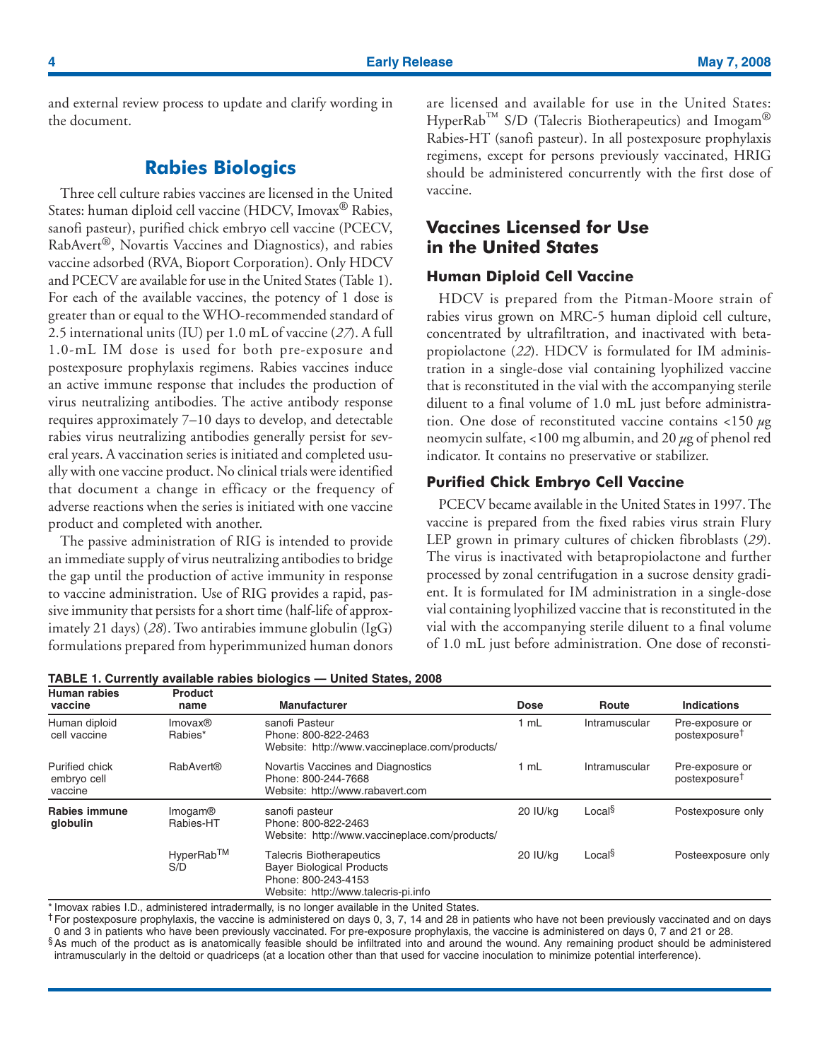and external review process to update and clarify wording in the document.

## Rabies Biologics

Three cell culture rabies vaccines are licensed in the United States: human diploid cell vaccine (HDCV, Imovax® Rabies, sanofi pasteur), purified chick embryo cell vaccine (PCECV, RabAvert®, Novartis Vaccines and Diagnostics), and rabies vaccine adsorbed (RVA, Bioport Corporation). Only HDCV and PCECV are available for use in the United States (Table 1). For each of the available vaccines, the potency of 1 dose is greater than or equal to the WHO-recommended standard of 2.5 international units (IU) per 1.0 mL of vaccine (*27*). A full 1.0-mL IM dose is used for both pre-exposure and postexposure prophylaxis regimens. Rabies vaccines induce an active immune response that includes the production of virus neutralizing antibodies. The active antibody response requires approximately 7–10 days to develop, and detectable rabies virus neutralizing antibodies generally persist for several years. A vaccination series is initiated and completed usually with one vaccine product. No clinical trials were identified that document a change in efficacy or the frequency of adverse reactions when the series is initiated with one vaccine product and completed with another.

The passive administration of RIG is intended to provide an immediate supply of virus neutralizing antibodies to bridge the gap until the production of active immunity in response to vaccine administration. Use of RIG provides a rapid, passive immunity that persists for a short time (half-life of approximately 21 days) (*28*). Two antirabies immune globulin (IgG) formulations prepared from hyperimmunized human donors are licensed and available for use in the United States: HyperRab™ S/D (Talecris Biotherapeutics) and Imogam® Rabies-HT (sanofi pasteur). In all postexposure prophylaxis regimens, except for persons previously vaccinated, HRIG should be administered concurrently with the first dose of vaccine.

## Vaccines Licensed for Use in the United States

### Human Diploid Cell Vaccine

HDCV is prepared from the Pitman-Moore strain of rabies virus grown on MRC-5 human diploid cell culture, concentrated by ultrafiltration, and inactivated with betapropiolactone (*22*). HDCV is formulated for IM administration in a single-dose vial containing lyophilized vaccine that is reconstituted in the vial with the accompanying sterile diluent to a final volume of 1.0 mL just before administration. One dose of reconstituted vaccine contains <150 $\mu$g neomycin sulfate, <100 mg albumin, and 20 $\mu$g of phenol red indicator. It contains no preservative or stabilizer.

### Purified Chick Embryo Cell Vaccine

PCECV became available in the United States in 1997. The vaccine is prepared from the fixed rabies virus strain Flury LEP grown in primary cultures of chicken fibroblasts (*29*). The virus is inactivated with betapropiolactone and further processed by zonal centrifugation in a sucrose density gradient. It is formulated for IM administration in a single-dose vial containing lyophilized vaccine that is reconstituted in the vial with the accompanying sterile diluent to a final volume of 1.0 mL just before administration. One dose of reconsti-

**TABLE 1. Currently available rabies biologics — United States, 2008**

| Human rabies vaccine | Product name | Manufacturer | Dose | Route | Indications |
|---|---|---|---|---|---|
| Human diploid cell vaccine | Imovax® Rabies* | sanofi Pasteur<br>Phone: 800-822-2463<br>Website: http://www.vaccineplace.com/products/ | 1 mL | Intramuscular | Pre-exposure or postexposure† |
| Purified chick embryo cell vaccine | RabAvert® | Novartis Vaccines and Diagnostics<br>Phone: 800-244-7668<br>Website: http://www.rabavert.com | 1 mL | Intramuscular | Pre-exposure or postexposure† |
| **Rabies immune globulin** | Imogam® Rabies-HT | sanofi pasteur<br>Phone: 800-822-2463<br>Website: http://www.vaccineplace.com/products/ | 20 IU/kg | Local§ | Postexposure only |
| | HyperRab™ S/D | Talecris Biotherapeutics<br>Bayer Biological Products<br>Phone: 800-243-4153<br>Website: http://www.talecris-pi.info | 20 IU/kg | Local§ | Posteexposure only |

\* Imovax rabies I.D., administered intradermally, is no longer available in the United States.

† For postexposure prophylaxis, the vaccine is administered on days 0, 3, 7, 14 and 28 in patients who have not been previously vaccinated and on days 0 and 3 in patients who have been previously vaccinated. For pre-exposure prophylaxis, the vaccine is administered on days 0, 7 and 21 or 28.

§ As much of the product as is anatomically feasible should be infiltrated into and around the wound. Any remaining product should be administered intramuscularly in the deltoid or quadriceps (at a location other than that used for vaccine inoculation to minimize potential interference).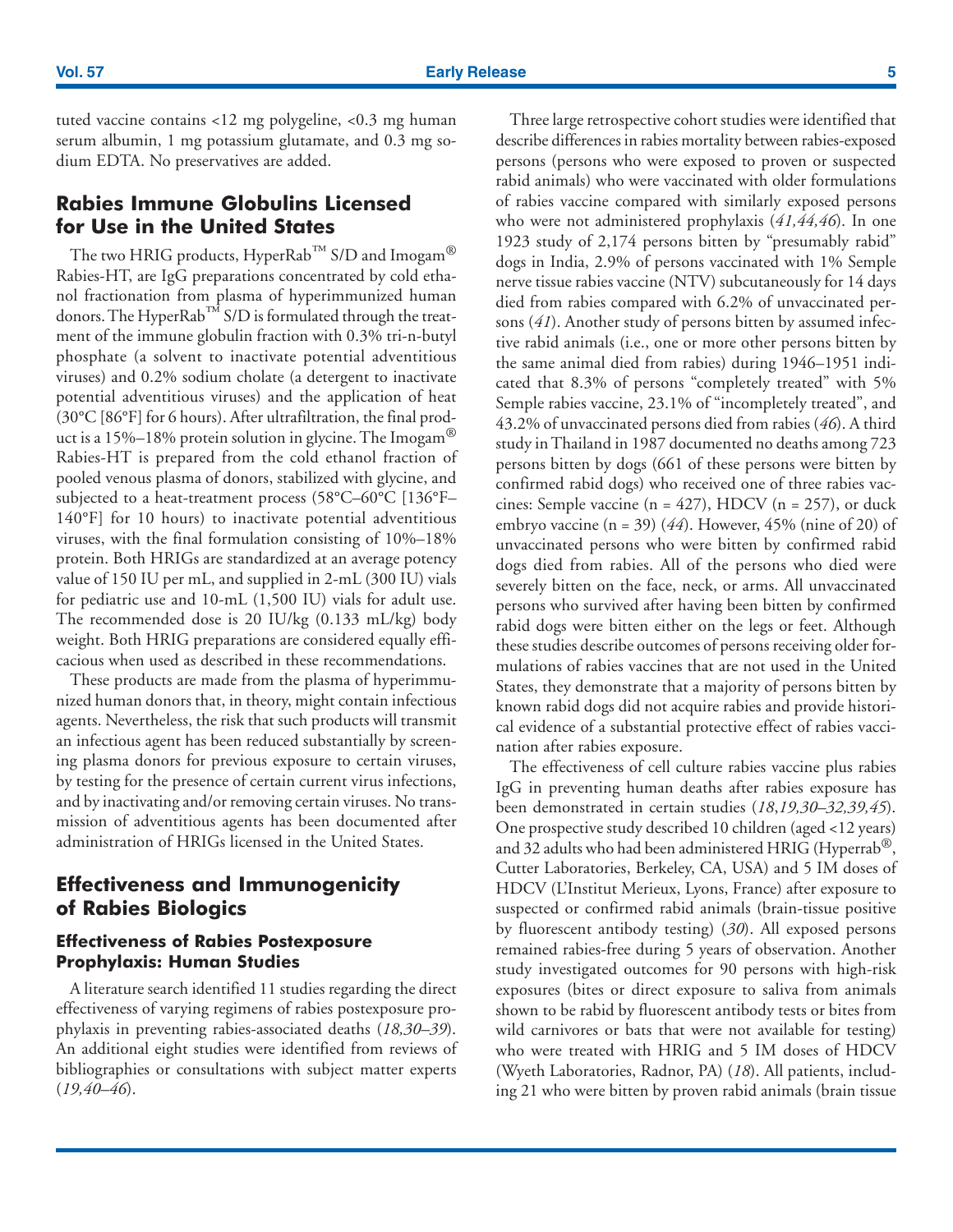tuted vaccine contains <12 mg polygeline, <0.3 mg human serum albumin, 1 mg potassium glutamate, and 0.3 mg sodium EDTA. No preservatives are added.

## Rabies Immune Globulins Licensed for Use in the United States

The two HRIG products, HyperRab™ S/D and Imogam® Rabies-HT, are IgG preparations concentrated by cold ethanol fractionation from plasma of hyperimmunized human donors. The HyperRab™ S/D is formulated through the treatment of the immune globulin fraction with 0.3% tri-n-butyl phosphate (a solvent to inactivate potential adventitious viruses) and 0.2% sodium cholate (a detergent to inactivate potential adventitious viruses) and the application of heat (30°C [86°F] for 6 hours). After ultrafiltration, the final product is a 15%–18% protein solution in glycine. The Imogam® Rabies-HT is prepared from the cold ethanol fraction of pooled venous plasma of donors, stabilized with glycine, and subjected to a heat-treatment process (58°C–60°C [136°F–140°F] for 10 hours) to inactivate potential adventitious viruses, with the final formulation consisting of 10%–18% protein. Both HRIGs are standardized at an average potency value of 150 IU per mL, and supplied in 2-mL (300 IU) vials for pediatric use and 10-mL (1,500 IU) vials for adult use. The recommended dose is 20 IU/kg (0.133 mL/kg) body weight. Both HRIG preparations are considered equally efficacious when used as described in these recommendations.

These products are made from the plasma of hyperimmunized human donors that, in theory, might contain infectious agents. Nevertheless, the risk that such products will transmit an infectious agent has been reduced substantially by screening plasma donors for previous exposure to certain viruses, by testing for the presence of certain current virus infections, and by inactivating and/or removing certain viruses. No transmission of adventitious agents has been documented after administration of HRIGs licensed in the United States.

## Effectiveness and Immunogenicity of Rabies Biologics

### Effectiveness of Rabies Postexposure Prophylaxis: Human Studies

A literature search identified 11 studies regarding the direct effectiveness of varying regimens of rabies postexposure prophylaxis in preventing rabies-associated deaths (*18,30–39*). An additional eight studies were identified from reviews of bibliographies or consultations with subject matter experts (*19,40–46*).

Three large retrospective cohort studies were identified that describe differences in rabies mortality between rabies-exposed persons (persons who were exposed to proven or suspected rabid animals) who were vaccinated with older formulations of rabies vaccine compared with similarly exposed persons who were not administered prophylaxis (*41,44,46*). In one 1923 study of 2,174 persons bitten by "presumably rabid" dogs in India, 2.9% of persons vaccinated with 1% Semple nerve tissue rabies vaccine (NTV) subcutaneously for 14 days died from rabies compared with 6.2% of unvaccinated persons (*41*). Another study of persons bitten by assumed infective rabid animals (i.e., one or more other persons bitten by the same animal died from rabies) during 1946–1951 indicated that 8.3% of persons "completely treated" with 5% Semple rabies vaccine, 23.1% of "incompletely treated", and 43.2% of unvaccinated persons died from rabies (*46*). A third study in Thailand in 1987 documented no deaths among 723 persons bitten by dogs (661 of these persons were bitten by confirmed rabid dogs) who received one of three rabies vaccines: Semple vaccine (n = 427), HDCV (n = 257), or duck embryo vaccine (n = 39) (*44*). However, 45% (nine of 20) of unvaccinated persons who were bitten by confirmed rabid dogs died from rabies. All of the persons who died were severely bitten on the face, neck, or arms. All unvaccinated persons who survived after having been bitten by confirmed rabid dogs were bitten either on the legs or feet. Although these studies describe outcomes of persons receiving older formulations of rabies vaccines that are not used in the United States, they demonstrate that a majority of persons bitten by known rabid dogs did not acquire rabies and provide historical evidence of a substantial protective effect of rabies vaccination after rabies exposure.

The effectiveness of cell culture rabies vaccine plus rabies IgG in preventing human deaths after rabies exposure has been demonstrated in certain studies (*18,19,30–32,39,45*). One prospective study described 10 children (aged <12 years) and 32 adults who had been administered HRIG (Hyperrab®, Cutter Laboratories, Berkeley, CA, USA) and 5 IM doses of HDCV (L'Institut Merieux, Lyons, France) after exposure to suspected or confirmed rabid animals (brain-tissue positive by fluorescent antibody testing) (*30*). All exposed persons remained rabies-free during 5 years of observation. Another study investigated outcomes for 90 persons with high-risk exposures (bites or direct exposure to saliva from animals shown to be rabid by fluorescent antibody tests or bites from wild carnivores or bats that were not available for testing) who were treated with HRIG and 5 IM doses of HDCV (Wyeth Laboratories, Radnor, PA) (*18*). All patients, including 21 who were bitten by proven rabid animals (brain tissue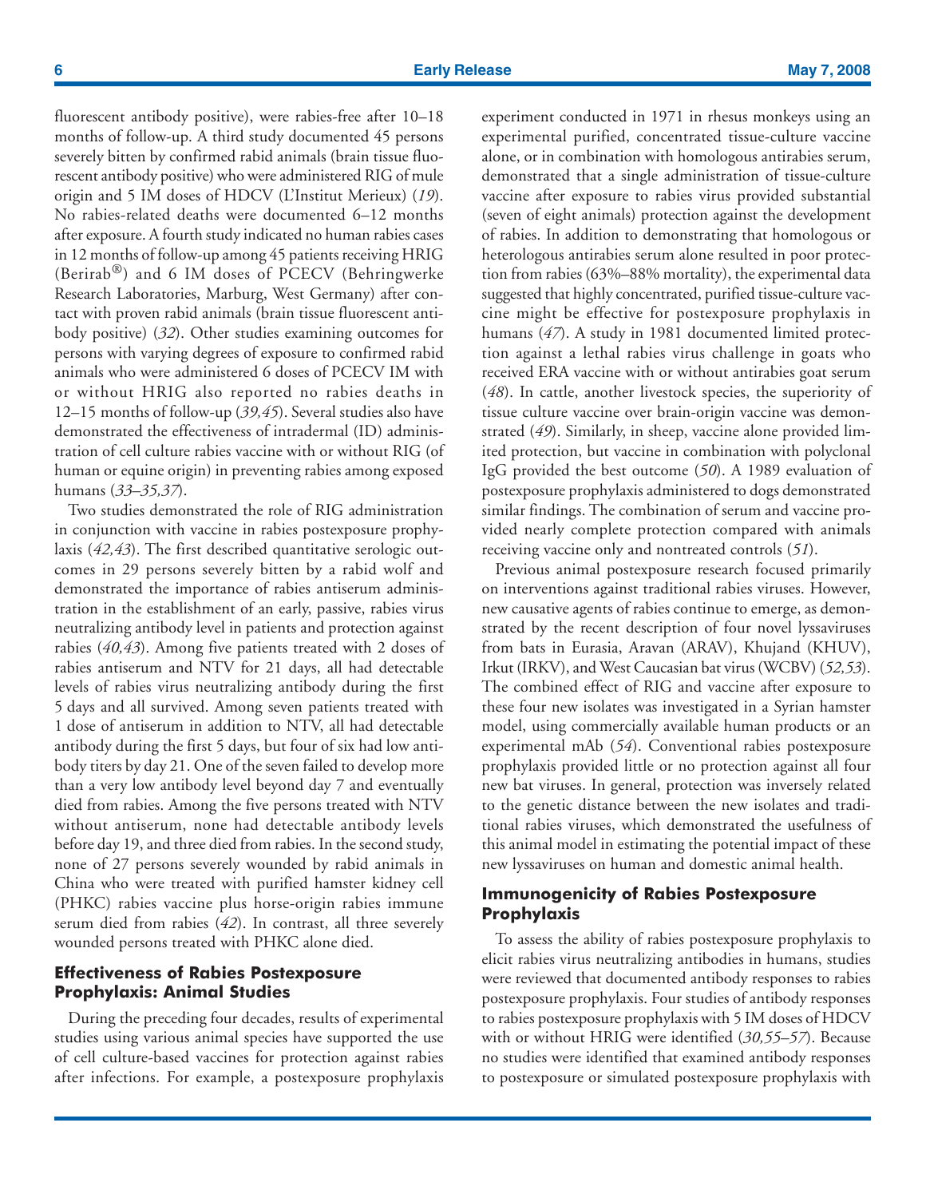fluorescent antibody positive), were rabies-free after 10–18 months of follow-up. A third study documented 45 persons severely bitten by confirmed rabid animals (brain tissue fluorescent antibody positive) who were administered RIG of mule origin and 5 IM doses of HDCV (L'Institut Merieux) (*19*). No rabies-related deaths were documented 6–12 months after exposure. A fourth study indicated no human rabies cases in 12 months of follow-up among 45 patients receiving HRIG (Berirab®) and 6 IM doses of PCECV (Behringwerke Research Laboratories, Marburg, West Germany) after contact with proven rabid animals (brain tissue fluorescent antibody positive) (*32*). Other studies examining outcomes for persons with varying degrees of exposure to confirmed rabid animals who were administered 6 doses of PCECV IM with or without HRIG also reported no rabies deaths in 12–15 months of follow-up (*39,45*). Several studies also have demonstrated the effectiveness of intradermal (ID) administration of cell culture rabies vaccine with or without RIG (of human or equine origin) in preventing rabies among exposed humans (*33–35,37*).

Two studies demonstrated the role of RIG administration in conjunction with vaccine in rabies postexposure prophylaxis (*42,43*). The first described quantitative serologic outcomes in 29 persons severely bitten by a rabid wolf and demonstrated the importance of rabies antiserum administration in the establishment of an early, passive, rabies virus neutralizing antibody level in patients and protection against rabies (*40,43*). Among five patients treated with 2 doses of rabies antiserum and NTV for 21 days, all had detectable levels of rabies virus neutralizing antibody during the first 5 days and all survived. Among seven patients treated with 1 dose of antiserum in addition to NTV, all had detectable antibody during the first 5 days, but four of six had low antibody titers by day 21. One of the seven failed to develop more than a very low antibody level beyond day 7 and eventually died from rabies. Among the five persons treated with NTV without antiserum, none had detectable antibody levels before day 19, and three died from rabies. In the second study, none of 27 persons severely wounded by rabid animals in China who were treated with purified hamster kidney cell (PHKC) rabies vaccine plus horse-origin rabies immune serum died from rabies (*42*). In contrast, all three severely wounded persons treated with PHKC alone died.

## Effectiveness of Rabies Postexposure Prophylaxis: Animal Studies

During the preceding four decades, results of experimental studies using various animal species have supported the use of cell culture-based vaccines for protection against rabies after infections. For example, a postexposure prophylaxis experiment conducted in 1971 in rhesus monkeys using an experimental purified, concentrated tissue-culture vaccine alone, or in combination with homologous antirabies serum, demonstrated that a single administration of tissue-culture vaccine after exposure to rabies virus provided substantial (seven of eight animals) protection against the development of rabies. In addition to demonstrating that homologous or heterologous antirabies serum alone resulted in poor protection from rabies (63%–88% mortality), the experimental data suggested that highly concentrated, purified tissue-culture vaccine might be effective for postexposure prophylaxis in humans (*47*). A study in 1981 documented limited protection against a lethal rabies virus challenge in goats who received ERA vaccine with or without antirabies goat serum (*48*). In cattle, another livestock species, the superiority of tissue culture vaccine over brain-origin vaccine was demonstrated (*49*). Similarly, in sheep, vaccine alone provided limited protection, but vaccine in combination with polyclonal IgG provided the best outcome (*50*). A 1989 evaluation of postexposure prophylaxis administered to dogs demonstrated similar findings. The combination of serum and vaccine provided nearly complete protection compared with animals receiving vaccine only and nontreated controls (*51*).

Previous animal postexposure research focused primarily on interventions against traditional rabies viruses. However, new causative agents of rabies continue to emerge, as demonstrated by the recent description of four novel lyssaviruses from bats in Eurasia, Aravan (ARAV), Khujand (KHUV), Irkut (IRKV), and West Caucasian bat virus (WCBV) (*52,53*). The combined effect of RIG and vaccine after exposure to these four new isolates was investigated in a Syrian hamster model, using commercially available human products or an experimental mAb (*54*). Conventional rabies postexposure prophylaxis provided little or no protection against all four new bat viruses. In general, protection was inversely related to the genetic distance between the new isolates and traditional rabies viruses, which demonstrated the usefulness of this animal model in estimating the potential impact of these new lyssaviruses on human and domestic animal health.

## Immunogenicity of Rabies Postexposure Prophylaxis

To assess the ability of rabies postexposure prophylaxis to elicit rabies virus neutralizing antibodies in humans, studies were reviewed that documented antibody responses to rabies postexposure prophylaxis. Four studies of antibody responses to rabies postexposure prophylaxis with 5 IM doses of HDCV with or without HRIG were identified (*30,55–57*). Because no studies were identified that examined antibody responses to postexposure or simulated postexposure prophylaxis with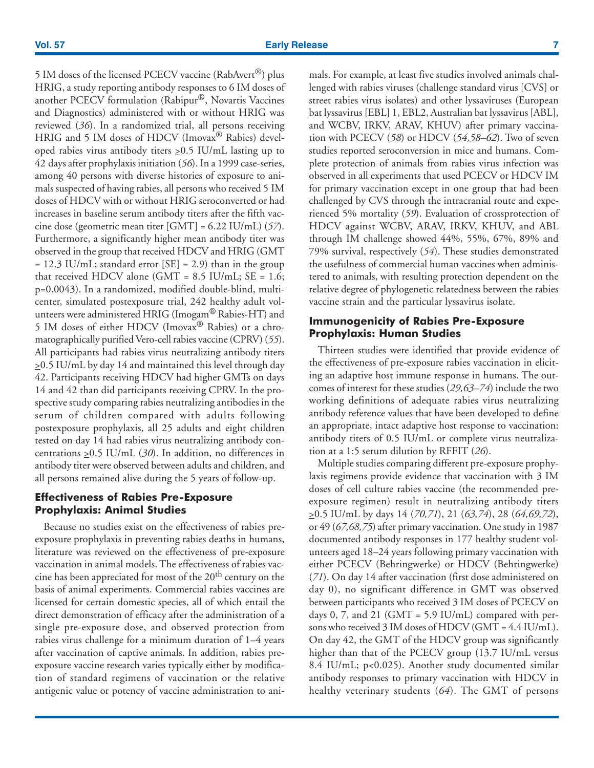5 IM doses of the licensed PCECV vaccine (RabAvert®) plus HRIG, a study reporting antibody responses to 6 IM doses of another PCECV formulation (Rabipur®, Novartis Vaccines and Diagnostics) administered with or without HRIG was reviewed (*36*). In a randomized trial, all persons receiving HRIG and 5 IM doses of HDCV (Imovax® Rabies) developed rabies virus antibody titers $\geq$0.5 IU/mL lasting up to 42 days after prophylaxis initiation (*56*). In a 1999 case-series, among 40 persons with diverse histories of exposure to animals suspected of having rabies, all persons who received 5 IM doses of HDCV with or without HRIG seroconverted or had increases in baseline serum antibody titers after the fifth vaccine dose (geometric mean titer [GMT] = 6.22 IU/mL) (*57*). Furthermore, a significantly higher mean antibody titer was observed in the group that received HDCV and HRIG (GMT = 12.3 IU/mL; standard error [SE] = 2.9) than in the group that received HDCV alone (GMT = 8.5 IU/mL; SE = 1.6; p=0.0043). In a randomized, modified double-blind, multicenter, simulated postexposure trial, 242 healthy adult volunteers were administered HRIG (Imogam® Rabies-HT) and 5 IM doses of either HDCV (Imovax® Rabies) or a chromatographically purified Vero-cell rabies vaccine (CPRV) (*55*). All participants had rabies virus neutralizing antibody titers $\geq$0.5 IU/mL by day 14 and maintained this level through day 42. Participants receiving HDCV had higher GMTs on days 14 and 42 than did participants receiving CPRV. In the prospective study comparing rabies neutralizing antibodies in the serum of children compared with adults following postexposure prophylaxis, all 25 adults and eight children tested on day 14 had rabies virus neutralizing antibody concentrations $\geq$0.5 IU/mL (*30*). In addition, no differences in antibody titer were observed between adults and children, and all persons remained alive during the 5 years of follow-up.

### Effectiveness of Rabies Pre-Exposure Prophylaxis: Animal Studies

Because no studies exist on the effectiveness of rabies pre-exposure prophylaxis in preventing rabies deaths in humans, literature was reviewed on the effectiveness of pre-exposure vaccination in animal models. The effectiveness of rabies vaccine has been appreciated for most of the 20th century on the basis of animal experiments. Commercial rabies vaccines are licensed for certain domestic species, all of which entail the direct demonstration of efficacy after the administration of a single pre-exposure dose, and observed protection from rabies virus challenge for a minimum duration of 1–4 years after vaccination of captive animals. In addition, rabies pre-exposure vaccine research varies typically either by modification of standard regimens of vaccination or the relative antigenic value or potency of vaccine administration to animals. For example, at least five studies involved animals challenged with rabies viruses (challenge standard virus [CVS] or street rabies virus isolates) and other lyssaviruses (European bat lyssavirus [EBL] 1, EBL2, Australian bat lyssavirus [ABL], and WCBV, IRKV, ARAV, KHUV) after primary vaccination with PCECV (*58*) or HDCV (*54,58–62*). Two of seven studies reported seroconversion in mice and humans. Complete protection of animals from rabies virus infection was observed in all experiments that used PCECV or HDCV IM for primary vaccination except in one group that had been challenged by CVS through the intracranial route and experienced 5% mortality (*59*). Evaluation of crossprotection of HDCV against WCBV, ARAV, IRKV, KHUV, and ABL through IM challenge showed 44%, 55%, 67%, 89% and 79% survival, respectively (*54*). These studies demonstrated the usefulness of commercial human vaccines when administered to animals, with resulting protection dependent on the relative degree of phylogenetic relatedness between the rabies vaccine strain and the particular lyssavirus isolate.

### Immunogenicity of Rabies Pre-Exposure Prophylaxis: Human Studies

Thirteen studies were identified that provide evidence of the effectiveness of pre-exposure rabies vaccination in eliciting an adaptive host immune response in humans. The outcomes of interest for these studies (*29,63–74*) include the two working definitions of adequate rabies virus neutralizing antibody reference values that have been developed to define an appropriate, intact adaptive host response to vaccination: antibody titers of 0.5 IU/mL or complete virus neutralization at a 1:5 serum dilution by RFFIT (*26*).

Multiple studies comparing different pre-exposure prophylaxis regimens provide evidence that vaccination with 3 IM doses of cell culture rabies vaccine (the recommended pre-exposure regimen) result in neutralizing antibody titers $\geq$0.5 IU/mL by days 14 (*70,71*), 21 (*63,74*), 28 (*64,69,72*), or 49 (*67,68,75*) after primary vaccination. One study in 1987 documented antibody responses in 177 healthy student volunteers aged 18–24 years following primary vaccination with either PCECV (Behringwerke) or HDCV (Behringwerke) (*71*). On day 14 after vaccination (first dose administered on day 0), no significant difference in GMT was observed between participants who received 3 IM doses of PCECV on days 0, 7, and 21 (GMT = 5.9 IU/mL) compared with persons who received 3 IM doses of HDCV (GMT = 4.4 IU/mL). On day 42, the GMT of the HDCV group was significantly higher than that of the PCECV group (13.7 IU/mL versus 8.4 IU/mL; p<0.025). Another study documented similar antibody responses to primary vaccination with HDCV in healthy veterinary students (*64*). The GMT of persons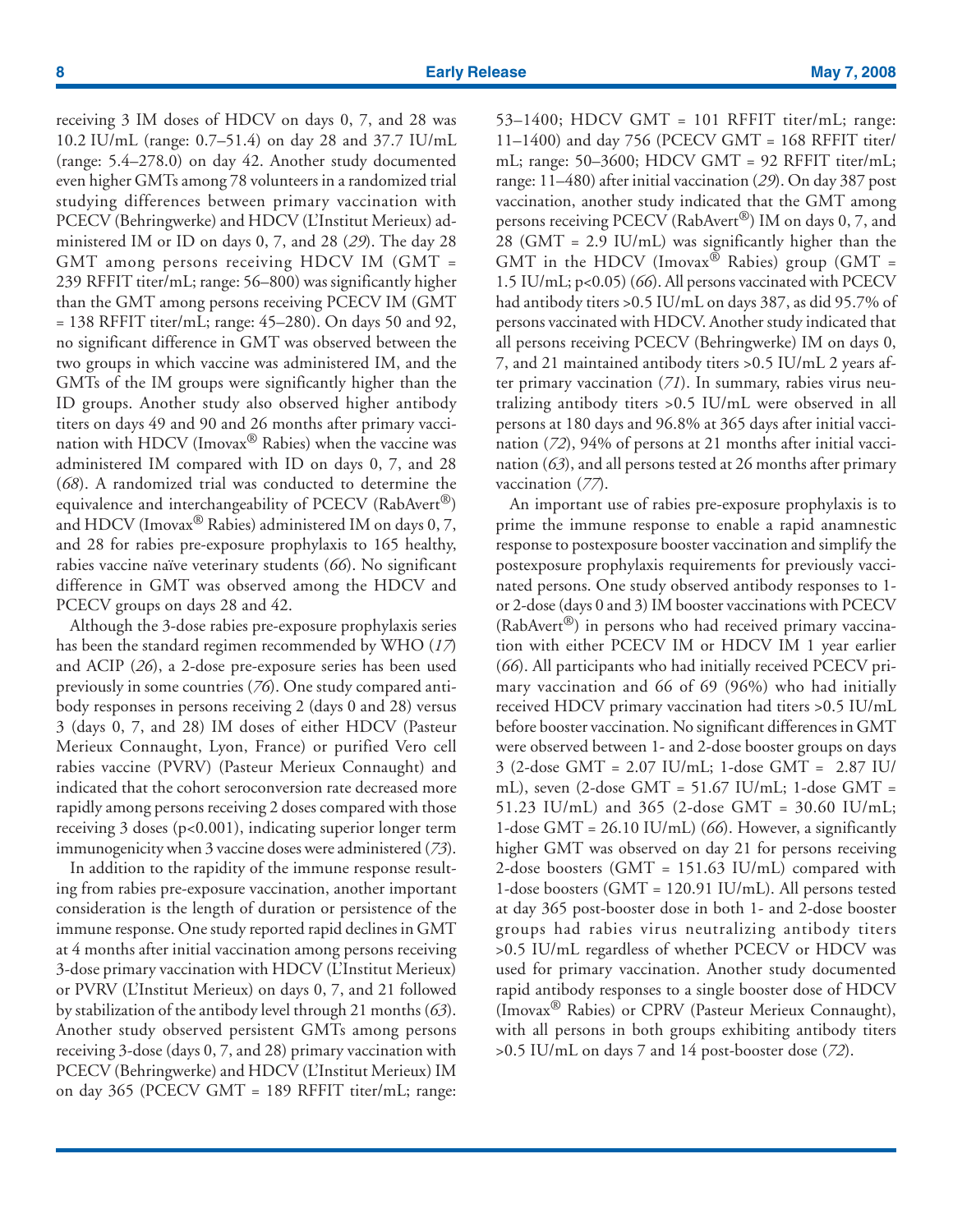receiving 3 IM doses of HDCV on days 0, 7, and 28 was 10.2 IU/mL (range: 0.7–51.4) on day 28 and 37.7 IU/mL (range: 5.4–278.0) on day 42. Another study documented even higher GMTs among 78 volunteers in a randomized trial studying differences between primary vaccination with PCECV (Behringwerke) and HDCV (L'Institut Merieux) administered IM or ID on days 0, 7, and 28 (*29*). The day 28 GMT among persons receiving HDCV IM (GMT = 239 RFFIT titer/mL; range: 56–800) was significantly higher than the GMT among persons receiving PCECV IM (GMT = 138 RFFIT titer/mL; range: 45–280). On days 50 and 92, no significant difference in GMT was observed between the two groups in which vaccine was administered IM, and the GMTs of the IM groups were significantly higher than the ID groups. Another study also observed higher antibody titers on days 49 and 90 and 26 months after primary vaccination with HDCV (Imovax® Rabies) when the vaccine was administered IM compared with ID on days 0, 7, and 28 (*68*). A randomized trial was conducted to determine the equivalence and interchangeability of PCECV (RabAvert®) and HDCV (Imovax® Rabies) administered IM on days 0, 7, and 28 for rabies pre-exposure prophylaxis to 165 healthy, rabies vaccine naïve veterinary students (*66*). No significant difference in GMT was observed among the HDCV and PCECV groups on days 28 and 42.

Although the 3-dose rabies pre-exposure prophylaxis series has been the standard regimen recommended by WHO (*17*) and ACIP (*26*), a 2-dose pre-exposure series has been used previously in some countries (*76*). One study compared antibody responses in persons receiving 2 (days 0 and 28) versus 3 (days 0, 7, and 28) IM doses of either HDCV (Pasteur Merieux Connaught, Lyon, France) or purified Vero cell rabies vaccine (PVRV) (Pasteur Merieux Connaught) and indicated that the cohort seroconversion rate decreased more rapidly among persons receiving 2 doses compared with those receiving 3 doses ($p<0.001$), indicating superior longer term immunogenicity when 3 vaccine doses were administered (*73*).

In addition to the rapidity of the immune response resulting from rabies pre-exposure vaccination, another important consideration is the length of duration or persistence of the immune response. One study reported rapid declines in GMT at 4 months after initial vaccination among persons receiving 3-dose primary vaccination with HDCV (L'Institut Merieux) or PVRV (L'Institut Merieux) on days 0, 7, and 21 followed by stabilization of the antibody level through 21 months (*63*). Another study observed persistent GMTs among persons receiving 3-dose (days 0, 7, and 28) primary vaccination with PCECV (Behringwerke) and HDCV (L'Institut Merieux) IM on day 365 (PCECV GMT = 189 RFFIT titer/mL; range: 53–1400; HDCV GMT = 101 RFFIT titer/mL; range: 11–1400) and day 756 (PCECV GMT = 168 RFFIT titer/mL; range: 50–3600; HDCV GMT = 92 RFFIT titer/mL; range: 11–480) after initial vaccination (*29*). On day 387 post vaccination, another study indicated that the GMT among persons receiving PCECV (RabAvert®) IM on days 0, 7, and 28 (GMT = 2.9 IU/mL) was significantly higher than the GMT in the HDCV (Imovax® Rabies) group (GMT = 1.5 IU/mL; $p<0.05$) (*66*). All persons vaccinated with PCECV had antibody titers >0.5 IU/mL on days 387, as did 95.7% of persons vaccinated with HDCV. Another study indicated that all persons receiving PCECV (Behringwerke) IM on days 0, 7, and 21 maintained antibody titers >0.5 IU/mL 2 years after primary vaccination (*71*). In summary, rabies virus neutralizing antibody titers >0.5 IU/mL were observed in all persons at 180 days and 96.8% at 365 days after initial vaccination (*72*), 94% of persons at 21 months after initial vaccination (*63*), and all persons tested at 26 months after primary vaccination (*77*).

An important use of rabies pre-exposure prophylaxis is to prime the immune response to enable a rapid anamnestic response to postexposure booster vaccination and simplify the postexposure prophylaxis requirements for previously vaccinated persons. One study observed antibody responses to 1- or 2-dose (days 0 and 3) IM booster vaccinations with PCECV (RabAvert®) in persons who had received primary vaccination with either PCECV IM or HDCV IM 1 year earlier (*66*). All participants who had initially received PCECV primary vaccination and 66 of 69 (96%) who had initially received HDCV primary vaccination had titers >0.5 IU/mL before booster vaccination. No significant differences in GMT were observed between 1- and 2-dose booster groups on days 3 (2-dose GMT = 2.07 IU/mL; 1-dose GMT = 2.87 IU/mL), seven (2-dose GMT = 51.67 IU/mL; 1-dose GMT = 51.23 IU/mL) and 365 (2-dose GMT = 30.60 IU/mL; 1-dose GMT = 26.10 IU/mL) (*66*). However, a significantly higher GMT was observed on day 21 for persons receiving 2-dose boosters (GMT = 151.63 IU/mL) compared with 1-dose boosters (GMT = 120.91 IU/mL). All persons tested at day 365 post-booster dose in both 1- and 2-dose booster groups had rabies virus neutralizing antibody titers >0.5 IU/mL regardless of whether PCECV or HDCV was used for primary vaccination. Another study documented rapid antibody responses to a single booster dose of HDCV (Imovax® Rabies) or CPRV (Pasteur Merieux Connaught), with all persons in both groups exhibiting antibody titers >0.5 IU/mL on days 7 and 14 post-booster dose (*72*).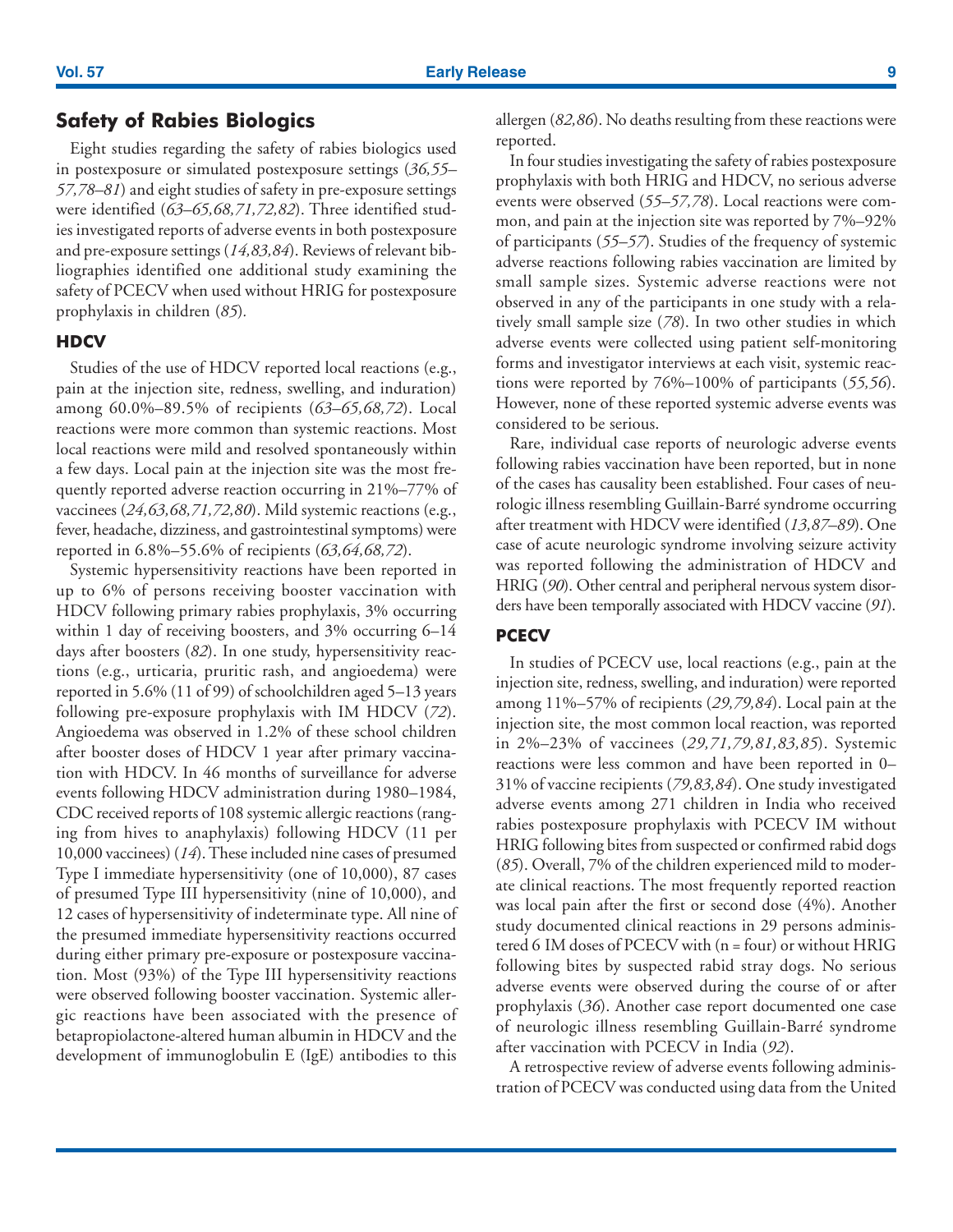## Safety of Rabies Biologics

Eight studies regarding the safety of rabies biologics used in postexposure or simulated postexposure settings (*36,55–57,78–81*) and eight studies of safety in pre-exposure settings were identified (*63–65,68,71,72,82*). Three identified studies investigated reports of adverse events in both postexposure and pre-exposure settings (*14,83,84*). Reviews of relevant bibliographies identified one additional study examining the safety of PCECV when used without HRIG for postexposure prophylaxis in children (*85*).

### HDCV

Studies of the use of HDCV reported local reactions (e.g., pain at the injection site, redness, swelling, and induration) among 60.0%–89.5% of recipients (*63–65,68,72*). Local reactions were more common than systemic reactions. Most local reactions were mild and resolved spontaneously within a few days. Local pain at the injection site was the most frequently reported adverse reaction occurring in 21%–77% of vaccinees (*24,63,68,71,72,80*). Mild systemic reactions (e.g., fever, headache, dizziness, and gastrointestinal symptoms) were reported in 6.8%–55.6% of recipients (*63,64,68,72*).

Systemic hypersensitivity reactions have been reported in up to 6% of persons receiving booster vaccination with HDCV following primary rabies prophylaxis, 3% occurring within 1 day of receiving boosters, and 3% occurring 6–14 days after boosters (*82*). In one study, hypersensitivity reactions (e.g., urticaria, pruritic rash, and angioedema) were reported in 5.6% (11 of 99) of schoolchildren aged 5–13 years following pre-exposure prophylaxis with IM HDCV (*72*). Angioedema was observed in 1.2% of these school children after booster doses of HDCV 1 year after primary vaccination with HDCV. In 46 months of surveillance for adverse events following HDCV administration during 1980–1984, CDC received reports of 108 systemic allergic reactions (ranging from hives to anaphylaxis) following HDCV (11 per 10,000 vaccinees) (*14*). These included nine cases of presumed Type I immediate hypersensitivity (one of 10,000), 87 cases of presumed Type III hypersensitivity (nine of 10,000), and 12 cases of hypersensitivity of indeterminate type. All nine of the presumed immediate hypersensitivity reactions occurred during either primary pre-exposure or postexposure vaccination. Most (93%) of the Type III hypersensitivity reactions were observed following booster vaccination. Systemic allergic reactions have been associated with the presence of betapropiolactone-altered human albumin in HDCV and the development of immunoglobulin E (IgE) antibodies to this allergen (*82,86*). No deaths resulting from these reactions were reported.

In four studies investigating the safety of rabies postexposure prophylaxis with both HRIG and HDCV, no serious adverse events were observed (*55–57,78*). Local reactions were common, and pain at the injection site was reported by 7%–92% of participants (*55–57*). Studies of the frequency of systemic adverse reactions following rabies vaccination are limited by small sample sizes. Systemic adverse reactions were not observed in any of the participants in one study with a relatively small sample size (*78*). In two other studies in which adverse events were collected using patient self-monitoring forms and investigator interviews at each visit, systemic reactions were reported by 76%–100% of participants (*55,56*). However, none of these reported systemic adverse events was considered to be serious.

Rare, individual case reports of neurologic adverse events following rabies vaccination have been reported, but in none of the cases has causality been established. Four cases of neurologic illness resembling Guillain-Barré syndrome occurring after treatment with HDCV were identified (*13,87–89*). One case of acute neurologic syndrome involving seizure activity was reported following the administration of HDCV and HRIG (*90*). Other central and peripheral nervous system disorders have been temporally associated with HDCV vaccine (*91*).

### PCECV

In studies of PCECV use, local reactions (e.g., pain at the injection site, redness, swelling, and induration) were reported among 11%–57% of recipients (*29,79,84*). Local pain at the injection site, the most common local reaction, was reported in 2%–23% of vaccinees (*29,71,79,81,83,85*). Systemic reactions were less common and have been reported in 0–31% of vaccine recipients (*79,83,84*). One study investigated adverse events among 271 children in India who received rabies postexposure prophylaxis with PCECV IM without HRIG following bites from suspected or confirmed rabid dogs (*85*). Overall, 7% of the children experienced mild to moderate clinical reactions. The most frequently reported reaction was local pain after the first or second dose (4%). Another study documented clinical reactions in 29 persons administered 6 IM doses of PCECV with (n = four) or without HRIG following bites by suspected rabid stray dogs. No serious adverse events were observed during the course of or after prophylaxis (*36*). Another case report documented one case of neurologic illness resembling Guillain-Barré syndrome after vaccination with PCECV in India (*92*).

A retrospective review of adverse events following administration of PCECV was conducted using data from the United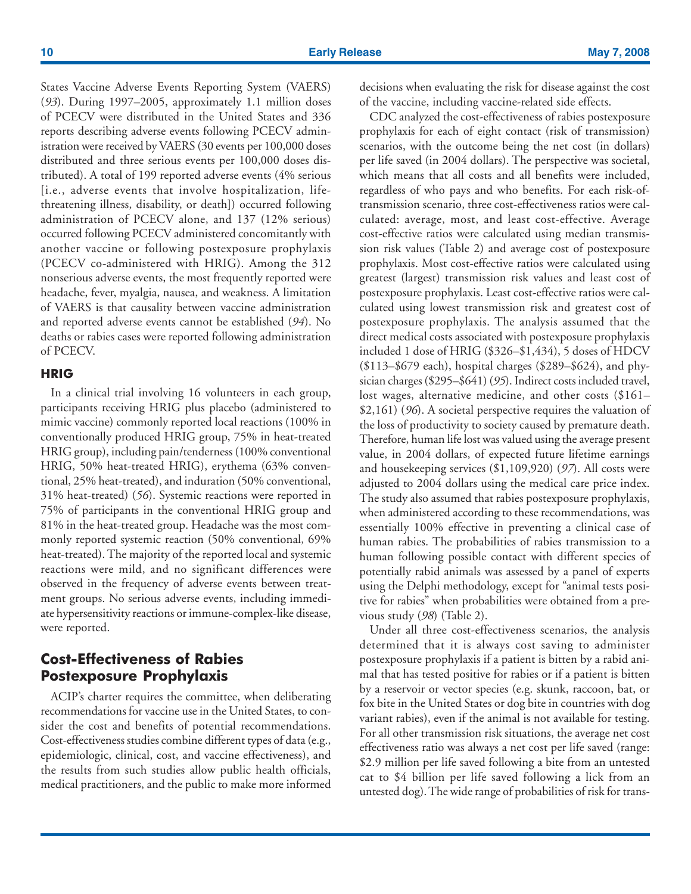States Vaccine Adverse Events Reporting System (VAERS) (*93*). During 1997–2005, approximately 1.1 million doses of PCECV were distributed in the United States and 336 reports describing adverse events following PCECV administration were received by VAERS (30 events per 100,000 doses distributed and three serious events per 100,000 doses distributed). A total of 199 reported adverse events (4% serious [i.e., adverse events that involve hospitalization, life-threatening illness, disability, or death]) occurred following administration of PCECV alone, and 137 (12% serious) occurred following PCECV administered concomitantly with another vaccine or following postexposure prophylaxis (PCECV co-administered with HRIG). Among the 312 nonserious adverse events, the most frequently reported were headache, fever, myalgia, nausea, and weakness. A limitation of VAERS is that causality between vaccine administration and reported adverse events cannot be established (*94*). No deaths or rabies cases were reported following administration of PCECV.

### HRIG

In a clinical trial involving 16 volunteers in each group, participants receiving HRIG plus placebo (administered to mimic vaccine) commonly reported local reactions (100% in conventionally produced HRIG group, 75% in heat-treated HRIG group), including pain/tenderness (100% conventional HRIG, 50% heat-treated HRIG), erythema (63% conventional, 25% heat-treated), and induration (50% conventional, 31% heat-treated) (*56*). Systemic reactions were reported in 75% of participants in the conventional HRIG group and 81% in the heat-treated group. Headache was the most commonly reported systemic reaction (50% conventional, 69% heat-treated). The majority of the reported local and systemic reactions were mild, and no significant differences were observed in the frequency of adverse events between treatment groups. No serious adverse events, including immediate hypersensitivity reactions or immune-complex-like disease, were reported.

## Cost-Effectiveness of Rabies Postexposure Prophylaxis

ACIP's charter requires the committee, when deliberating recommendations for vaccine use in the United States, to consider the cost and benefits of potential recommendations. Cost-effectiveness studies combine different types of data (e.g., epidemiologic, clinical, cost, and vaccine effectiveness), and the results from such studies allow public health officials, medical practitioners, and the public to make more informed decisions when evaluating the risk for disease against the cost of the vaccine, including vaccine-related side effects.

CDC analyzed the cost-effectiveness of rabies postexposure prophylaxis for each of eight contact (risk of transmission) scenarios, with the outcome being the net cost (in dollars) per life saved (in 2004 dollars). The perspective was societal, which means that all costs and all benefits were included, regardless of who pays and who benefits. For each risk-of-transmission scenario, three cost-effectiveness ratios were calculated: average, most, and least cost-effective. Average cost-effective ratios were calculated using median transmission risk values (Table 2) and average cost of postexposure prophylaxis. Most cost-effective ratios were calculated using greatest (largest) transmission risk values and least cost of postexposure prophylaxis. Least cost-effective ratios were calculated using lowest transmission risk and greatest cost of postexposure prophylaxis. The analysis assumed that the direct medical costs associated with postexposure prophylaxis included 1 dose of HRIG ($326–$1,434), 5 doses of HDCV ($113–$679 each), hospital charges ($289–$624), and physician charges ($295–$641) (*95*). Indirect costs included travel, lost wages, alternative medicine, and other costs ($161–$2,161) (*96*). A societal perspective requires the valuation of the loss of productivity to society caused by premature death. Therefore, human life lost was valued using the average present value, in 2004 dollars, of expected future lifetime earnings and housekeeping services ($1,109,920) (*97*). All costs were adjusted to 2004 dollars using the medical care price index. The study also assumed that rabies postexposure prophylaxis, when administered according to these recommendations, was essentially 100% effective in preventing a clinical case of human rabies. The probabilities of rabies transmission to a human following possible contact with different species of potentially rabid animals was assessed by a panel of experts using the Delphi methodology, except for "animal tests positive for rabies" when probabilities were obtained from a previous study (*98*) (Table 2).

Under all three cost-effectiveness scenarios, the analysis determined that it is always cost saving to administer postexposure prophylaxis if a patient is bitten by a rabid animal that has tested positive for rabies or if a patient is bitten by a reservoir or vector species (e.g. skunk, raccoon, bat, or fox bite in the United States or dog bite in countries with dog variant rabies), even if the animal is not available for testing. For all other transmission risk situations, the average net cost effectiveness ratio was always a net cost per life saved (range: $2.9 million per life saved following a bite from an untested cat to $4 billion per life saved following a lick from an untested dog). The wide range of probabilities of risk for trans-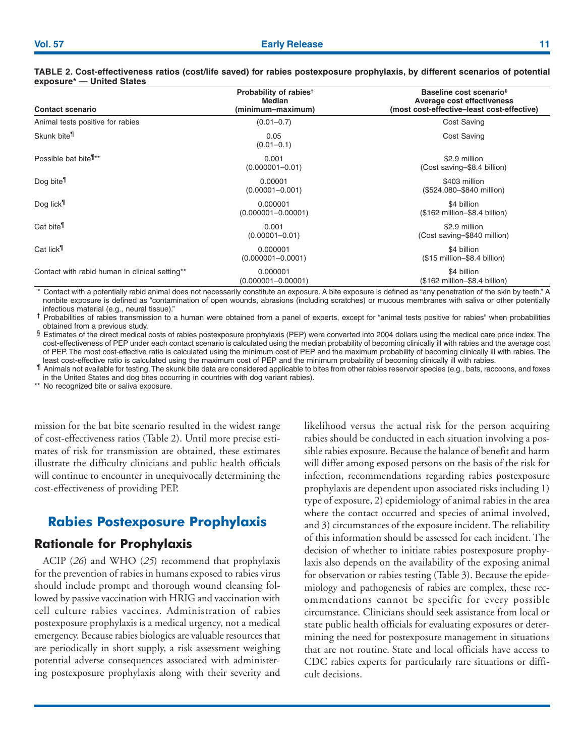**TABLE 2. Cost-effectiveness ratios (cost/life saved) for rabies postexposure prophylaxis, by different scenarios of potential exposure* — United States**

| Contact scenario | Probability of rabies† Median (minimum–maximum) | Baseline cost scenario§ Average cost effectiveness (most cost-effective–least cost-effective) |
|---|---|---|
| Animal tests positive for rabies | (0.01–0.7) | Cost Saving |
| Skunk bite¶ | 0.05 (0.01–0.1) | Cost Saving |
| Possible bat bite¶** | 0.001 (0.000001–0.01) | $2.9 million (Cost saving–$8.4 billion) |
| Dog bite¶ | 0.00001 (0.00001–0.001) | $403 million ($524,080–$840 million) |
| Dog lick¶ | 0.000001 (0.000001–0.00001) | $4 billion ($162 million–$8.4 billion) |
| Cat bite¶ | 0.001 (0.00001–0.01) | $2.9 million (Cost saving–$840 million) |
| Cat lick¶ | 0.000001 (0.000001–0.0001) | $4 billion ($15 million–$8.4 billion) |
| Contact with rabid human in clinical setting** | 0.000001 (0.000001–0.00001) | $4 billion ($162 million–$8.4 billion) |

\* Contact with a potentially rabid animal does not necessarily constitute an exposure. A bite exposure is defined as "any penetration of the skin by teeth." A nonbite exposure is defined as "contamination of open wounds, abrasions (including scratches) or mucous membranes with saliva or other potentially infectious material (e.g., neural tissue)."

† Probabilities of rabies transmission to a human were obtained from a panel of experts, except for "animal tests positive for rabies" when probabilities obtained from a previous study.

§ Estimates of the direct medical costs of rabies postexposure prophylaxis (PEP) were converted into 2004 dollars using the medical care price index. The cost-effectiveness of PEP under each contact scenario is calculated using the median probability of becoming clinically ill with rabies and the average cost of PEP. The most cost-effective ratio is calculated using the minimum cost of PEP and the maximum probability of becoming clinically ill with rabies. The least cost-effective ratio is calculated using the maximum cost of PEP and the minimum probability of becoming clinically ill with rabies.

¶ Animals not available for testing. The skunk bite data are considered applicable to bites from other rabies reservoir species (e.g., bats, raccoons, and foxes in the United States and dog bites occurring in countries with dog variant rabies).

** No recognized bite or saliva exposure.

mission for the bat bite scenario resulted in the widest range of cost-effectiveness ratios (Table 2). Until more precise estimates of risk for transmission are obtained, these estimates illustrate the difficulty clinicians and public health officials will continue to encounter in unequivocally determining the cost-effectiveness of providing PEP.

## Rabies Postexposure Prophylaxis

### Rationale for Prophylaxis

ACIP (*26*) and WHO (*25*) recommend that prophylaxis for the prevention of rabies in humans exposed to rabies virus should include prompt and thorough wound cleansing followed by passive vaccination with HRIG and vaccination with cell culture rabies vaccines. Administration of rabies postexposure prophylaxis is a medical urgency, not a medical emergency. Because rabies biologics are valuable resources that are periodically in short supply, a risk assessment weighing potential adverse consequences associated with administering postexposure prophylaxis along with their severity and likelihood versus the actual risk for the person acquiring rabies should be conducted in each situation involving a possible rabies exposure. Because the balance of benefit and harm will differ among exposed persons on the basis of the risk for infection, recommendations regarding rabies postexposure prophylaxis are dependent upon associated risks including 1) type of exposure, 2) epidemiology of animal rabies in the area where the contact occurred and species of animal involved, and 3) circumstances of the exposure incident. The reliability of this information should be assessed for each incident. The decision of whether to initiate rabies postexposure prophylaxis also depends on the availability of the exposing animal for observation or rabies testing (Table 3). Because the epidemiology and pathogenesis of rabies are complex, these recommendations cannot be specific for every possible circumstance. Clinicians should seek assistance from local or state public health officials for evaluating exposures or determining the need for postexposure management in situations that are not routine. State and local officials have access to CDC rabies experts for particularly rare situations or difficult decisions.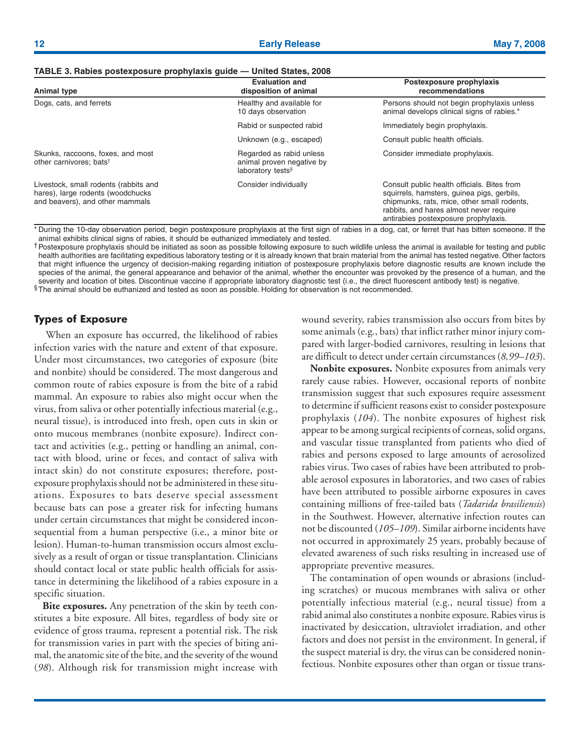**TABLE 3. Rabies postexposure prophylaxis guide — United States, 2008**

| Animal type | Evaluation and disposition of animal | Postexposure prophylaxis recommendations |
|---|---|---|
| Dogs, cats, and ferrets | Healthy and available for 10 days observation | Persons should not begin prophylaxis unless animal develops clinical signs of rabies.* |
| | Rabid or suspected rabid | Immediately begin prophylaxis. |
| | Unknown (e.g., escaped) | Consult public health officials. |
| Skunks, raccoons, foxes, and most other carnivores; bats† | Regarded as rabid unless animal proven negative by laboratory tests§ | Consider immediate prophylaxis. |
| Livestock, small rodents (rabbits and hares), large rodents (woodchucks and beavers), and other mammals | Consider individually | Consult public health officials. Bites from squirrels, hamsters, guinea pigs, gerbils, chipmunks, rats, mice, other small rodents, rabbits, and hares almost never require antirabies postexposure prophylaxis. |

\* During the 10-day observation period, begin postexposure prophylaxis at the first sign of rabies in a dog, cat, or ferret that has bitten someone. If the animal exhibits clinical signs of rabies, it should be euthanized immediately and tested.

† Postexposure prophylaxis should be initiated as soon as possible following exposure to such wildlife unless the animal is available for testing and public health authorities are facilitating expeditious laboratory testing or it is already known that brain material from the animal has tested negative. Other factors that might influence the urgency of decision-making regarding initiation of postexposure prophylaxis before diagnostic results are known include the species of the animal, the general appearance and behavior of the animal, whether the encounter was provoked by the presence of a human, and the severity and location of bites. Discontinue vaccine if appropriate laboratory diagnostic test (i.e., the direct fluorescent antibody test) is negative.

§ The animal should be euthanized and tested as soon as possible. Holding for observation is not recommended.

## Types of Exposure

When an exposure has occurred, the likelihood of rabies infection varies with the nature and extent of that exposure. Under most circumstances, two categories of exposure (bite and nonbite) should be considered. The most dangerous and common route of rabies exposure is from the bite of a rabid mammal. An exposure to rabies also might occur when the virus, from saliva or other potentially infectious material (e.g., neural tissue), is introduced into fresh, open cuts in skin or onto mucous membranes (nonbite exposure). Indirect contact and activities (e.g., petting or handling an animal, contact with blood, urine or feces, and contact of saliva with intact skin) do not constitute exposures; therefore, postexposure prophylaxis should not be administered in these situations. Exposures to bats deserve special assessment because bats can pose a greater risk for infecting humans under certain circumstances that might be considered inconsequential from a human perspective (i.e., a minor bite or lesion). Human-to-human transmission occurs almost exclusively as a result of organ or tissue transplantation. Clinicians should contact local or state public health officials for assistance in determining the likelihood of a rabies exposure in a specific situation.

**Bite exposures.** Any penetration of the skin by teeth constitutes a bite exposure. All bites, regardless of body site or evidence of gross trauma, represent a potential risk. The risk for transmission varies in part with the species of biting animal, the anatomic site of the bite, and the severity of the wound (*98*). Although risk for transmission might increase with wound severity, rabies transmission also occurs from bites by some animals (e.g., bats) that inflict rather minor injury compared with larger-bodied carnivores, resulting in lesions that are difficult to detect under certain circumstances (*8,99–103*).

**Nonbite exposures.** Nonbite exposures from animals very rarely cause rabies. However, occasional reports of nonbite transmission suggest that such exposures require assessment to determine if sufficient reasons exist to consider postexposure prophylaxis (*104*). The nonbite exposures of highest risk appear to be among surgical recipients of corneas, solid organs, and vascular tissue transplanted from patients who died of rabies and persons exposed to large amounts of aerosolized rabies virus. Two cases of rabies have been attributed to probable aerosol exposures in laboratories, and two cases of rabies have been attributed to possible airborne exposures in caves containing millions of free-tailed bats (*Tadarida brasiliensis*) in the Southwest. However, alternative infection routes can not be discounted (*105–109*). Similar airborne incidents have not occurred in approximately 25 years, probably because of elevated awareness of such risks resulting in increased use of appropriate preventive measures.

The contamination of open wounds or abrasions (including scratches) or mucous membranes with saliva or other potentially infectious material (e.g., neural tissue) from a rabid animal also constitutes a nonbite exposure. Rabies virus is inactivated by desiccation, ultraviolet irradiation, and other factors and does not persist in the environment. In general, if the suspect material is dry, the virus can be considered noninfectious. Nonbite exposures other than organ or tissue trans-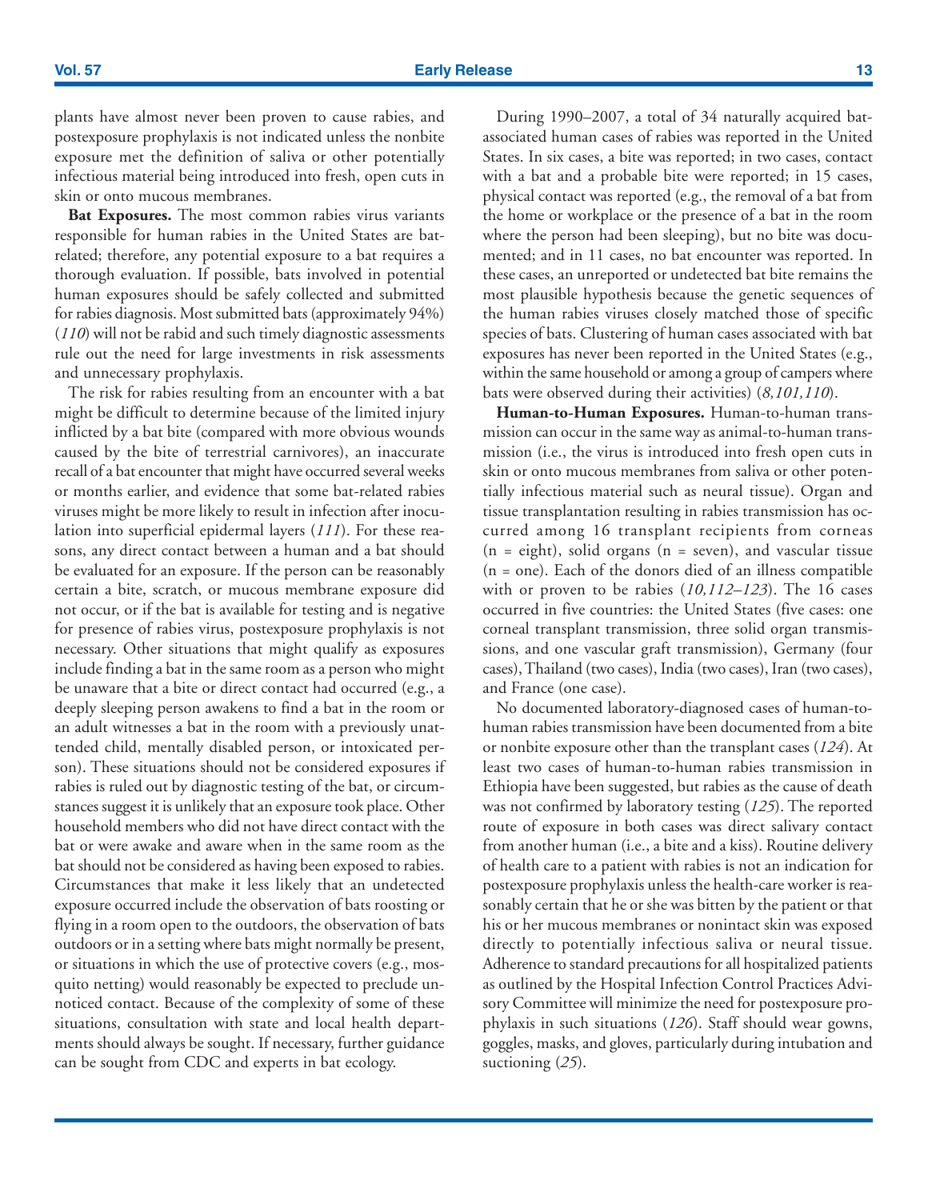plants have almost never been proven to cause rabies, and postexposure prophylaxis is not indicated unless the nonbite exposure met the definition of saliva or other potentially infectious material being introduced into fresh, open cuts in skin or onto mucous membranes.

**Bat Exposures.** The most common rabies virus variants responsible for human rabies in the United States are bat-related; therefore, any potential exposure to a bat requires a thorough evaluation. If possible, bats involved in potential human exposures should be safely collected and submitted for rabies diagnosis. Most submitted bats (approximately 94%) (*110*) will not be rabid and such timely diagnostic assessments rule out the need for large investments in risk assessments and unnecessary prophylaxis.

The risk for rabies resulting from an encounter with a bat might be difficult to determine because of the limited injury inflicted by a bat bite (compared with more obvious wounds caused by the bite of terrestrial carnivores), an inaccurate recall of a bat encounter that might have occurred several weeks or months earlier, and evidence that some bat-related rabies viruses might be more likely to result in infection after inoculation into superficial epidermal layers (*111*). For these reasons, any direct contact between a human and a bat should be evaluated for an exposure. If the person can be reasonably certain a bite, scratch, or mucous membrane exposure did not occur, or if the bat is available for testing and is negative for presence of rabies virus, postexposure prophylaxis is not necessary. Other situations that might qualify as exposures include finding a bat in the same room as a person who might be unaware that a bite or direct contact had occurred (e.g., a deeply sleeping person awakens to find a bat in the room or an adult witnesses a bat in the room with a previously unattended child, mentally disabled person, or intoxicated person). These situations should not be considered exposures if rabies is ruled out by diagnostic testing of the bat, or circumstances suggest it is unlikely that an exposure took place. Other household members who did not have direct contact with the bat or were awake and aware when in the same room as the bat should not be considered as having been exposed to rabies. Circumstances that make it less likely that an undetected exposure occurred include the observation of bats roosting or flying in a room open to the outdoors, the observation of bats outdoors or in a setting where bats might normally be present, or situations in which the use of protective covers (e.g., mosquito netting) would reasonably be expected to preclude unnoticed contact. Because of the complexity of some of these situations, consultation with state and local health departments should always be sought. If necessary, further guidance can be sought from CDC and experts in bat ecology.

During 1990–2007, a total of 34 naturally acquired bat-associated human cases of rabies was reported in the United States. In six cases, a bite was reported; in two cases, contact with a bat and a probable bite were reported; in 15 cases, physical contact was reported (e.g., the removal of a bat from the home or workplace or the presence of a bat in the room where the person had been sleeping), but no bite was documented; and in 11 cases, no bat encounter was reported. In these cases, an unreported or undetected bat bite remains the most plausible hypothesis because the genetic sequences of the human rabies viruses closely matched those of specific species of bats. Clustering of human cases associated with bat exposures has never been reported in the United States (e.g., within the same household or among a group of campers where bats were observed during their activities) (*8,101,110*).

**Human-to-Human Exposures.** Human-to-human transmission can occur in the same way as animal-to-human transmission (i.e., the virus is introduced into fresh open cuts in skin or onto mucous membranes from saliva or other potentially infectious material such as neural tissue). Organ and tissue transplantation resulting in rabies transmission has occurred among 16 transplant recipients from corneas (n = eight), solid organs (n = seven), and vascular tissue (n = one). Each of the donors died of an illness compatible with or proven to be rabies (*10,112–123*). The 16 cases occurred in five countries: the United States (five cases: one corneal transplant transmission, three solid organ transmissions, and one vascular graft transmission), Germany (four cases), Thailand (two cases), India (two cases), Iran (two cases), and France (one case).

No documented laboratory-diagnosed cases of human-to-human rabies transmission have been documented from a bite or nonbite exposure other than the transplant cases (*124*). At least two cases of human-to-human rabies transmission in Ethiopia have been suggested, but rabies as the cause of death was not confirmed by laboratory testing (*125*). The reported route of exposure in both cases was direct salivary contact from another human (i.e., a bite and a kiss). Routine delivery of health care to a patient with rabies is not an indication for postexposure prophylaxis unless the health-care worker is reasonably certain that he or she was bitten by the patient or that his or her mucous membranes or nonintact skin was exposed directly to potentially infectious saliva or neural tissue. Adherence to standard precautions for all hospitalized patients as outlined by the Hospital Infection Control Practices Advisory Committee will minimize the need for postexposure prophylaxis in such situations (*126*). Staff should wear gowns, goggles, masks, and gloves, particularly during intubation and suctioning (*25*).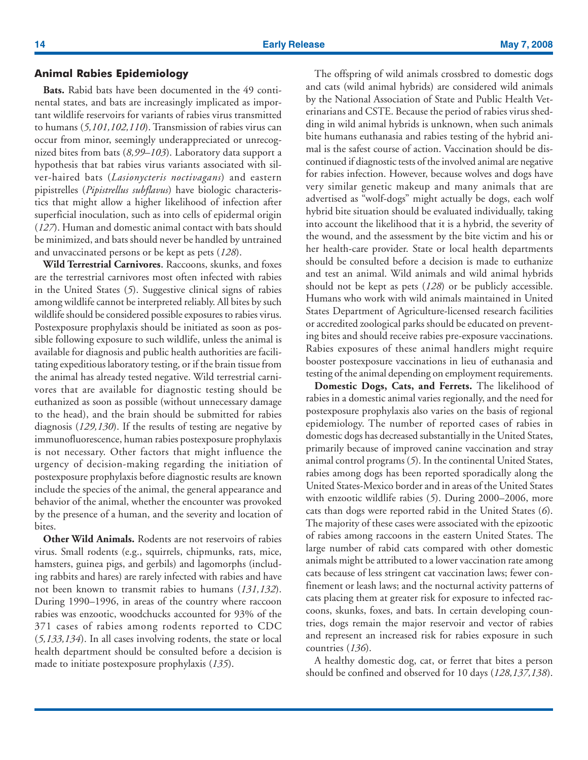## Animal Rabies Epidemiology

**Bats.** Rabid bats have been documented in the 49 continental states, and bats are increasingly implicated as important wildlife reservoirs for variants of rabies virus transmitted to humans (*5,101,102,110*). Transmission of rabies virus can occur from minor, seemingly underappreciated or unrecognized bites from bats (*8,99–103*). Laboratory data support a hypothesis that bat rabies virus variants associated with silver-haired bats (*Lasionycteris noctivagans*) and eastern pipistrelles (*Pipistrellus subflavus*) have biologic characteristics that might allow a higher likelihood of infection after superficial inoculation, such as into cells of epidermal origin (*127*). Human and domestic animal contact with bats should be minimized, and bats should never be handled by untrained and unvaccinated persons or be kept as pets (*128*).

**Wild Terrestrial Carnivores.** Raccoons, skunks, and foxes are the terrestrial carnivores most often infected with rabies in the United States (*5*). Suggestive clinical signs of rabies among wildlife cannot be interpreted reliably. All bites by such wildlife should be considered possible exposures to rabies virus. Postexposure prophylaxis should be initiated as soon as possible following exposure to such wildlife, unless the animal is available for diagnosis and public health authorities are facilitating expeditious laboratory testing, or if the brain tissue from the animal has already tested negative. Wild terrestrial carnivores that are available for diagnostic testing should be euthanized as soon as possible (without unnecessary damage to the head), and the brain should be submitted for rabies diagnosis (*129,130*). If the results of testing are negative by immunofluorescence, human rabies postexposure prophylaxis is not necessary. Other factors that might influence the urgency of decision-making regarding the initiation of postexposure prophylaxis before diagnostic results are known include the species of the animal, the general appearance and behavior of the animal, whether the encounter was provoked by the presence of a human, and the severity and location of bites.

**Other Wild Animals.** Rodents are not reservoirs of rabies virus. Small rodents (e.g., squirrels, chipmunks, rats, mice, hamsters, guinea pigs, and gerbils) and lagomorphs (including rabbits and hares) are rarely infected with rabies and have not been known to transmit rabies to humans (*131,132*). During 1990–1996, in areas of the country where raccoon rabies was enzootic, woodchucks accounted for 93% of the 371 cases of rabies among rodents reported to CDC (*5,133,134*). In all cases involving rodents, the state or local health department should be consulted before a decision is made to initiate postexposure prophylaxis (*135*).

The offspring of wild animals crossbred to domestic dogs and cats (wild animal hybrids) are considered wild animals by the National Association of State and Public Health Veterinarians and CSTE. Because the period of rabies virus shedding in wild animal hybrids is unknown, when such animals bite humans euthanasia and rabies testing of the hybrid animal is the safest course of action. Vaccination should be discontinued if diagnostic tests of the involved animal are negative for rabies infection. However, because wolves and dogs have very similar genetic makeup and many animals that are advertised as "wolf-dogs" might actually be dogs, each wolf hybrid bite situation should be evaluated individually, taking into account the likelihood that it is a hybrid, the severity of the wound, and the assessment by the bite victim and his or her health-care provider. State or local health departments should be consulted before a decision is made to euthanize and test an animal. Wild animals and wild animal hybrids should not be kept as pets (*128*) or be publicly accessible. Humans who work with wild animals maintained in United States Department of Agriculture-licensed research facilities or accredited zoological parks should be educated on preventing bites and should receive rabies pre-exposure vaccinations. Rabies exposures of these animal handlers might require booster postexposure vaccinations in lieu of euthanasia and testing of the animal depending on employment requirements.

**Domestic Dogs, Cats, and Ferrets.** The likelihood of rabies in a domestic animal varies regionally, and the need for postexposure prophylaxis also varies on the basis of regional epidemiology. The number of reported cases of rabies in domestic dogs has decreased substantially in the United States, primarily because of improved canine vaccination and stray animal control programs (*5*). In the continental United States, rabies among dogs has been reported sporadically along the United States-Mexico border and in areas of the United States with enzootic wildlife rabies (*5*). During 2000–2006, more cats than dogs were reported rabid in the United States (*6*). The majority of these cases were associated with the epizootic of rabies among raccoons in the eastern United States. The large number of rabid cats compared with other domestic animals might be attributed to a lower vaccination rate among cats because of less stringent cat vaccination laws; fewer confinement or leash laws; and the nocturnal activity patterns of cats placing them at greater risk for exposure to infected raccoons, skunks, foxes, and bats. In certain developing countries, dogs remain the major reservoir and vector of rabies and represent an increased risk for rabies exposure in such countries (*136*).

A healthy domestic dog, cat, or ferret that bites a person should be confined and observed for 10 days (*128,137,138*).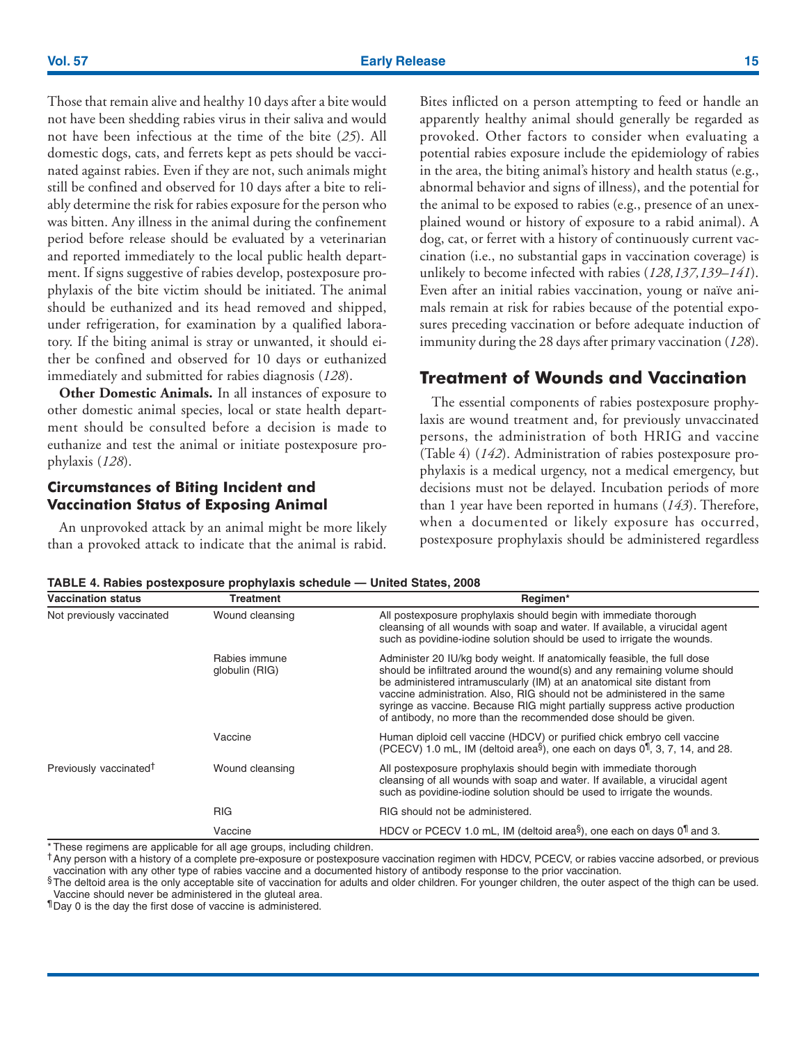Those that remain alive and healthy 10 days after a bite would not have been shedding rabies virus in their saliva and would not have been infectious at the time of the bite (*25*). All domestic dogs, cats, and ferrets kept as pets should be vaccinated against rabies. Even if they are not, such animals might still be confined and observed for 10 days after a bite to reliably determine the risk for rabies exposure for the person who was bitten. Any illness in the animal during the confinement period before release should be evaluated by a veterinarian and reported immediately to the local public health department. If signs suggestive of rabies develop, postexposure prophylaxis of the bite victim should be initiated. The animal should be euthanized and its head removed and shipped, under refrigeration, for examination by a qualified laboratory. If the biting animal is stray or unwanted, it should either be confined and observed for 10 days or euthanized immediately and submitted for rabies diagnosis (*128*).

**Other Domestic Animals.** In all instances of exposure to other domestic animal species, local or state health department should be consulted before a decision is made to euthanize and test the animal or initiate postexposure prophylaxis (*128*).

### Circumstances of Biting Incident and Vaccination Status of Exposing Animal

An unprovoked attack by an animal might be more likely than a provoked attack to indicate that the animal is rabid. Bites inflicted on a person attempting to feed or handle an apparently healthy animal should generally be regarded as provoked. Other factors to consider when evaluating a potential rabies exposure include the epidemiology of rabies in the area, the biting animal's history and health status (e.g., abnormal behavior and signs of illness), and the potential for the animal to be exposed to rabies (e.g., presence of an unexplained wound or history of exposure to a rabid animal). A dog, cat, or ferret with a history of continuously current vaccination (i.e., no substantial gaps in vaccination coverage) is unlikely to become infected with rabies (*128,137,139–141*). Even after an initial rabies vaccination, young or naïve animals remain at risk for rabies because of the potential exposures preceding vaccination or before adequate induction of immunity during the 28 days after primary vaccination (*128*).

## Treatment of Wounds and Vaccination

The essential components of rabies postexposure prophylaxis are wound treatment and, for previously unvaccinated persons, the administration of both HRIG and vaccine (Table 4) (*142*). Administration of rabies postexposure prophylaxis is a medical urgency, not a medical emergency, but decisions must not be delayed. Incubation periods of more than 1 year have been reported in humans (*143*). Therefore, when a documented or likely exposure has occurred, postexposure prophylaxis should be administered regardless

**TABLE 4. Rabies postexposure prophylaxis schedule — United States, 2008**

| Vaccination status | Treatment | Regimen* |
|---|---|---|
| Not previously vaccinated | Wound cleansing | All postexposure prophylaxis should begin with immediate thorough cleansing of all wounds with soap and water. If available, a virucidal agent such as povidine-iodine solution should be used to irrigate the wounds. |
| | Rabies immune globulin (RIG) | Administer 20 IU/kg body weight. If anatomically feasible, the full dose should be infiltrated around the wound(s) and any remaining volume should be administered intramuscularly (IM) at an anatomical site distant from vaccine administration. Also, RIG should not be administered in the same syringe as vaccine. Because RIG might partially suppress active production of antibody, no more than the recommended dose should be given. |
| | Vaccine | Human diploid cell vaccine (HDCV) or purified chick embryo cell vaccine (PCECV) 1.0 mL, IM (deltoid area§), one each on days 0¶, 3, 7, 14, and 28. |
| Previously vaccinated† | Wound cleansing | All postexposure prophylaxis should begin with immediate thorough cleansing of all wounds with soap and water. If available, a virucidal agent such as povidine-iodine solution should be used to irrigate the wounds. |
| | RIG | RIG should not be administered. |
| | Vaccine | HDCV or PCECV 1.0 mL, IM (deltoid area§), one each on days 0¶ and 3. |

\* These regimens are applicable for all age groups, including children.
† Any person with a history of a complete pre-exposure or postexposure vaccination regimen with HDCV, PCECV, or rabies vaccine adsorbed, or previous vaccination with any other type of rabies vaccine and a documented history of antibody response to the prior vaccination.
§ The deltoid area is the only acceptable site of vaccination for adults and older children. For younger children, the outer aspect of the thigh can be used. Vaccine should never be administered in the gluteal area.
¶ Day 0 is the day the first dose of vaccine is administered.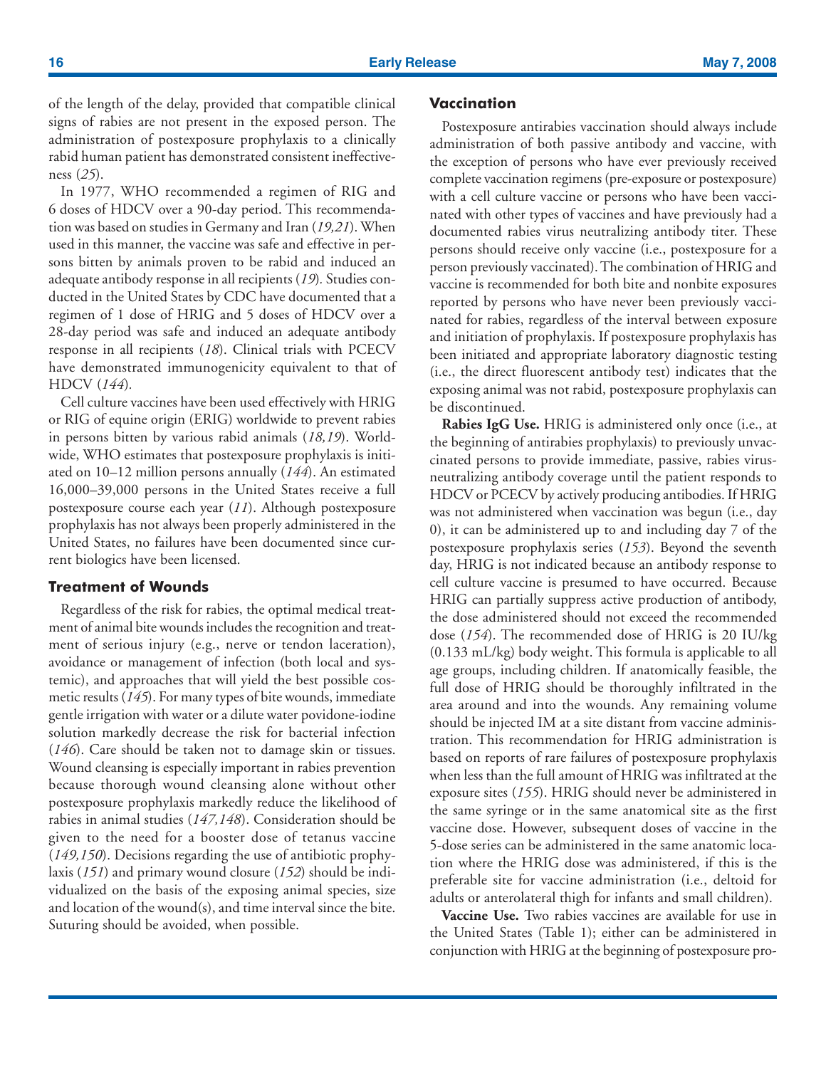of the length of the delay, provided that compatible clinical signs of rabies are not present in the exposed person. The administration of postexposure prophylaxis to a clinically rabid human patient has demonstrated consistent ineffectiveness (*25*).

In 1977, WHO recommended a regimen of RIG and 6 doses of HDCV over a 90-day period. This recommendation was based on studies in Germany and Iran (*19,21*). When used in this manner, the vaccine was safe and effective in persons bitten by animals proven to be rabid and induced an adequate antibody response in all recipients (*19*). Studies conducted in the United States by CDC have documented that a regimen of 1 dose of HRIG and 5 doses of HDCV over a 28-day period was safe and induced an adequate antibody response in all recipients (*18*). Clinical trials with PCECV have demonstrated immunogenicity equivalent to that of HDCV (*144*).

Cell culture vaccines have been used effectively with HRIG or RIG of equine origin (ERIG) worldwide to prevent rabies in persons bitten by various rabid animals (*18,19*). Worldwide, WHO estimates that postexposure prophylaxis is initiated on 10–12 million persons annually (*144*). An estimated 16,000–39,000 persons in the United States receive a full postexposure course each year (*11*). Although postexposure prophylaxis has not always been properly administered in the United States, no failures have been documented since current biologics have been licensed.

### Treatment of Wounds

Regardless of the risk for rabies, the optimal medical treatment of animal bite wounds includes the recognition and treatment of serious injury (e.g., nerve or tendon laceration), avoidance or management of infection (both local and systemic), and approaches that will yield the best possible cosmetic results (*145*). For many types of bite wounds, immediate gentle irrigation with water or a dilute water povidone-iodine solution markedly decrease the risk for bacterial infection (*146*). Care should be taken not to damage skin or tissues. Wound cleansing is especially important in rabies prevention because thorough wound cleansing alone without other postexposure prophylaxis markedly reduce the likelihood of rabies in animal studies (*147,148*). Consideration should be given to the need for a booster dose of tetanus vaccine (*149,150*). Decisions regarding the use of antibiotic prophylaxis (*151*) and primary wound closure (*152*) should be individualized on the basis of the exposing animal species, size and location of the wound(s), and time interval since the bite. Suturing should be avoided, when possible.

### Vaccination

Postexposure antirabies vaccination should always include administration of both passive antibody and vaccine, with the exception of persons who have ever previously received complete vaccination regimens (pre-exposure or postexposure) with a cell culture vaccine or persons who have been vaccinated with other types of vaccines and have previously had a documented rabies virus neutralizing antibody titer. These persons should receive only vaccine (i.e., postexposure for a person previously vaccinated). The combination of HRIG and vaccine is recommended for both bite and nonbite exposures reported by persons who have never been previously vaccinated for rabies, regardless of the interval between exposure and initiation of prophylaxis. If postexposure prophylaxis has been initiated and appropriate laboratory diagnostic testing (i.e., the direct fluorescent antibody test) indicates that the exposing animal was not rabid, postexposure prophylaxis can be discontinued.

**Rabies IgG Use.** HRIG is administered only once (i.e., at the beginning of antirabies prophylaxis) to previously unvaccinated persons to provide immediate, passive, rabies virus-neutralizing antibody coverage until the patient responds to HDCV or PCECV by actively producing antibodies. If HRIG was not administered when vaccination was begun (i.e., day 0), it can be administered up to and including day 7 of the postexposure prophylaxis series (*153*). Beyond the seventh day, HRIG is not indicated because an antibody response to cell culture vaccine is presumed to have occurred. Because HRIG can partially suppress active production of antibody, the dose administered should not exceed the recommended dose (*154*). The recommended dose of HRIG is 20 IU/kg (0.133 mL/kg) body weight. This formula is applicable to all age groups, including children. If anatomically feasible, the full dose of HRIG should be thoroughly infiltrated in the area around and into the wounds. Any remaining volume should be injected IM at a site distant from vaccine administration. This recommendation for HRIG administration is based on reports of rare failures of postexposure prophylaxis when less than the full amount of HRIG was infiltrated at the exposure sites (*155*). HRIG should never be administered in the same syringe or in the same anatomical site as the first vaccine dose. However, subsequent doses of vaccine in the 5-dose series can be administered in the same anatomic location where the HRIG dose was administered, if this is the preferable site for vaccine administration (i.e., deltoid for adults or anterolateral thigh for infants and small children).

**Vaccine Use.** Two rabies vaccines are available for use in the United States (Table 1); either can be administered in conjunction with HRIG at the beginning of postexposure pro-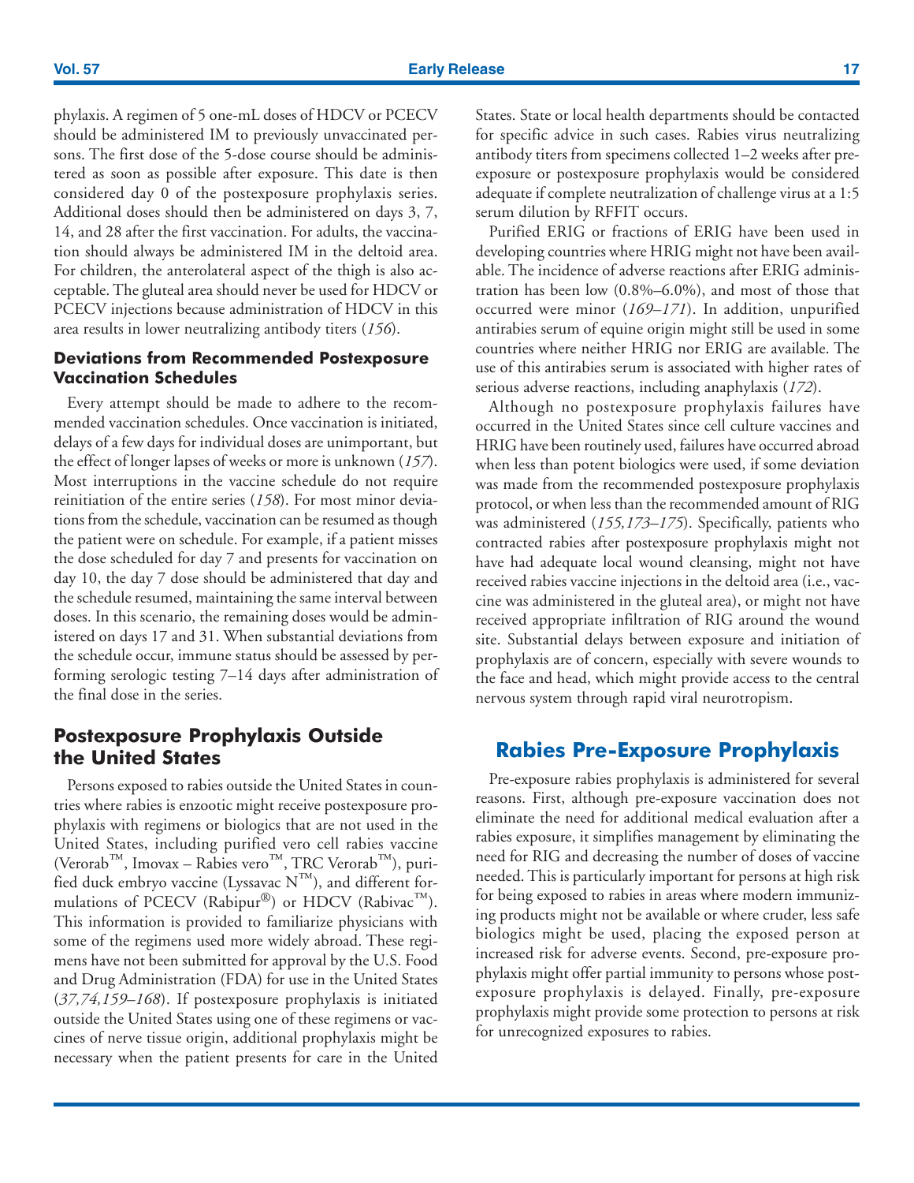phylaxis. A regimen of 5 one-mL doses of HDCV or PCECV should be administered IM to previously unvaccinated persons. The first dose of the 5-dose course should be administered as soon as possible after exposure. This date is then considered day 0 of the postexposure prophylaxis series. Additional doses should then be administered on days 3, 7, 14, and 28 after the first vaccination. For adults, the vaccination should always be administered IM in the deltoid area. For children, the anterolateral aspect of the thigh is also acceptable. The gluteal area should never be used for HDCV or PCECV injections because administration of HDCV in this area results in lower neutralizing antibody titers (*156*).

### Deviations from Recommended Postexposure Vaccination Schedules

Every attempt should be made to adhere to the recommended vaccination schedules. Once vaccination is initiated, delays of a few days for individual doses are unimportant, but the effect of longer lapses of weeks or more is unknown (*157*). Most interruptions in the vaccine schedule do not require reinitiation of the entire series (*158*). For most minor deviations from the schedule, vaccination can be resumed as though the patient were on schedule. For example, if a patient misses the dose scheduled for day 7 and presents for vaccination on day 10, the day 7 dose should be administered that day and the schedule resumed, maintaining the same interval between doses. In this scenario, the remaining doses would be administered on days 17 and 31. When substantial deviations from the schedule occur, immune status should be assessed by performing serologic testing 7–14 days after administration of the final dose in the series.

## Postexposure Prophylaxis Outside the United States

Persons exposed to rabies outside the United States in countries where rabies is enzootic might receive postexposure prophylaxis with regimens or biologics that are not used in the United States, including purified vero cell rabies vaccine (Verorab™, Imovax – Rabies vero™, TRC Verorab™), purified duck embryo vaccine (Lyssavac N™), and different formulations of PCECV (Rabipur®) or HDCV (Rabivac™). This information is provided to familiarize physicians with some of the regimens used more widely abroad. These regimens have not been submitted for approval by the U.S. Food and Drug Administration (FDA) for use in the United States (*37,74,159–168*). If postexposure prophylaxis is initiated outside the United States using one of these regimens or vaccines of nerve tissue origin, additional prophylaxis might be necessary when the patient presents for care in the United States. State or local health departments should be contacted for specific advice in such cases. Rabies virus neutralizing antibody titers from specimens collected 1–2 weeks after pre-exposure or postexposure prophylaxis would be considered adequate if complete neutralization of challenge virus at a 1:5 serum dilution by RFFIT occurs.

Purified ERIG or fractions of ERIG have been used in developing countries where HRIG might not have been available. The incidence of adverse reactions after ERIG administration has been low (0.8%–6.0%), and most of those that occurred were minor (*169–171*). In addition, unpurified antirabies serum of equine origin might still be used in some countries where neither HRIG nor ERIG are available. The use of this antirabies serum is associated with higher rates of serious adverse reactions, including anaphylaxis (*172*).

Although no postexposure prophylaxis failures have occurred in the United States since cell culture vaccines and HRIG have been routinely used, failures have occurred abroad when less than potent biologics were used, if some deviation was made from the recommended postexposure prophylaxis protocol, or when less than the recommended amount of RIG was administered (*155,173–175*). Specifically, patients who contracted rabies after postexposure prophylaxis might not have had adequate local wound cleansing, might not have received rabies vaccine injections in the deltoid area (i.e., vaccine was administered in the gluteal area), or might not have received appropriate infiltration of RIG around the wound site. Substantial delays between exposure and initiation of prophylaxis are of concern, especially with severe wounds to the face and head, which might provide access to the central nervous system through rapid viral neurotropism.

## Rabies Pre-Exposure Prophylaxis

Pre-exposure rabies prophylaxis is administered for several reasons. First, although pre-exposure vaccination does not eliminate the need for additional medical evaluation after a rabies exposure, it simplifies management by eliminating the need for RIG and decreasing the number of doses of vaccine needed. This is particularly important for persons at high risk for being exposed to rabies in areas where modern immunizing products might not be available or where cruder, less safe biologics might be used, placing the exposed person at increased risk for adverse events. Second, pre-exposure prophylaxis might offer partial immunity to persons whose postexposure prophylaxis is delayed. Finally, pre-exposure prophylaxis might provide some protection to persons at risk for unrecognized exposures to rabies.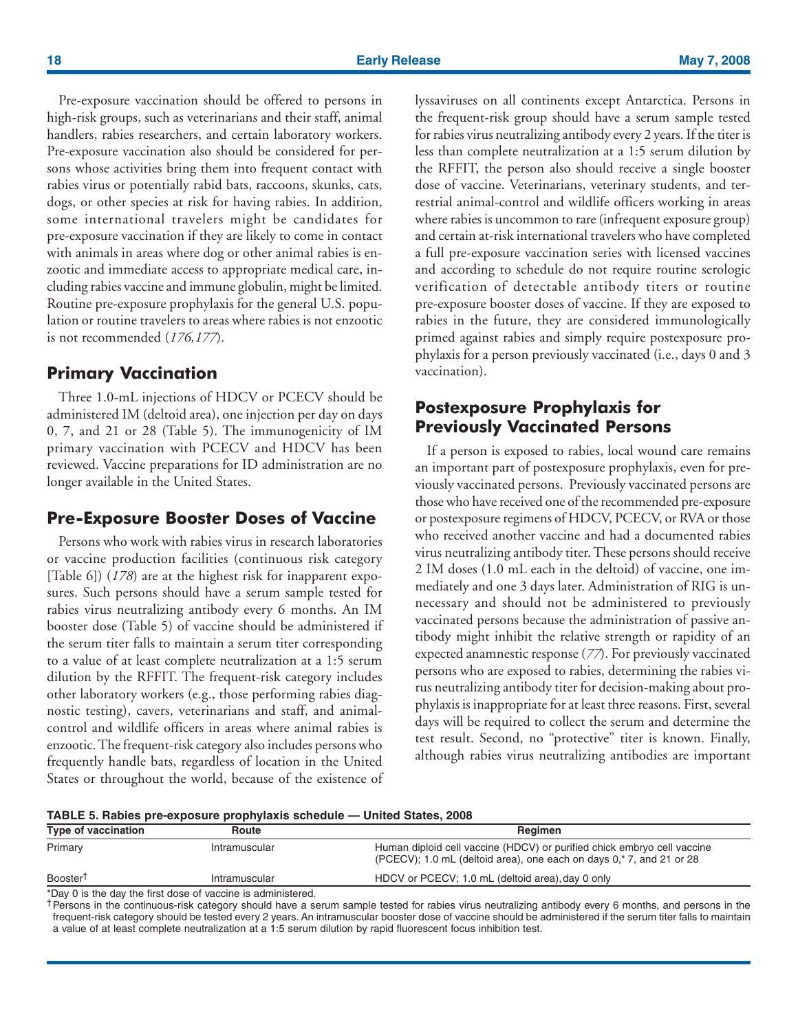Pre-exposure vaccination should be offered to persons in high-risk groups, such as veterinarians and their staff, animal handlers, rabies researchers, and certain laboratory workers. Pre-exposure vaccination also should be considered for persons whose activities bring them into frequent contact with rabies virus or potentially rabid bats, raccoons, skunks, cats, dogs, or other species at risk for having rabies. In addition, some international travelers might be candidates for pre-exposure vaccination if they are likely to come in contact with animals in areas where dog or other animal rabies is enzootic and immediate access to appropriate medical care, including rabies vaccine and immune globulin, might be limited. Routine pre-exposure prophylaxis for the general U.S. population or routine travelers to areas where rabies is not enzootic is not recommended (*176,177*).

## Primary Vaccination

Three 1.0-mL injections of HDCV or PCECV should be administered IM (deltoid area), one injection per day on days 0, 7, and 21 or 28 (Table 5). The immunogenicity of IM primary vaccination with PCECV and HDCV has been reviewed. Vaccine preparations for ID administration are no longer available in the United States.

## Pre-Exposure Booster Doses of Vaccine

Persons who work with rabies virus in research laboratories or vaccine production facilities (continuous risk category [Table 6]) (*178*) are at the highest risk for inapparent exposures. Such persons should have a serum sample tested for rabies virus neutralizing antibody every 6 months. An IM booster dose (Table 5) of vaccine should be administered if the serum titer falls to maintain a serum titer corresponding to a value of at least complete neutralization at a 1:5 serum dilution by the RFFIT. The frequent-risk category includes other laboratory workers (e.g., those performing rabies diagnostic testing), cavers, veterinarians and staff, and animal-control and wildlife officers in areas where animal rabies is enzootic. The frequent-risk category also includes persons who frequently handle bats, regardless of location in the United States or throughout the world, because of the existence of lyssaviruses on all continents except Antarctica. Persons in the frequent-risk group should have a serum sample tested for rabies virus neutralizing antibody every 2 years. If the titer is less than complete neutralization at a 1:5 serum dilution by the RFFIT, the person also should receive a single booster dose of vaccine. Veterinarians, veterinary students, and terrestrial animal-control and wildlife officers working in areas where rabies is uncommon to rare (infrequent exposure group) and certain at-risk international travelers who have completed a full pre-exposure vaccination series with licensed vaccines and according to schedule do not require routine serologic verification of detectable antibody titers or routine pre-exposure booster doses of vaccine. If they are exposed to rabies in the future, they are considered immunologically primed against rabies and simply require postexposure prophylaxis for a person previously vaccinated (i.e., days 0 and 3 vaccination).

## Postexposure Prophylaxis for Previously Vaccinated Persons

If a person is exposed to rabies, local wound care remains an important part of postexposure prophylaxis, even for previously vaccinated persons. Previously vaccinated persons are those who have received one of the recommended pre-exposure or postexposure regimens of HDCV, PCECV, or RVA or those who received another vaccine and had a documented rabies virus neutralizing antibody titer. These persons should receive 2 IM doses (1.0 mL each in the deltoid) of vaccine, one immediately and one 3 days later. Administration of RIG is unnecessary and should not be administered to previously vaccinated persons because the administration of passive antibody might inhibit the relative strength or rapidity of an expected anamnestic response (*77*). For previously vaccinated persons who are exposed to rabies, determining the rabies virus neutralizing antibody titer for decision-making about prophylaxis is inappropriate for at least three reasons. First, several days will be required to collect the serum and determine the test result. Second, no "protective" titer is known. Finally, although rabies virus neutralizing antibodies are important

**TABLE 5. Rabies pre-exposure prophylaxis schedule — United States, 2008**

| Type of vaccination | Route | Regimen |
| --- | --- | --- |
| Primary | Intramuscular | Human diploid cell vaccine (HDCV) or purified chick embryo cell vaccine (PCECV); 1.0 mL (deltoid area), one each on days 0,* 7, and 21 or 28 |
| Booster† | Intramuscular | HDCV or PCECV; 1.0 mL (deltoid area), day 0 only |

*Day 0 is the day the first dose of vaccine is administered.

†Persons in the continuous-risk category should have a serum sample tested for rabies virus neutralizing antibody every 6 months, and persons in the frequent-risk category should be tested every 2 years. An intramuscular booster dose of vaccine should be administered if the serum titer falls to maintain a value of at least complete neutralization at a 1:5 serum dilution by rapid fluorescent focus inhibition test.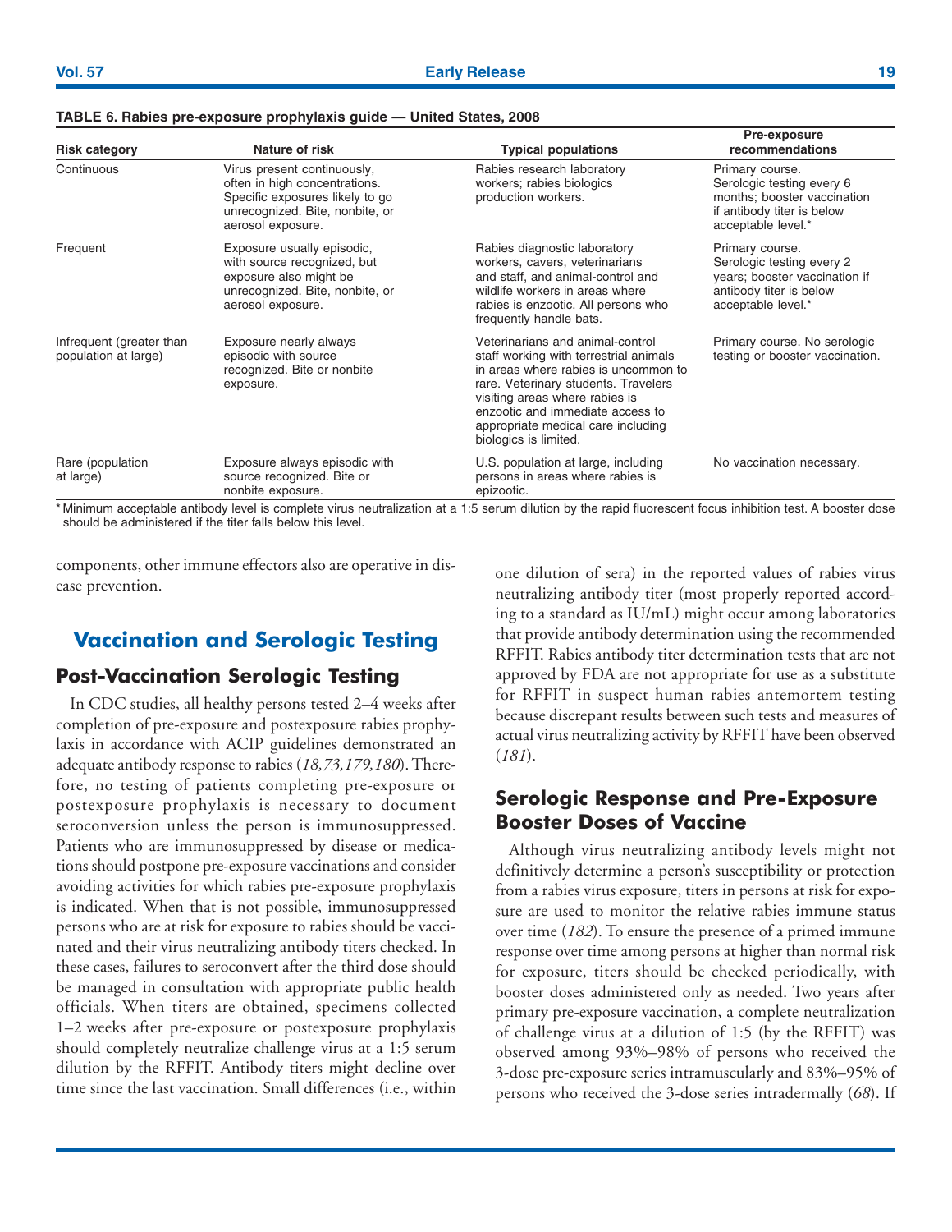**TABLE 6. Rabies pre-exposure prophylaxis guide — United States, 2008**

| Risk category | Nature of risk | Typical populations | Pre-exposure recommendations |
|---|---|---|---|
| Continuous | Virus present continuously, often in high concentrations. Specific exposures likely to go unrecognized. Bite, nonbite, or aerosol exposure. | Rabies research laboratory workers; rabies biologics production workers. | Primary course. Serologic testing every 6 months; booster vaccination if antibody titer is below acceptable level.* |
| Frequent | Exposure usually episodic, with source recognized, but exposure also might be unrecognized. Bite, nonbite, or aerosol exposure. | Rabies diagnostic laboratory workers, cavers, veterinarians and staff, and animal-control and wildlife workers in areas where rabies is enzootic. All persons who frequently handle bats. | Primary course. Serologic testing every 2 years; booster vaccination if antibody titer is below acceptable level.* |
| Infrequent (greater than population at large) | Exposure nearly always episodic with source recognized. Bite or nonbite exposure. | Veterinarians and animal-control staff working with terrestrial animals in areas where rabies is uncommon to rare. Veterinary students. Travelers visiting areas where rabies is enzootic and immediate access to appropriate medical care including biologics is limited. | Primary course. No serologic testing or booster vaccination. |
| Rare (population at large) | Exposure always episodic with source recognized. Bite or nonbite exposure. | U.S. population at large, including persons in areas where rabies is epizootic. | No vaccination necessary. |

*Minimum acceptable antibody level is complete virus neutralization at a 1:5 serum dilution by the rapid fluorescent focus inhibition test. A booster dose should be administered if the titer falls below this level.

components, other immune effectors also are operative in disease prevention.

## Vaccination and Serologic Testing

### Post-Vaccination Serologic Testing

In CDC studies, all healthy persons tested 2–4 weeks after completion of pre-exposure and postexposure rabies prophylaxis in accordance with ACIP guidelines demonstrated an adequate antibody response to rabies (*18,73,179,180*). Therefore, no testing of patients completing pre-exposure or postexposure prophylaxis is necessary to document seroconversion unless the person is immunosuppressed. Patients who are immunosuppressed by disease or medications should postpone pre-exposure vaccinations and consider avoiding activities for which rabies pre-exposure prophylaxis is indicated. When that is not possible, immunosuppressed persons who are at risk for exposure to rabies should be vaccinated and their virus neutralizing antibody titers checked. In these cases, failures to seroconvert after the third dose should be managed in consultation with appropriate public health officials. When titers are obtained, specimens collected 1–2 weeks after pre-exposure or postexposure prophylaxis should completely neutralize challenge virus at a 1:5 serum dilution by the RFFIT. Antibody titers might decline over time since the last vaccination. Small differences (i.e., within one dilution of sera) in the reported values of rabies virus neutralizing antibody titer (most properly reported according to a standard as IU/mL) might occur among laboratories that provide antibody determination using the recommended RFFIT. Rabies antibody titer determination tests that are not approved by FDA are not appropriate for use as a substitute for RFFIT in suspect human rabies antemortem testing because discrepant results between such tests and measures of actual virus neutralizing activity by RFFIT have been observed (*181*).

### Serologic Response and Pre-Exposure Booster Doses of Vaccine

Although virus neutralizing antibody levels might not definitively determine a person's susceptibility or protection from a rabies virus exposure, titers in persons at risk for exposure are used to monitor the relative rabies immune status over time (*182*). To ensure the presence of a primed immune response over time among persons at higher than normal risk for exposure, titers should be checked periodically, with booster doses administered only as needed. Two years after primary pre-exposure vaccination, a complete neutralization of challenge virus at a dilution of 1:5 (by the RFFIT) was observed among 93%–98% of persons who received the 3-dose pre-exposure series intramuscularly and 83%–95% of persons who received the 3-dose series intradermally (*68*). If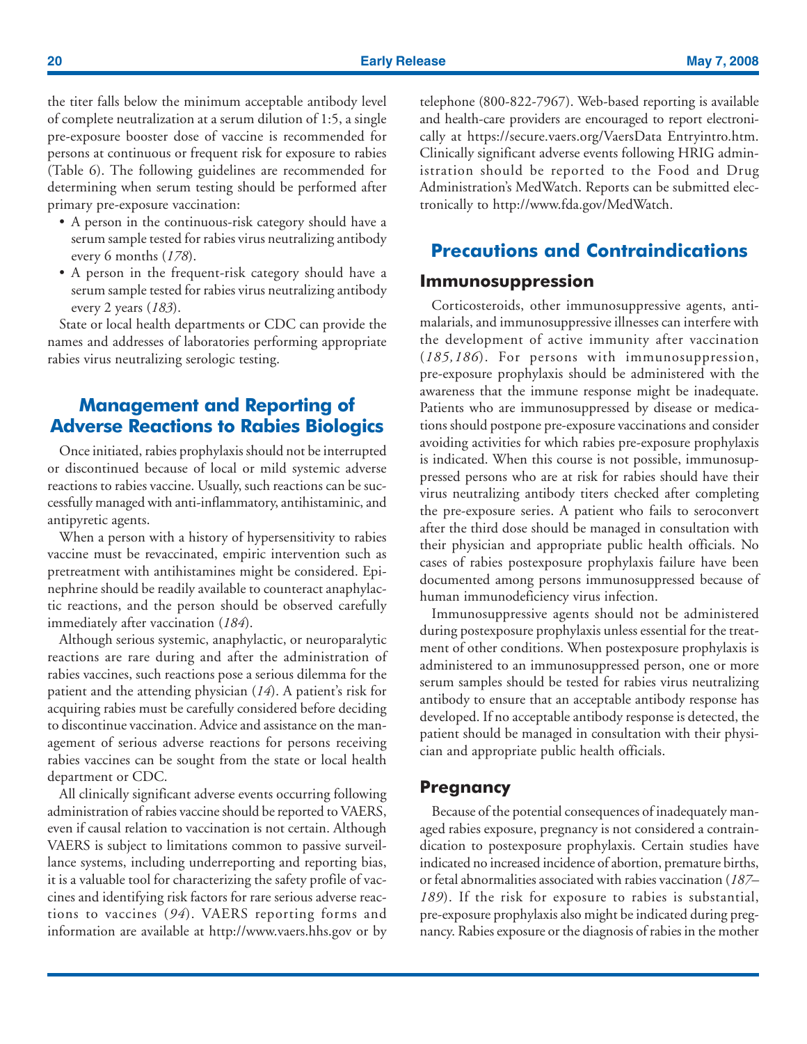the titer falls below the minimum acceptable antibody level of complete neutralization at a serum dilution of 1:5, a single pre-exposure booster dose of vaccine is recommended for persons at continuous or frequent risk for exposure to rabies (Table 6). The following guidelines are recommended for determining when serum testing should be performed after primary pre-exposure vaccination:

- A person in the continuous-risk category should have a serum sample tested for rabies virus neutralizing antibody every 6 months (*178*).
- A person in the frequent-risk category should have a serum sample tested for rabies virus neutralizing antibody every 2 years (*183*).

State or local health departments or CDC can provide the names and addresses of laboratories performing appropriate rabies virus neutralizing serologic testing.

## Management and Reporting of Adverse Reactions to Rabies Biologics

Once initiated, rabies prophylaxis should not be interrupted or discontinued because of local or mild systemic adverse reactions to rabies vaccine. Usually, such reactions can be successfully managed with anti-inflammatory, antihistaminic, and antipyretic agents.

When a person with a history of hypersensitivity to rabies vaccine must be revaccinated, empiric intervention such as pretreatment with antihistamines might be considered. Epinephrine should be readily available to counteract anaphylactic reactions, and the person should be observed carefully immediately after vaccination (*184*).

Although serious systemic, anaphylactic, or neuroparalytic reactions are rare during and after the administration of rabies vaccines, such reactions pose a serious dilemma for the patient and the attending physician (*14*). A patient's risk for acquiring rabies must be carefully considered before deciding to discontinue vaccination. Advice and assistance on the management of serious adverse reactions for persons receiving rabies vaccines can be sought from the state or local health department or CDC.

All clinically significant adverse events occurring following administration of rabies vaccine should be reported to VAERS, even if causal relation to vaccination is not certain. Although VAERS is subject to limitations common to passive surveillance systems, including underreporting and reporting bias, it is a valuable tool for characterizing the safety profile of vaccines and identifying risk factors for rare serious adverse reactions to vaccines (*94*). VAERS reporting forms and information are available at http://www.vaers.hhs.gov or by telephone (800-822-7967). Web-based reporting is available and health-care providers are encouraged to report electronically at https://secure.vaers.org/VaersData Entryintro.htm. Clinically significant adverse events following HRIG administration should be reported to the Food and Drug Administration's MedWatch. Reports can be submitted electronically to http://www.fda.gov/MedWatch.

## Precautions and Contraindications

### Immunosuppression

Corticosteroids, other immunosuppressive agents, antimalarials, and immunosuppressive illnesses can interfere with the development of active immunity after vaccination (*185,186*). For persons with immunosuppression, pre-exposure prophylaxis should be administered with the awareness that the immune response might be inadequate. Patients who are immunosuppressed by disease or medications should postpone pre-exposure vaccinations and consider avoiding activities for which rabies pre-exposure prophylaxis is indicated. When this course is not possible, immunosuppressed persons who are at risk for rabies should have their virus neutralizing antibody titers checked after completing the pre-exposure series. A patient who fails to seroconvert after the third dose should be managed in consultation with their physician and appropriate public health officials. No cases of rabies postexposure prophylaxis failure have been documented among persons immunosuppressed because of human immunodeficiency virus infection.

Immunosuppressive agents should not be administered during postexposure prophylaxis unless essential for the treatment of other conditions. When postexposure prophylaxis is administered to an immunosuppressed person, one or more serum samples should be tested for rabies virus neutralizing antibody to ensure that an acceptable antibody response has developed. If no acceptable antibody response is detected, the patient should be managed in consultation with their physician and appropriate public health officials.

### Pregnancy

Because of the potential consequences of inadequately managed rabies exposure, pregnancy is not considered a contraindication to postexposure prophylaxis. Certain studies have indicated no increased incidence of abortion, premature births, or fetal abnormalities associated with rabies vaccination (*187–189*). If the risk for exposure to rabies is substantial, pre-exposure prophylaxis also might be indicated during pregnancy. Rabies exposure or the diagnosis of rabies in the mother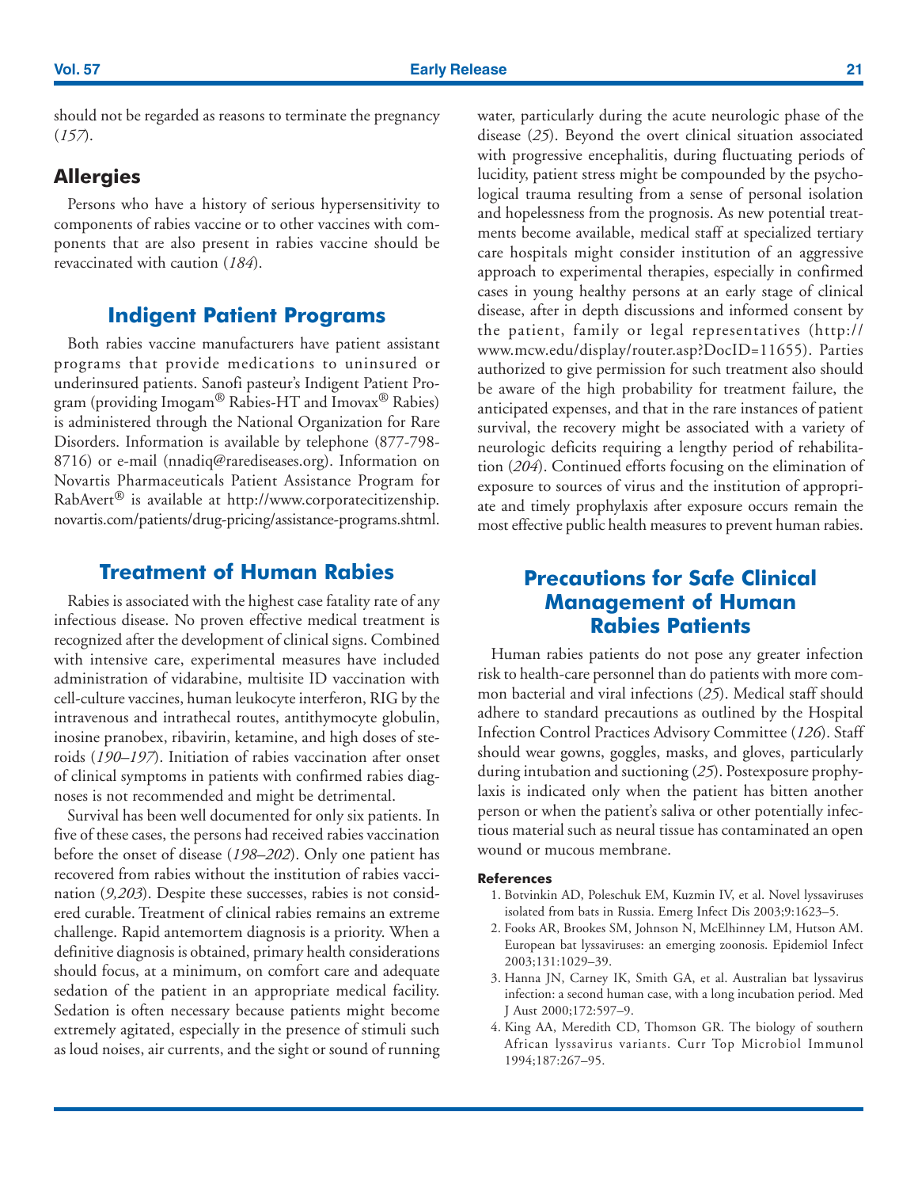should not be regarded as reasons to terminate the pregnancy (*157*).

## Allergies

Persons who have a history of serious hypersensitivity to components of rabies vaccine or to other vaccines with components that are also present in rabies vaccine should be revaccinated with caution (*184*).

## Indigent Patient Programs

Both rabies vaccine manufacturers have patient assistant programs that provide medications to uninsured or underinsured patients. Sanofi pasteur's Indigent Patient Program (providing Imogam® Rabies-HT and Imovax® Rabies) is administered through the National Organization for Rare Disorders. Information is available by telephone (877-798-8716) or e-mail (nnadiq@rarediseases.org). Information on Novartis Pharmaceuticals Patient Assistance Program for RabAvert® is available at http://www.corporatecitizenship.novartis.com/patients/drug-pricing/assistance-programs.shtml.

## Treatment of Human Rabies

Rabies is associated with the highest case fatality rate of any infectious disease. No proven effective medical treatment is recognized after the development of clinical signs. Combined with intensive care, experimental measures have included administration of vidarabine, multisite ID vaccination with cell-culture vaccines, human leukocyte interferon, RIG by the intravenous and intrathecal routes, antithymocyte globulin, inosine pranobex, ribavirin, ketamine, and high doses of steroids (*190–197*). Initiation of rabies vaccination after onset of clinical symptoms in patients with confirmed rabies diagnoses is not recommended and might be detrimental.

Survival has been well documented for only six patients. In five of these cases, the persons had received rabies vaccination before the onset of disease (*198–202*). Only one patient has recovered from rabies without the institution of rabies vaccination (*9,203*). Despite these successes, rabies is not considered curable. Treatment of clinical rabies remains an extreme challenge. Rapid antemortem diagnosis is a priority. When a definitive diagnosis is obtained, primary health considerations should focus, at a minimum, on comfort care and adequate sedation of the patient in an appropriate medical facility. Sedation is often necessary because patients might become extremely agitated, especially in the presence of stimuli such as loud noises, air currents, and the sight or sound of running water, particularly during the acute neurologic phase of the disease (*25*). Beyond the overt clinical situation associated with progressive encephalitis, during fluctuating periods of lucidity, patient stress might be compounded by the psychological trauma resulting from a sense of personal isolation and hopelessness from the prognosis. As new potential treatments become available, medical staff at specialized tertiary care hospitals might consider institution of an aggressive approach to experimental therapies, especially in confirmed cases in young healthy persons at an early stage of clinical disease, after in depth discussions and informed consent by the patient, family or legal representatives (http://www.mcw.edu/display/router.asp?DocID=11655). Parties authorized to give permission for such treatment also should be aware of the high probability for treatment failure, the anticipated expenses, and that in the rare instances of patient survival, the recovery might be associated with a variety of neurologic deficits requiring a lengthy period of rehabilitation (*204*). Continued efforts focusing on the elimination of exposure to sources of virus and the institution of appropriate and timely prophylaxis after exposure occurs remain the most effective public health measures to prevent human rabies.

## Precautions for Safe Clinical Management of Human Rabies Patients

Human rabies patients do not pose any greater infection risk to health-care personnel than do patients with more common bacterial and viral infections (*25*). Medical staff should adhere to standard precautions as outlined by the Hospital Infection Control Practices Advisory Committee (*126*). Staff should wear gowns, goggles, masks, and gloves, particularly during intubation and suctioning (*25*). Postexposure prophylaxis is indicated only when the patient has bitten another person or when the patient's saliva or other potentially infectious material such as neural tissue has contaminated an open wound or mucous membrane.

### References

1. Botvinkin AD, Poleschuk EM, Kuzmin IV, et al. Novel lyssaviruses isolated from bats in Russia. Emerg Infect Dis 2003;9:1623–5.
2. Fooks AR, Brookes SM, Johnson N, McElhinney LM, Hutson AM. European bat lyssaviruses: an emerging zoonosis. Epidemiol Infect 2003;131:1029–39.
3. Hanna JN, Carney IK, Smith GA, et al. Australian bat lyssavirus infection: a second human case, with a long incubation period. Med J Aust 2000;172:597–9.
4. King AA, Meredith CD, Thomson GR. The biology of southern African lyssavirus variants. Curr Top Microbiol Immunol 1994;187:267–95.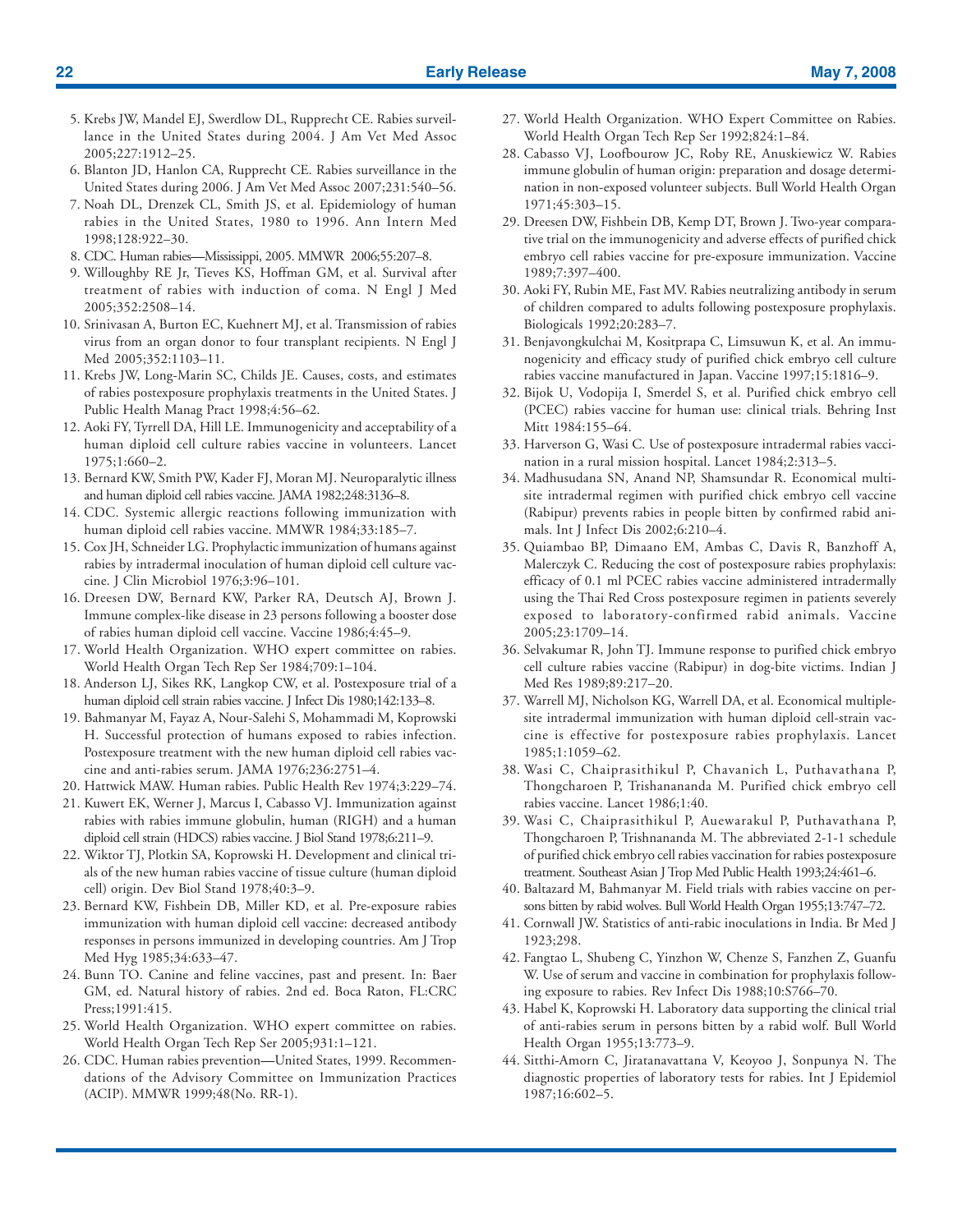5. Krebs JW, Mandel EJ, Swerdlow DL, Rupprecht CE. Rabies surveillance in the United States during 2004. J Am Vet Med Assoc 2005;227:1912–25.
6. Blanton JD, Hanlon CA, Rupprecht CE. Rabies surveillance in the United States during 2006. J Am Vet Med Assoc 2007;231:540–56.
7. Noah DL, Drenzek CL, Smith JS, et al. Epidemiology of human rabies in the United States, 1980 to 1996. Ann Intern Med 1998;128:922–30.
8. CDC. Human rabies—Mississippi, 2005. MMWR 2006;55:207–8.
9. Willoughby RE Jr, Tieves KS, Hoffman GM, et al. Survival after treatment of rabies with induction of coma. N Engl J Med 2005;352:2508–14.
10. Srinivasan A, Burton EC, Kuehnert MJ, et al. Transmission of rabies virus from an organ donor to four transplant recipients. N Engl J Med 2005;352:1103–11.
11. Krebs JW, Long-Marin SC, Childs JE. Causes, costs, and estimates of rabies postexposure prophylaxis treatments in the United States. J Public Health Manag Pract 1998;4:56–62.
12. Aoki FY, Tyrrell DA, Hill LE. Immunogenicity and acceptability of a human diploid cell culture rabies vaccine in volunteers. Lancet 1975;1:660–2.
13. Bernard KW, Smith PW, Kader FJ, Moran MJ. Neuroparalytic illness and human diploid cell rabies vaccine. JAMA 1982;248:3136–8.
14. CDC. Systemic allergic reactions following immunization with human diploid cell rabies vaccine. MMWR 1984;33:185–7.
15. Cox JH, Schneider LG. Prophylactic immunization of humans against rabies by intradermal inoculation of human diploid cell culture vaccine. J Clin Microbiol 1976;3:96–101.
16. Dreesen DW, Bernard KW, Parker RA, Deutsch AJ, Brown J. Immune complex-like disease in 23 persons following a booster dose of rabies human diploid cell vaccine. Vaccine 1986;4:45–9.
17. World Health Organization. WHO expert committee on rabies. World Health Organ Tech Rep Ser 1984;709:1–104.
18. Anderson LJ, Sikes RK, Langkop CW, et al. Postexposure trial of a human diploid cell strain rabies vaccine. J Infect Dis 1980;142:133–8.
19. Bahmanyar M, Fayaz A, Nour-Salehi S, Mohammadi M, Koprowski H. Successful protection of humans exposed to rabies infection. Postexposure treatment with the new human diploid cell rabies vaccine and anti-rabies serum. JAMA 1976;236:2751–4.
20. Hattwick MAW. Human rabies. Public Health Rev 1974;3:229–74.
21. Kuwert EK, Werner J, Marcus I, Cabasso VJ. Immunization against rabies with rabies immune globulin, human (RIGH) and a human diploid cell strain (HDCS) rabies vaccine. J Biol Stand 1978;6:211–9.
22. Wiktor TJ, Plotkin SA, Koprowski H. Development and clinical trials of the new human rabies vaccine of tissue culture (human diploid cell) origin. Dev Biol Stand 1978;40:3–9.
23. Bernard KW, Fishbein DB, Miller KD, et al. Pre-exposure rabies immunization with human diploid cell vaccine: decreased antibody responses in persons immunized in developing countries. Am J Trop Med Hyg 1985;34:633–47.
24. Bunn TO. Canine and feline vaccines, past and present. In: Baer GM, ed. Natural history of rabies. 2nd ed. Boca Raton, FL:CRC Press;1991:415.
25. World Health Organization. WHO expert committee on rabies. World Health Organ Tech Rep Ser 2005;931:1–121.
26. CDC. Human rabies prevention—United States, 1999. Recommendations of the Advisory Committee on Immunization Practices (ACIP). MMWR 1999;48(No. RR-1).
27. World Health Organization. WHO Expert Committee on Rabies. World Health Organ Tech Rep Ser 1992;824:1–84.
28. Cabasso VJ, Loofbourow JC, Roby RE, Anuskiewicz W. Rabies immune globulin of human origin: preparation and dosage determination in non-exposed volunteer subjects. Bull World Health Organ 1971;45:303–15.
29. Dreesen DW, Fishbein DB, Kemp DT, Brown J. Two-year comparative trial on the immunogenicity and adverse effects of purified chick embryo cell rabies vaccine for pre-exposure immunization. Vaccine 1989;7:397–400.
30. Aoki FY, Rubin ME, Fast MV. Rabies neutralizing antibody in serum of children compared to adults following postexposure prophylaxis. Biologicals 1992;20:283–7.
31. Benjavongkulchai M, Kositprapa C, Limsuwun K, et al. An immunogenicity and efficacy study of purified chick embryo cell culture rabies vaccine manufactured in Japan. Vaccine 1997;15:1816–9.
32. Bijok U, Vodopija I, Smerdel S, et al. Purified chick embryo cell (PCEC) rabies vaccine for human use: clinical trials. Behring Inst Mitt 1984:155–64.
33. Harverson G, Wasi C. Use of postexposure intradermal rabies vaccination in a rural mission hospital. Lancet 1984;2:313–5.
34. Madhusudana SN, Anand NP, Shamsundar R. Economical multi-site intradermal regimen with purified chick embryo cell vaccine (Rabipur) prevents rabies in people bitten by confirmed rabid animals. Int J Infect Dis 2002;6:210–4.
35. Quiambao BP, Dimaano EM, Ambas C, Davis R, Banzhoff A, Malerczyk C. Reducing the cost of postexposure rabies prophylaxis: efficacy of 0.1 ml PCEC rabies vaccine administered intradermally using the Thai Red Cross postexposure regimen in patients severely exposed to laboratory-confirmed rabid animals. Vaccine 2005;23:1709–14.
36. Selvakumar R, John TJ. Immune response to purified chick embryo cell culture rabies vaccine (Rabipur) in dog-bite victims. Indian J Med Res 1989;89:217–20.
37. Warrell MJ, Nicholson KG, Warrell DA, et al. Economical multiple-site intradermal immunization with human diploid cell-strain vaccine is effective for postexposure rabies prophylaxis. Lancet 1985;1:1059–62.
38. Wasi C, Chaiprasithikul P, Chavanich L, Puthavathana P, Thongcharoen P, Trishanananda M. Purified chick embryo cell rabies vaccine. Lancet 1986;1:40.
39. Wasi C, Chaiprasithikul P, Auewarakul P, Puthavathana P, Thongcharoen P, Trishnananda M. The abbreviated 2-1-1 schedule of purified chick embryo cell rabies vaccination for rabies postexposure treatment. Southeast Asian J Trop Med Public Health 1993;24:461–6.
40. Baltazard M, Bahmanyar M. Field trials with rabies vaccine on persons bitten by rabid wolves. Bull World Health Organ 1955;13:747–72.
41. Cornwall JW. Statistics of anti-rabic inoculations in India. Br Med J 1923;298.
42. Fangtao L, Shubeng C, Yinzhon W, Chenze S, Fanzhen Z, Guanfu W. Use of serum and vaccine in combination for prophylaxis following exposure to rabies. Rev Infect Dis 1988;10:S766–70.
43. Habel K, Koprowski H. Laboratory data supporting the clinical trial of anti-rabies serum in persons bitten by a rabid wolf. Bull World Health Organ 1955;13:773–9.
44. Sitthi-Amorn C, Jiratanavattana V, Keoyoo J, Sonpunya N. The diagnostic properties of laboratory tests for rabies. Int J Epidemiol 1987;16:602–5.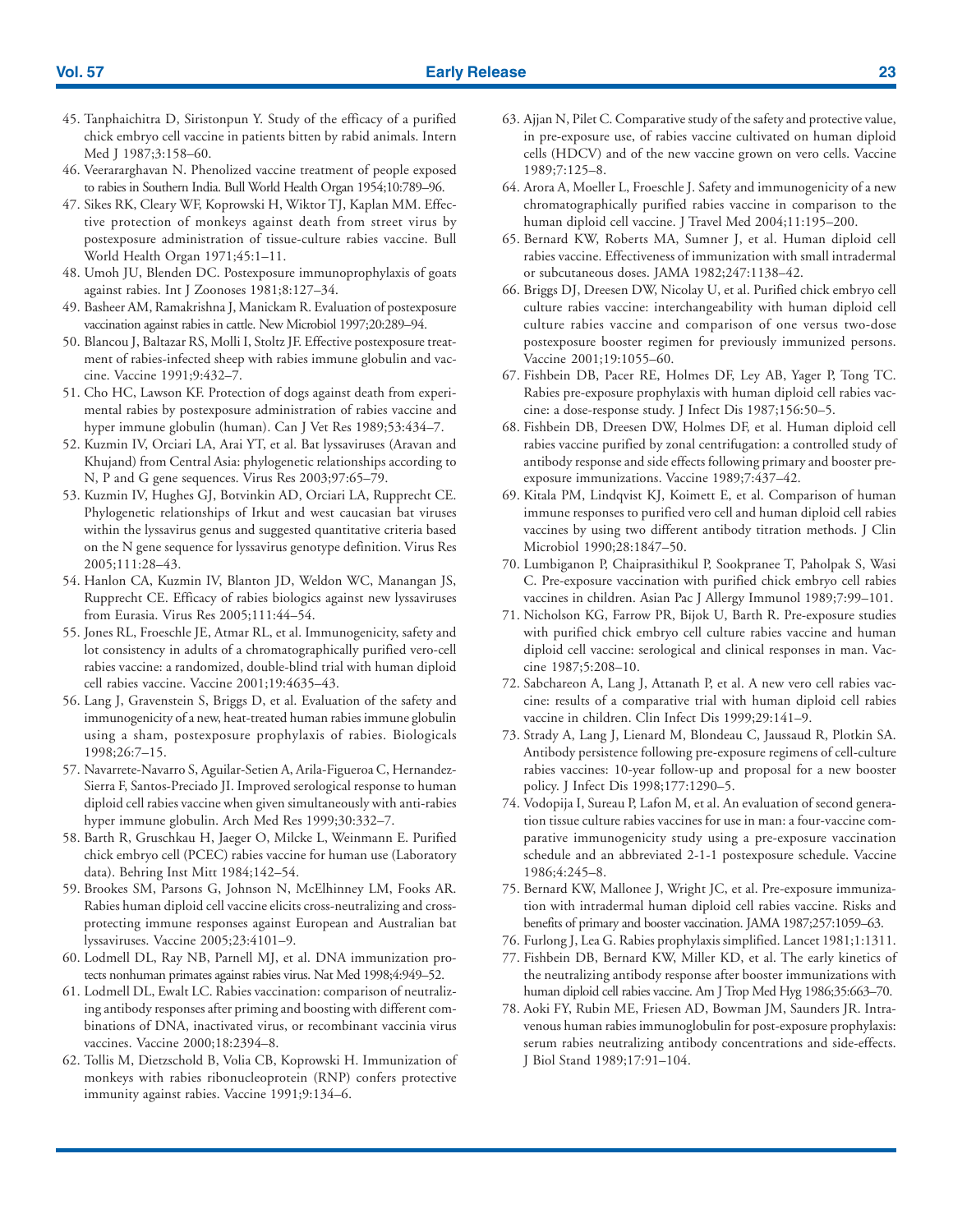45. Tanphaichitra D, Siristonpun Y. Study of the efficacy of a purified chick embryo cell vaccine in patients bitten by rabid animals. Intern Med J 1987;3:158–60.
46. Veerararghavan N. Phenolized vaccine treatment of people exposed to rabies in Southern India. Bull World Health Organ 1954;10:789–96.
47. Sikes RK, Cleary WF, Koprowski H, Wiktor TJ, Kaplan MM. Effective protection of monkeys against death from street virus by postexposure administration of tissue-culture rabies vaccine. Bull World Health Organ 1971;45:1–11.
48. Umoh JU, Blenden DC. Postexposure immunoprophylaxis of goats against rabies. Int J Zoonoses 1981;8:127–34.
49. Basheer AM, Ramakrishna J, Manickam R. Evaluation of postexposure vaccination against rabies in cattle. New Microbiol 1997;20:289–94.
50. Blancou J, Baltazar RS, Molli I, Stoltz JF. Effective postexposure treatment of rabies-infected sheep with rabies immune globulin and vaccine. Vaccine 1991;9:432–7.
51. Cho HC, Lawson KF. Protection of dogs against death from experimental rabies by postexposure administration of rabies vaccine and hyper immune globulin (human). Can J Vet Res 1989;53:434–7.
52. Kuzmin IV, Orciari LA, Arai YT, et al. Bat lyssaviruses (Aravan and Khujand) from Central Asia: phylogenetic relationships according to N, P and G gene sequences. Virus Res 2003;97:65–79.
53. Kuzmin IV, Hughes GJ, Botvinkin AD, Orciari LA, Rupprecht CE. Phylogenetic relationships of Irkut and west caucasian bat viruses within the lyssavirus genus and suggested quantitative criteria based on the N gene sequence for lyssavirus genotype definition. Virus Res 2005;111:28–43.
54. Hanlon CA, Kuzmin IV, Blanton JD, Weldon WC, Manangan JS, Rupprecht CE. Efficacy of rabies biologics against new lyssaviruses from Eurasia. Virus Res 2005;111:44–54.
55. Jones RL, Froeschle JE, Atmar RL, et al. Immunogenicity, safety and lot consistency in adults of a chromatographically purified vero-cell rabies vaccine: a randomized, double-blind trial with human diploid cell rabies vaccine. Vaccine 2001;19:4635–43.
56. Lang J, Gravenstein S, Briggs D, et al. Evaluation of the safety and immunogenicity of a new, heat-treated human rabies immune globulin using a sham, postexposure prophylaxis of rabies. Biologicals 1998;26:7–15.
57. Navarrete-Navarro S, Aguilar-Setien A, Arila-Figueroa C, Hernandez-Sierra F, Santos-Preciado JI. Improved serological response to human diploid cell rabies vaccine when given simultaneously with anti-rabies hyper immune globulin. Arch Med Res 1999;30:332–7.
58. Barth R, Gruschkau H, Jaeger O, Milcke L, Weinmann E. Purified chick embryo cell (PCEC) rabies vaccine for human use (Laboratory data). Behring Inst Mitt 1984;142–54.
59. Brookes SM, Parsons G, Johnson N, McElhinney LM, Fooks AR. Rabies human diploid cell vaccine elicits cross-neutralizing and cross-protecting immune responses against European and Australian bat lyssaviruses. Vaccine 2005;23:4101–9.
60. Lodmell DL, Ray NB, Parnell MJ, et al. DNA immunization protects nonhuman primates against rabies virus. Nat Med 1998;4:949–52.
61. Lodmell DL, Ewalt LC. Rabies vaccination: comparison of neutralizing antibody responses after priming and boosting with different combinations of DNA, inactivated virus, or recombinant vaccinia virus vaccines. Vaccine 2000;18:2394–8.
62. Tollis M, Dietzschold B, Volia CB, Koprowski H. Immunization of monkeys with rabies ribonucleoprotein (RNP) confers protective immunity against rabies. Vaccine 1991;9:134–6.
63. Ajjan N, Pilet C. Comparative study of the safety and protective value, in pre-exposure use, of rabies vaccine cultivated on human diploid cells (HDCV) and of the new vaccine grown on vero cells. Vaccine 1989;7:125–8.
64. Arora A, Moeller L, Froeschle J. Safety and immunogenicity of a new chromatographically purified rabies vaccine in comparison to the human diploid cell vaccine. J Travel Med 2004;11:195–200.
65. Bernard KW, Roberts MA, Sumner J, et al. Human diploid cell rabies vaccine. Effectiveness of immunization with small intradermal or subcutaneous doses. JAMA 1982;247:1138–42.
66. Briggs DJ, Dreesen DW, Nicolay U, et al. Purified chick embryo cell culture rabies vaccine: interchangeability with human diploid cell culture rabies vaccine and comparison of one versus two-dose postexposure booster regimen for previously immunized persons. Vaccine 2001;19:1055–60.
67. Fishbein DB, Pacer RE, Holmes DF, Ley AB, Yager P, Tong TC. Rabies pre-exposure prophylaxis with human diploid cell rabies vaccine: a dose-response study. J Infect Dis 1987;156:50–5.
68. Fishbein DB, Dreesen DW, Holmes DF, et al. Human diploid cell rabies vaccine purified by zonal centrifugation: a controlled study of antibody response and side effects following primary and booster pre-exposure immunizations. Vaccine 1989;7:437–42.
69. Kitala PM, Lindqvist KJ, Koimett E, et al. Comparison of human immune responses to purified vero cell and human diploid cell rabies vaccines by using two different antibody titration methods. J Clin Microbiol 1990;28:1847–50.
70. Lumbiganon P, Chaiprasithikul P, Sookpranee T, Paholpak S, Wasi C. Pre-exposure vaccination with purified chick embryo cell rabies vaccines in children. Asian Pac J Allergy Immunol 1989;7:99–101.
71. Nicholson KG, Farrow PR, Bijok U, Barth R. Pre-exposure studies with purified chick embryo cell culture rabies vaccine and human diploid cell vaccine: serological and clinical responses in man. Vaccine 1987;5:208–10.
72. Sabchareon A, Lang J, Attanath P, et al. A new vero cell rabies vaccine: results of a comparative trial with human diploid cell rabies vaccine in children. Clin Infect Dis 1999;29:141–9.
73. Strady A, Lang J, Lienard M, Blondeau C, Jaussaud R, Plotkin SA. Antibody persistence following pre-exposure regimens of cell-culture rabies vaccines: 10-year follow-up and proposal for a new booster policy. J Infect Dis 1998;177:1290–5.
74. Vodopija I, Sureau P, Lafon M, et al. An evaluation of second generation tissue culture rabies vaccines for use in man: a four-vaccine comparative immunogenicity study using a pre-exposure vaccination schedule and an abbreviated 2-1-1 postexposure schedule. Vaccine 1986;4:245–8.
75. Bernard KW, Mallonee J, Wright JC, et al. Pre-exposure immunization with intradermal human diploid cell rabies vaccine. Risks and benefits of primary and booster vaccination. JAMA 1987;257:1059–63.
76. Furlong J, Lea G. Rabies prophylaxis simplified. Lancet 1981;1:1311.
77. Fishbein DB, Bernard KW, Miller KD, et al. The early kinetics of the neutralizing antibody response after booster immunizations with human diploid cell rabies vaccine. Am J Trop Med Hyg 1986;35:663–70.
78. Aoki FY, Rubin ME, Friesen AD, Bowman JM, Saunders JR. Intravenous human rabies immunoglobulin for post-exposure prophylaxis: serum rabies neutralizing antibody concentrations and side-effects. J Biol Stand 1989;17:91–104.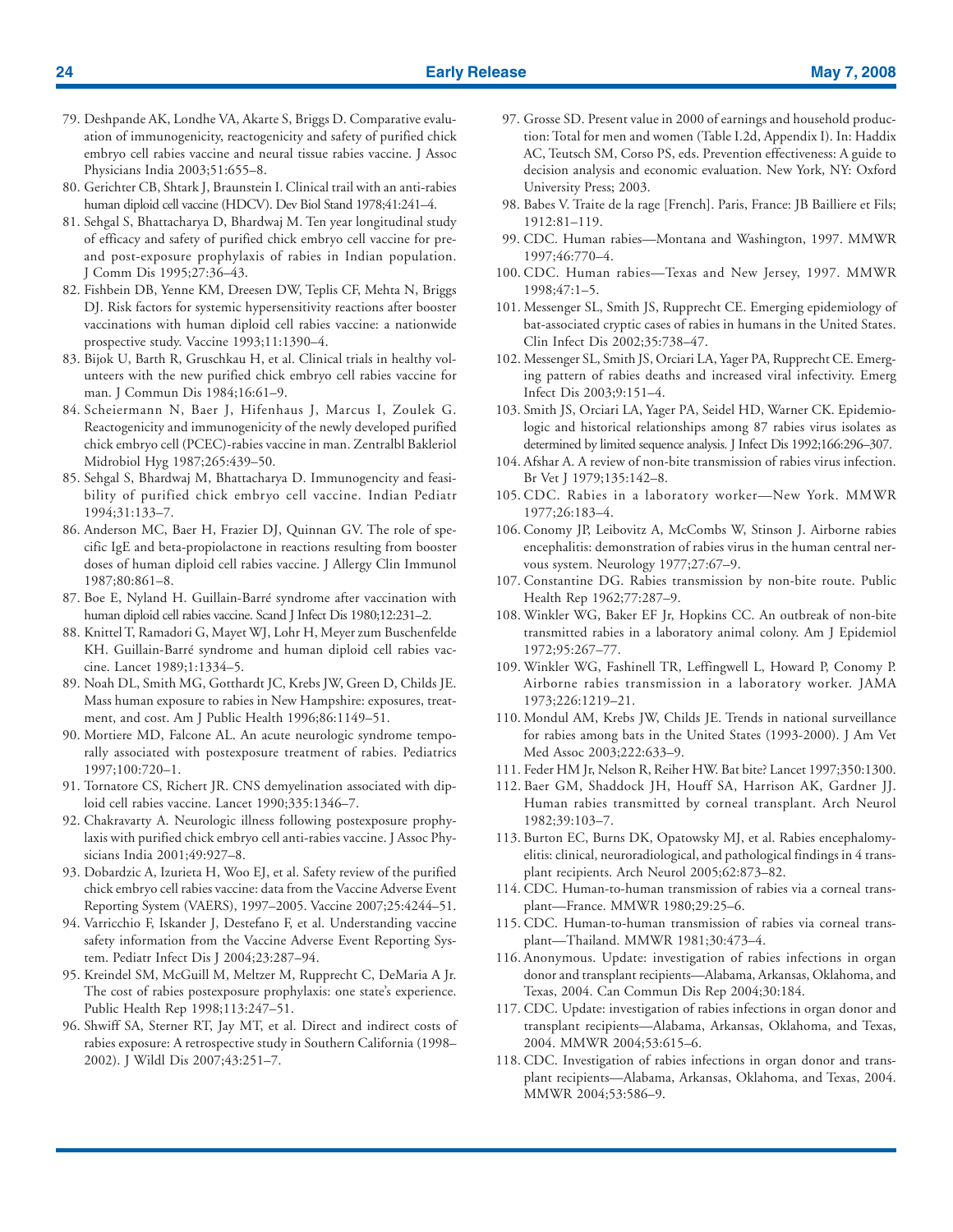79. Deshpande AK, Londhe VA, Akarte S, Briggs D. Comparative evaluation of immunogenicity, reactogenicity and safety of purified chick embryo cell rabies vaccine and neural tissue rabies vaccine. J Assoc Physicians India 2003;51:655–8.
80. Gerichter CB, Shtark J, Braunstein I. Clinical trail with an anti-rabies human diploid cell vaccine (HDCV). Dev Biol Stand 1978;41:241–4.
81. Sehgal S, Bhattacharya D, Bhardwaj M. Ten year longitudinal study of efficacy and safety of purified chick embryo cell vaccine for pre- and post-exposure prophylaxis of rabies in Indian population. J Comm Dis 1995;27:36–43.
82. Fishbein DB, Yenne KM, Dreesen DW, Teplis CF, Mehta N, Briggs DJ. Risk factors for systemic hypersensitivity reactions after booster vaccinations with human diploid cell rabies vaccine: a nationwide prospective study. Vaccine 1993;11:1390–4.
83. Bijok U, Barth R, Gruschkau H, et al. Clinical trials in healthy volunteers with the new purified chick embryo cell rabies vaccine for man. J Commun Dis 1984;16:61–9.
84. Scheiermann N, Baer J, Hifenhaus J, Marcus I, Zoulek G. Reactogenicity and immunogenicity of the newly developed purified chick embryo cell (PCEC)-rabies vaccine in man. Zentralbl Bakleriol Midrobiol Hyg 1987;265:439–50.
85. Sehgal S, Bhardwaj M, Bhattacharya D. Immunogencity and feasibility of purified chick embryo cell vaccine. Indian Pediatr 1994;31:133–7.
86. Anderson MC, Baer H, Frazier DJ, Quinnan GV. The role of specific IgE and beta-propiolactone in reactions resulting from booster doses of human diploid cell rabies vaccine. J Allergy Clin Immunol 1987;80:861–8.
87. Boe E, Nyland H. Guillain-Barré syndrome after vaccination with human diploid cell rabies vaccine. Scand J Infect Dis 1980;12:231–2.
88. Knittel T, Ramadori G, Mayet WJ, Lohr H, Meyer zum Buschenfelde KH. Guillain-Barré syndrome and human diploid cell rabies vaccine. Lancet 1989;1:1334–5.
89. Noah DL, Smith MG, Gotthardt JC, Krebs JW, Green D, Childs JE. Mass human exposure to rabies in New Hampshire: exposures, treatment, and cost. Am J Public Health 1996;86:1149–51.
90. Mortiere MD, Falcone AL. An acute neurologic syndrome temporally associated with postexposure treatment of rabies. Pediatrics 1997;100:720–1.
91. Tornatore CS, Richert JR. CNS demyelination associated with diploid cell rabies vaccine. Lancet 1990;335:1346–7.
92. Chakravarty A. Neurologic illness following postexposure prophylaxis with purified chick embryo cell anti-rabies vaccine. J Assoc Physicians India 2001;49:927–8.
93. Dobardzic A, Izurieta H, Woo EJ, et al. Safety review of the purified chick embryo cell rabies vaccine: data from the Vaccine Adverse Event Reporting System (VAERS), 1997–2005. Vaccine 2007;25:4244–51.
94. Varricchio F, Iskander J, Destefano F, et al. Understanding vaccine safety information from the Vaccine Adverse Event Reporting System. Pediatr Infect Dis J 2004;23:287–94.
95. Kreindel SM, McGuill M, Meltzer M, Rupprecht C, DeMaria A Jr. The cost of rabies postexposure prophylaxis: one state's experience. Public Health Rep 1998;113:247–51.
96. Shwiff SA, Sterner RT, Jay MT, et al. Direct and indirect costs of rabies exposure: A retrospective study in Southern California (1998–2002). J Wildl Dis 2007;43:251–7.
97. Grosse SD. Present value in 2000 of earnings and household production: Total for men and women (Table I.2d, Appendix I). In: Haddix AC, Teutsch SM, Corso PS, eds. Prevention effectiveness: A guide to decision analysis and economic evaluation. New York, NY: Oxford University Press; 2003.
98. Babes V. Traite de la rage [French]. Paris, France: JB Bailliere et Fils; 1912:81–119.
99. CDC. Human rabies—Montana and Washington, 1997. MMWR 1997;46:770–4.
100. CDC. Human rabies—Texas and New Jersey, 1997. MMWR 1998;47:1–5.
101. Messenger SL, Smith JS, Rupprecht CE. Emerging epidemiology of bat-associated cryptic cases of rabies in humans in the United States. Clin Infect Dis 2002;35:738–47.
102. Messenger SL, Smith JS, Orciari LA, Yager PA, Rupprecht CE. Emerging pattern of rabies deaths and increased viral infectivity. Emerg Infect Dis 2003;9:151–4.
103. Smith JS, Orciari LA, Yager PA, Seidel HD, Warner CK. Epidemiologic and historical relationships among 87 rabies virus isolates as determined by limited sequence analysis. J Infect Dis 1992;166:296–307.
104. Afshar A. A review of non-bite transmission of rabies virus infection. Br Vet J 1979;135:142–8.
105. CDC. Rabies in a laboratory worker—New York. MMWR 1977;26:183–4.
106. Conomy JP, Leibovitz A, McCombs W, Stinson J. Airborne rabies encephalitis: demonstration of rabies virus in the human central nervous system. Neurology 1977;27:67–9.
107. Constantine DG. Rabies transmission by non-bite route. Public Health Rep 1962;77:287–9.
108. Winkler WG, Baker EF Jr, Hopkins CC. An outbreak of non-bite transmitted rabies in a laboratory animal colony. Am J Epidemiol 1972;95:267–77.
109. Winkler WG, Fashinell TR, Leffingwell L, Howard P, Conomy P. Airborne rabies transmission in a laboratory worker. JAMA 1973;226:1219–21.
110. Mondul AM, Krebs JW, Childs JE. Trends in national surveillance for rabies among bats in the United States (1993-2000). J Am Vet Med Assoc 2003;222:633–9.
111. Feder HM Jr, Nelson R, Reiher HW. Bat bite? Lancet 1997;350:1300.
112. Baer GM, Shaddock JH, Houff SA, Harrison AK, Gardner JJ. Human rabies transmitted by corneal transplant. Arch Neurol 1982;39:103–7.
113. Burton EC, Burns DK, Opatowsky MJ, et al. Rabies encephalomyelitis: clinical, neuroradiological, and pathological findings in 4 transplant recipients. Arch Neurol 2005;62:873–82.
114. CDC. Human-to-human transmission of rabies via a corneal transplant—France. MMWR 1980;29:25–6.
115. CDC. Human-to-human transmission of rabies via corneal transplant—Thailand. MMWR 1981;30:473–4.
116. Anonymous. Update: investigation of rabies infections in organ donor and transplant recipients—Alabama, Arkansas, Oklahoma, and Texas, 2004. Can Commun Dis Rep 2004;30:184.
117. CDC. Update: investigation of rabies infections in organ donor and transplant recipients—Alabama, Arkansas, Oklahoma, and Texas, 2004. MMWR 2004;53:615–6.
118. CDC. Investigation of rabies infections in organ donor and transplant recipients—Alabama, Arkansas, Oklahoma, and Texas, 2004. MMWR 2004;53:586–9.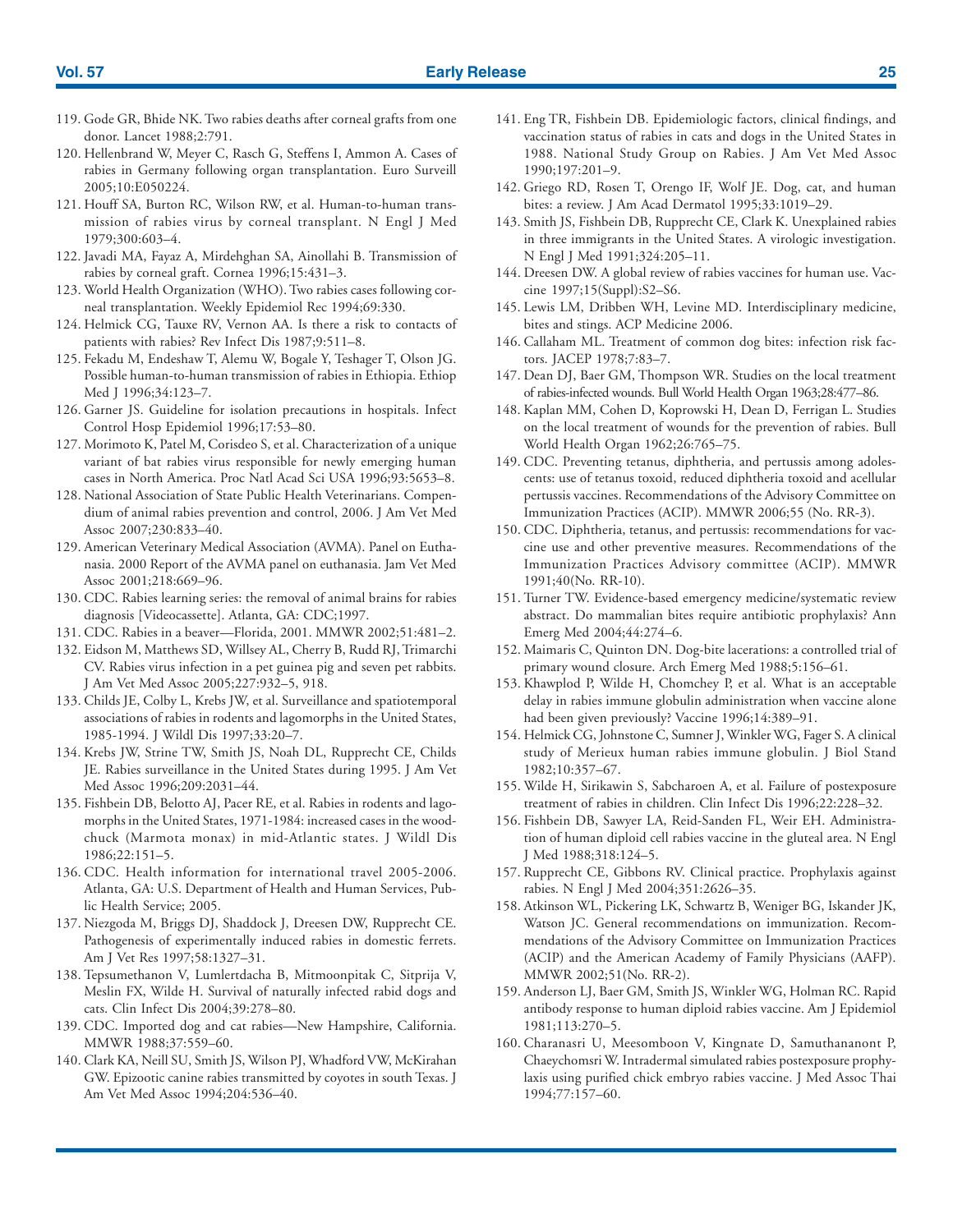119. Gode GR, Bhide NK. Two rabies deaths after corneal grafts from one donor. Lancet 1988;2:791.
120. Hellenbrand W, Meyer C, Rasch G, Steffens I, Ammon A. Cases of rabies in Germany following organ transplantation. Euro Surveill 2005;10:E050224.
121. Houff SA, Burton RC, Wilson RW, et al. Human-to-human transmission of rabies virus by corneal transplant. N Engl J Med 1979;300:603–4.
122. Javadi MA, Fayaz A, Mirdehghan SA, Ainollahi B. Transmission of rabies by corneal graft. Cornea 1996;15:431–3.
123. World Health Organization (WHO). Two rabies cases following corneal transplantation. Weekly Epidemiol Rec 1994;69:330.
124. Helmick CG, Tauxe RV, Vernon AA. Is there a risk to contacts of patients with rabies? Rev Infect Dis 1987;9:511–8.
125. Fekadu M, Endeshaw T, Alemu W, Bogale Y, Teshager T, Olson JG. Possible human-to-human transmission of rabies in Ethiopia. Ethiop Med J 1996;34:123–7.
126. Garner JS. Guideline for isolation precautions in hospitals. Infect Control Hosp Epidemiol 1996;17:53–80.
127. Morimoto K, Patel M, Corisdeo S, et al. Characterization of a unique variant of bat rabies virus responsible for newly emerging human cases in North America. Proc Natl Acad Sci USA 1996;93:5653–8.
128. National Association of State Public Health Veterinarians. Compendium of animal rabies prevention and control, 2006. J Am Vet Med Assoc 2007;230:833–40.
129. American Veterinary Medical Association (AVMA). Panel on Euthanasia. 2000 Report of the AVMA panel on euthanasia. Jam Vet Med Assoc 2001;218:669–96.
130. CDC. Rabies learning series: the removal of animal brains for rabies diagnosis [Videocassette]. Atlanta, GA: CDC;1997.
131. CDC. Rabies in a beaver—Florida, 2001. MMWR 2002;51:481–2.
132. Eidson M, Matthews SD, Willsey AL, Cherry B, Rudd RJ, Trimarchi CV. Rabies virus infection in a pet guinea pig and seven pet rabbits. J Am Vet Med Assoc 2005;227:932–5, 918.
133. Childs JE, Colby L, Krebs JW, et al. Surveillance and spatiotemporal associations of rabies in rodents and lagomorphs in the United States, 1985-1994. J Wildl Dis 1997;33:20–7.
134. Krebs JW, Strine TW, Smith JS, Noah DL, Rupprecht CE, Childs JE. Rabies surveillance in the United States during 1995. J Am Vet Med Assoc 1996;209:2031–44.
135. Fishbein DB, Belotto AJ, Pacer RE, et al. Rabies in rodents and lagomorphs in the United States, 1971-1984: increased cases in the woodchuck (Marmota monax) in mid-Atlantic states. J Wildl Dis 1986;22:151–5.
136. CDC. Health information for international travel 2005-2006. Atlanta, GA: U.S. Department of Health and Human Services, Public Health Service; 2005.
137. Niezgoda M, Briggs DJ, Shaddock J, Dreesen DW, Rupprecht CE. Pathogenesis of experimentally induced rabies in domestic ferrets. Am J Vet Res 1997;58:1327–31.
138. Tepsumethanon V, Lumlertdacha B, Mitmoonpitak C, Sitprija V, Meslin FX, Wilde H. Survival of naturally infected rabid dogs and cats. Clin Infect Dis 2004;39:278–80.
139. CDC. Imported dog and cat rabies—New Hampshire, California. MMWR 1988;37:559–60.
140. Clark KA, Neill SU, Smith JS, Wilson PJ, Whadford VW, McKirahan GW. Epizootic canine rabies transmitted by coyotes in south Texas. J Am Vet Med Assoc 1994;204:536–40.
141. Eng TR, Fishbein DB. Epidemiologic factors, clinical findings, and vaccination status of rabies in cats and dogs in the United States in 1988. National Study Group on Rabies. J Am Vet Med Assoc 1990;197:201–9.
142. Griego RD, Rosen T, Orengo IF, Wolf JE. Dog, cat, and human bites: a review. J Am Acad Dermatol 1995;33:1019–29.
143. Smith JS, Fishbein DB, Rupprecht CE, Clark K. Unexplained rabies in three immigrants in the United States. A virologic investigation. N Engl J Med 1991;324:205–11.
144. Dreesen DW. A global review of rabies vaccines for human use. Vaccine 1997;15(Suppl):S2–S6.
145. Lewis LM, Dribben WH, Levine MD. Interdisciplinary medicine, bites and stings. ACP Medicine 2006.
146. Callaham ML. Treatment of common dog bites: infection risk factors. JACEP 1978;7:83–7.
147. Dean DJ, Baer GM, Thompson WR. Studies on the local treatment of rabies-infected wounds. Bull World Health Organ 1963;28:477–86.
148. Kaplan MM, Cohen D, Koprowski H, Dean D, Ferrigan L. Studies on the local treatment of wounds for the prevention of rabies. Bull World Health Organ 1962;26:765–75.
149. CDC. Preventing tetanus, diphtheria, and pertussis among adolescents: use of tetanus toxoid, reduced diphtheria toxoid and acellular pertussis vaccines. Recommendations of the Advisory Committee on Immunization Practices (ACIP). MMWR 2006;55 (No. RR-3).
150. CDC. Diphtheria, tetanus, and pertussis: recommendations for vaccine use and other preventive measures. Recommendations of the Immunization Practices Advisory committee (ACIP). MMWR 1991;40(No. RR-10).
151. Turner TW. Evidence-based emergency medicine/systematic review abstract. Do mammalian bites require antibiotic prophylaxis? Ann Emerg Med 2004;44:274–6.
152. Maimaris C, Quinton DN. Dog-bite lacerations: a controlled trial of primary wound closure. Arch Emerg Med 1988;5:156–61.
153. Khawplod P, Wilde H, Chomchey P, et al. What is an acceptable delay in rabies immune globulin administration when vaccine alone had been given previously? Vaccine 1996;14:389–91.
154. Helmick CG, Johnstone C, Sumner J, Winkler WG, Fager S. A clinical study of Merieux human rabies immune globulin. J Biol Stand 1982;10:357–67.
155. Wilde H, Sirikawin S, Sabcharoen A, et al. Failure of postexposure treatment of rabies in children. Clin Infect Dis 1996;22:228–32.
156. Fishbein DB, Sawyer LA, Reid-Sanden FL, Weir EH. Administration of human diploid cell rabies vaccine in the gluteal area. N Engl J Med 1988;318:124–5.
157. Rupprecht CE, Gibbons RV. Clinical practice. Prophylaxis against rabies. N Engl J Med 2004;351:2626–35.
158. Atkinson WL, Pickering LK, Schwartz B, Weniger BG, Iskander JK, Watson JC. General recommendations on immunization. Recommendations of the Advisory Committee on Immunization Practices (ACIP) and the American Academy of Family Physicians (AAFP). MMWR 2002;51(No. RR-2).
159. Anderson LJ, Baer GM, Smith JS, Winkler WG, Holman RC. Rapid antibody response to human diploid rabies vaccine. Am J Epidemiol 1981;113:270–5.
160. Charanasri U, Meesomboon V, Kingnate D, Samuthananont P, Chaeychomsri W. Intradermal simulated rabies postexposure prophylaxis using purified chick embryo rabies vaccine. J Med Assoc Thai 1994;77:157–60.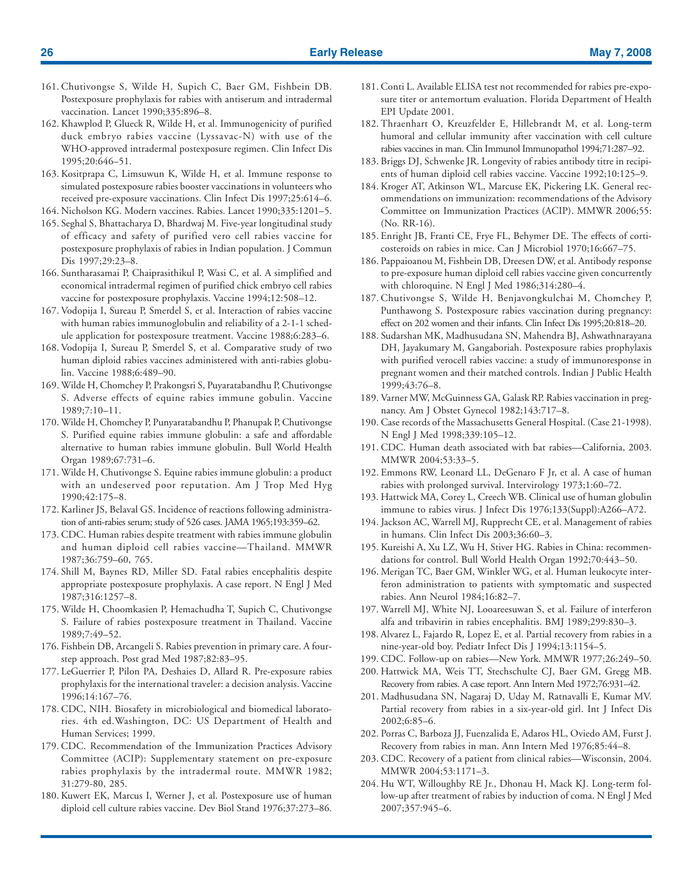161. Chutivongse S, Wilde H, Supich C, Baer GM, Fishbein DB. Postexposure prophylaxis for rabies with antiserum and intradermal vaccination. Lancet 1990;335:896–8.
162. Khawplod P, Glueck R, Wilde H, et al. Immunogenicity of purified duck embryo rabies vaccine (Lyssavac-N) with use of the WHO-approved intradermal postexposure regimen. Clin Infect Dis 1995;20:646–51.
163. Kositprapa C, Limsuwun K, Wilde H, et al. Immune response to simulated postexposure rabies booster vaccinations in volunteers who received pre-exposure vaccinations. Clin Infect Dis 1997;25:614–6.
164. Nicholson KG. Modern vaccines. Rabies. Lancet 1990;335:1201–5.
165. Seghal S, Bhattacharya D, Bhardwaj M. Five-year longitudinal study of efficacy and safety of purified vero cell rabies vaccine for postexposure prophylaxis of rabies in Indian population. J Commun Dis 1997;29:23–8.
166. Suntharasamai P, Chaiprasithikul P, Wasi C, et al. A simplified and economical intradermal regimen of purified chick embryo cell rabies vaccine for postexposure prophylaxis. Vaccine 1994;12:508–12.
167. Vodopija I, Sureau P, Smerdel S, et al. Interaction of rabies vaccine with human rabies immunoglobulin and reliability of a 2-1-1 schedule application for postexposure treatment. Vaccine 1988;6:283–6.
168. Vodopija I, Sureau P, Smerdel S, et al. Comparative study of two human diploid rabies vaccines administered with anti-rabies globulin. Vaccine 1988;6:489–90.
169. Wilde H, Chomchey P, Prakongsri S, Puyaratabandhu P, Chutivongse S. Adverse effects of equine rabies immune gobulin. Vaccine 1989;7:10–11.
170. Wilde H, Chomchey P, Punyaratabandhu P, Phanupak P, Chutivongse S. Purified equine rabies immune globulin: a safe and affordable alternative to human rabies immune globulin. Bull World Health Organ 1989;67:731–6.
171. Wilde H, Chutivongse S. Equine rabies immune globulin: a product with an undeserved poor reputation. Am J Trop Med Hyg 1990;42:175–8.
172. Karliner JS, Belaval GS. Incidence of reactions following administration of anti-rabies serum; study of 526 cases. JAMA 1965;193:359–62.
173. CDC. Human rabies despite treatment with rabies immune globulin and human diploid cell rabies vaccine—Thailand. MMWR 1987;36:759–60, 765.
174. Shill M, Baynes RD, Miller SD. Fatal rabies encephalitis despite appropriate postexposure prophylaxis. A case report. N Engl J Med 1987;316:1257–8.
175. Wilde H, Choomkasien P, Hemachudha T, Supich C, Chutivongse S. Failure of rabies postexposure treatment in Thailand. Vaccine 1989;7:49–52.
176. Fishbein DB, Arcangeli S. Rabies prevention in primary care. A four-step approach. Post grad Med 1987;82:83–95.
177. LeGuerrier P, Pilon PA, Deshaies D, Allard R. Pre-exposure rabies prophylaxis for the international traveler: a decision analysis. Vaccine 1996;14:167–76.
178. CDC, NIH. Biosafety in microbiological and biomedical laboratories. 4th ed.Washington, DC: US Department of Health and Human Services; 1999.
179. CDC. Recommendation of the Immunization Practices Advisory Committee (ACIP): Supplementary statement on pre-exposure rabies prophylaxis by the intradermal route. MMWR 1982; 31:279-80, 285.
180. Kuwert EK, Marcus I, Werner J, et al. Postexposure use of human diploid cell culture rabies vaccine. Dev Biol Stand 1976;37:273–86.
181. Conti L. Available ELISA test not recommended for rabies pre-exposure titer or antemortum evaluation. Florida Department of Health EPI Update 2001.
182. Thraenhart O, Kreuzfelder E, Hillebrandt M, et al. Long-term humoral and cellular immunity after vaccination with cell culture rabies vaccines in man. Clin Immunol Immunopathol 1994;71:287–92.
183. Briggs DJ, Schwenke JR. Longevity of rabies antibody titre in recipients of human diploid cell rabies vaccine. Vaccine 1992;10:125–9.
184. Kroger AT, Atkinson WL, Marcuse EK, Pickering LK. General recommendations on immunization: recommendations of the Advisory Committee on Immunization Practices (ACIP). MMWR 2006;55: (No. RR-16).
185. Enright JB, Franti CE, Frye FL, Behymer DE. The effects of corticosteroids on rabies in mice. Can J Microbiol 1970;16:667–75.
186. Pappaioanou M, Fishbein DB, Dreesen DW, et al. Antibody response to pre-exposure human diploid cell rabies vaccine given concurrently with chloroquine. N Engl J Med 1986;314:280–4.
187. Chutivongse S, Wilde H, Benjavongkulchai M, Chomchey P, Punthawong S. Postexposure rabies vaccination during pregnancy: effect on 202 women and their infants. Clin Infect Dis 1995;20:818–20.
188. Sudarshan MK, Madhusudana SN, Mahendra BJ, Ashwathnarayana DH, Jayakumary M, Gangaboriah. Postexposure rabies prophylaxis with purified verocell rabies vaccine: a study of immunoresponse in pregnant women and their matched controls. Indian J Public Health 1999;43:76–8.
189. Varner MW, McGuinness GA, Galask RP. Rabies vaccination in pregnancy. Am J Obstet Gynecol 1982;143:717–8.
190. Case records of the Massachusetts General Hospital. (Case 21-1998). N Engl J Med 1998;339:105–12.
191. CDC. Human death associated with bat rabies—California, 2003. MMWR 2004;53:33–5.
192. Emmons RW, Leonard LL, DeGenaro F Jr, et al. A case of human rabies with prolonged survival. Intervirology 1973;1:60–72.
193. Hattwick MA, Corey L, Creech WB. Clinical use of human globulin immune to rabies virus. J Infect Dis 1976;133(Suppl):A266–A72.
194. Jackson AC, Warrell MJ, Rupprecht CE, et al. Management of rabies in humans. Clin Infect Dis 2003;36:60–3.
195. Kureishi A, Xu LZ, Wu H, Stiver HG. Rabies in China: recommendations for control. Bull World Health Organ 1992;70:443–50.
196. Merigan TC, Baer GM, Winkler WG, et al. Human leukocyte interferon administration to patients with symptomatic and suspected rabies. Ann Neurol 1984;16:82–7.
197. Warrell MJ, White NJ, Looareesuwan S, et al. Failure of interferon alfa and tribavirin in rabies encephalitis. BMJ 1989;299:830–3.
198. Alvarez L, Fajardo R, Lopez E, et al. Partial recovery from rabies in a nine-year-old boy. Pediatr Infect Dis J 1994;13:1154–5.
199. CDC. Follow-up on rabies—New York. MMWR 1977;26:249–50.
200. Hattwick MA, Weis TT, Stechschulte CJ, Baer GM, Gregg MB. Recovery from rabies. A case report. Ann Intern Med 1972;76:931–42.
201. Madhusudana SN, Nagaraj D, Uday M, Ratnavalli E, Kumar MV. Partial recovery from rabies in a six-year-old girl. Int J Infect Dis 2002;6:85–6.
202. Porras C, Barboza JJ, Fuenzalida E, Adaros HL, Oviedo AM, Furst J. Recovery from rabies in man. Ann Intern Med 1976;85:44–8.
203. CDC. Recovery of a patient from clinical rabies—Wisconsin, 2004. MMWR 2004;53:1171–3.
204. Hu WT, Willoughby RE Jr., Dhonau H, Mack KJ. Long-term follow-up after treatment of rabies by induction of coma. N Engl J Med 2007;357:945–6.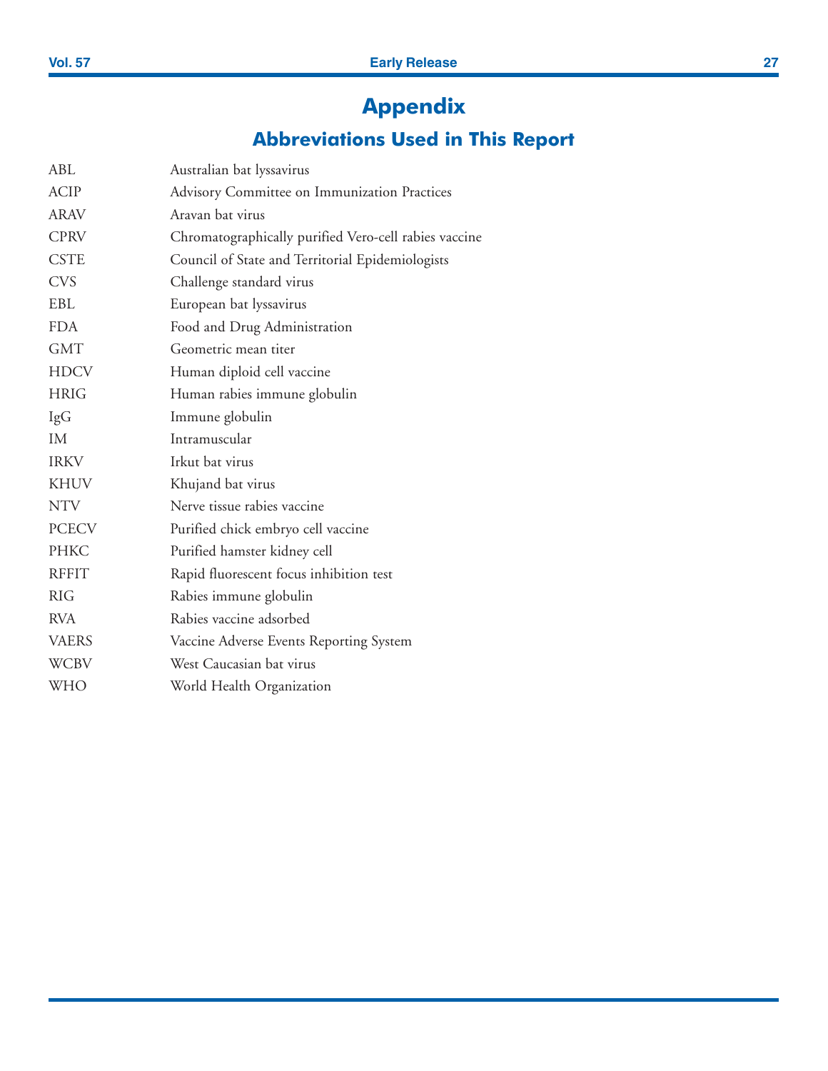# Appendix

## Abbreviations Used in This Report

| | |
|---|---|
| ABL | Australian bat lyssavirus |
| ACIP | Advisory Committee on Immunization Practices |
| ARAV | Aravan bat virus |
| CPRV | Chromatographically purified Vero-cell rabies vaccine |
| CSTE | Council of State and Territorial Epidemiologists |
| CVS | Challenge standard virus |
| EBL | European bat lyssavirus |
| FDA | Food and Drug Administration |
| GMT | Geometric mean titer |
| HDCV | Human diploid cell vaccine |
| HRIG | Human rabies immune globulin |
| IgG | Immune globulin |
| IM | Intramuscular |
| IRKV | Irkut bat virus |
| KHUV | Khujand bat virus |
| NTV | Nerve tissue rabies vaccine |
| PCECV | Purified chick embryo cell vaccine |
| PHKC | Purified hamster kidney cell |
| RFFIT | Rapid fluorescent focus inhibition test |
| RIG | Rabies immune globulin |
| RVA | Rabies vaccine adsorbed |
| VAERS | Vaccine Adverse Events Reporting System |
| WCBV | West Caucasian bat virus |
| WHO | World Health Organization |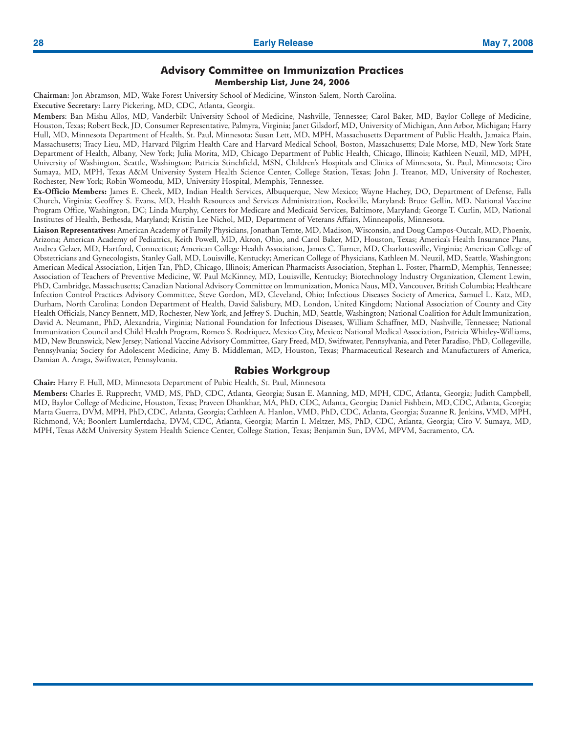## Advisory Committee on Immunization Practices

### Membership List, June 24, 2006

**Chairman:** Jon Abramson, MD, Wake Forest University School of Medicine, Winston-Salem, North Carolina.

**Executive Secretary:** Larry Pickering, MD, CDC, Atlanta, Georgia.

**Members**: Ban Mishu Allos, MD, Vanderbilt University School of Medicine, Nashville, Tennessee; Carol Baker, MD, Baylor College of Medicine, Houston, Texas; Robert Beck, JD, Consumer Representative, Palmyra, Virginia; Janet Gilsdorf, MD, University of Michigan, Ann Arbor, Michigan; Harry Hull, MD, Minnesota Department of Health, St. Paul, Minnesota; Susan Lett, MD, MPH, Massachusetts Department of Public Health, Jamaica Plain, Massachusetts; Tracy Lieu, MD, Harvard Pilgrim Health Care and Harvard Medical School, Boston, Massachusetts; Dale Morse, MD, New York State Department of Health, Albany, New York; Julia Morita, MD, Chicago Department of Public Health, Chicago, Illinois; Kathleen Neuzil, MD, MPH, University of Washington, Seattle, Washington; Patricia Stinchfield, MSN, Children's Hospitals and Clinics of Minnesota, St. Paul, Minnesota; Ciro Sumaya, MD, MPH, Texas A&M University System Health Science Center, College Station, Texas; John J. Treanor, MD, University of Rochester, Rochester, New York; Robin Womeodu, MD, University Hospital, Memphis, Tennessee.

**Ex-Officio Members:** James E. Cheek, MD, Indian Health Services, Albuquerque, New Mexico; Wayne Hachey, DO, Department of Defense, Falls Church, Virginia; Geoffrey S. Evans, MD, Health Resources and Services Administration, Rockville, Maryland; Bruce Gellin, MD, National Vaccine Program Office, Washington, DC; Linda Murphy, Centers for Medicare and Medicaid Services, Baltimore, Maryland; George T. Curlin, MD, National Institutes of Health, Bethesda, Maryland; Kristin Lee Nichol, MD, Department of Veterans Affairs, Minneapolis, Minnesota.

**Liaison Representatives:** American Academy of Family Physicians, Jonathan Temte, MD, Madison, Wisconsin, and Doug Campos-Outcalt, MD, Phoenix, Arizona; American Academy of Pediatrics, Keith Powell, MD, Akron, Ohio, and Carol Baker, MD, Houston, Texas; America's Health Insurance Plans, Andrea Gelzer, MD, Hartford, Connecticut; American College Health Association, James C. Turner, MD, Charlottesville, Virginia; American College of Obstetricians and Gynecologists, Stanley Gall, MD, Louisville, Kentucky; American College of Physicians, Kathleen M. Neuzil, MD, Seattle, Washington; American Medical Association, Litjen Tan, PhD, Chicago, Illinois; American Pharmacists Association, Stephan L. Foster, PharmD, Memphis, Tennessee; Association of Teachers of Preventive Medicine, W. Paul McKinney, MD, Louisville, Kentucky; Biotechnology Industry Organization, Clement Lewin, PhD, Cambridge, Massachusetts; Canadian National Advisory Committee on Immunization, Monica Naus, MD, Vancouver, British Columbia; Healthcare Infection Control Practices Advisory Committee, Steve Gordon, MD, Cleveland, Ohio; Infectious Diseases Society of America, Samuel L. Katz, MD, Durham, North Carolina; London Department of Health, David Salisbury, MD, London, United Kingdom; National Association of County and City Health Officials, Nancy Bennett, MD, Rochester, New York, and Jeffrey S. Duchin, MD, Seattle, Washington; National Coalition for Adult Immunization, David A. Neumann, PhD, Alexandria, Virginia; National Foundation for Infectious Diseases, William Schaffner, MD, Nashville, Tennessee; National Immunization Council and Child Health Program, Romeo S. Rodriquez, Mexico City, Mexico; National Medical Association, Patricia Whitley-Williams, MD, New Brunswick, New Jersey; National Vaccine Advisory Committee, Gary Freed, MD, Swiftwater, Pennsylvania, and Peter Paradiso, PhD, Collegeville, Pennsylvania; Society for Adolescent Medicine, Amy B. Middleman, MD, Houston, Texas; Pharmaceutical Research and Manufacturers of America, Damian A. Araga, Swiftwater, Pennsylvania.

## Rabies Workgroup

**Chair:** Harry F. Hull, MD, Minnesota Department of Pubic Health, St. Paul, Minnesota

**Members:** Charles E. Rupprecht, VMD, MS, PhD, CDC, Atlanta, Georgia; Susan E. Manning, MD, MPH, CDC, Atlanta, Georgia; Judith Campbell, MD, Baylor College of Medicine, Houston, Texas; Praveen Dhankhar, MA, PhD, CDC, Atlanta, Georgia; Daniel Fishbein, MD, CDC, Atlanta, Georgia; Marta Guerra, DVM, MPH, PhD, CDC, Atlanta, Georgia; Cathleen A. Hanlon, VMD, PhD, CDC, Atlanta, Georgia; Suzanne R. Jenkins, VMD, MPH, Richmond, VA; Boonlert Lumlertdacha, DVM, CDC, Atlanta, Georgia; Martin I. Meltzer, MS, PhD, CDC, Atlanta, Georgia; Ciro V. Sumaya, MD, MPH, Texas A&M University System Health Science Center, College Station, Texas; Benjamin Sun, DVM, MPVM, Sacramento, CA.